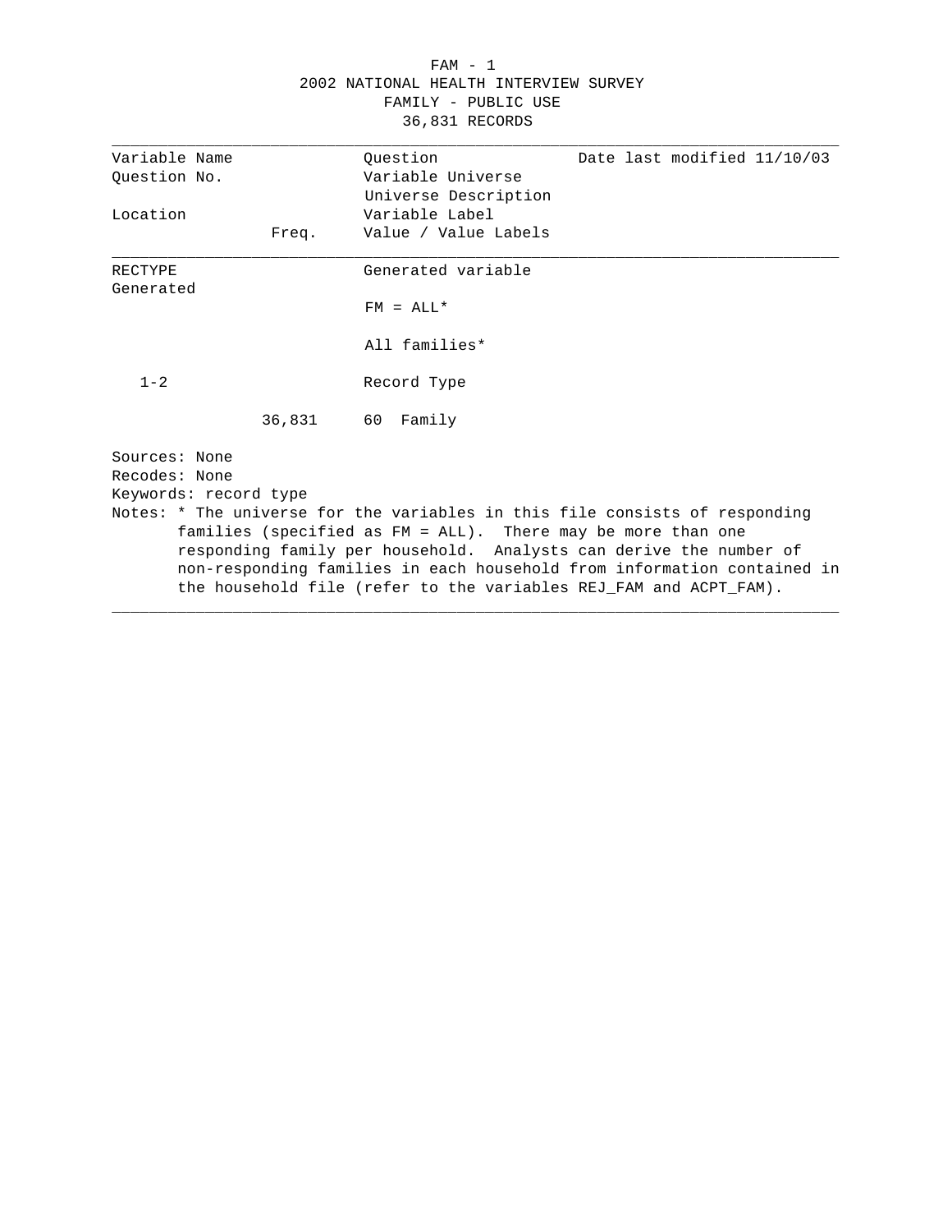# 2002 NATIONAL HEALTH INTERVIEW SURVEY

## FAMILY - PUBLIC USE

## 36,831 RECORDS

| Variable Name | | Question | Date last modified 11/10/03 |
|---|---|---|---|
| Question No. | | Variable Universe | |
| | | Universe Description | |
| Location | | Variable Label | |
| | Freq. | Value / Value Labels | |

| | | | |
|---|---|---|---|
| RECTYPE | | Generated variable | |
| Generated | | | |
| | | FM = ALL* | |
| | | All families* | |
| 1-2 | | Record Type | |
| | 36,831 | 60 Family | |

Sources: None
Recodes: None
Keywords: record type
Notes: * The universe for the variables in this file consists of responding families (specified as FM = ALL). There may be more than one responding family per household. Analysts can derive the number of non-responding families in each household from information contained in the household file (refer to the variables REJ_FAM and ACPT_FAM).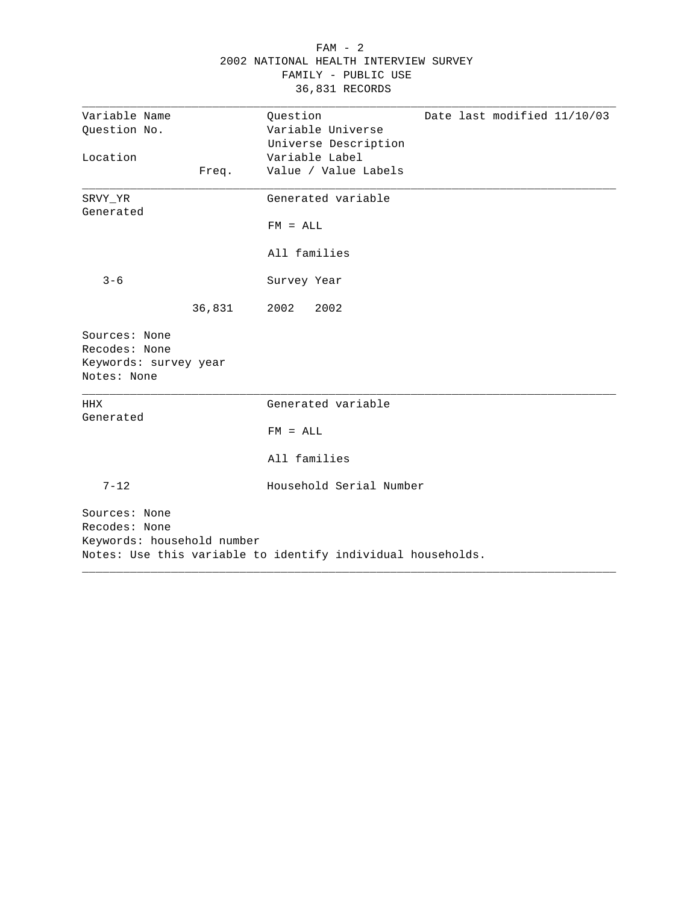2002 NATIONAL HEALTH INTERVIEW SURVEY
FAMILY - PUBLIC USE
36,831 RECORDS

| Variable Name<br>Question No.<br><br>Location | Freq. | Question<br>Variable Universe<br>Universe Description<br>Variable Label<br>Value / Value Labels | Date last modified 11/10/03 |
|---|---|---|---|

**SRVY_YR**
Generated

Generated variable

FM = ALL

All families

Location: 3-6

Survey Year

| Freq. | Value | Value Label |
|---|---|---|
| 36,831 | 2002 | 2002 |

Sources: None
Recodes: None
Keywords: survey year
Notes: None

---

**HHX**
Generated

Generated variable

FM = ALL

All families

Location: 7-12

Household Serial Number

Sources: None
Recodes: None
Keywords: household number
Notes: Use this variable to identify individual households.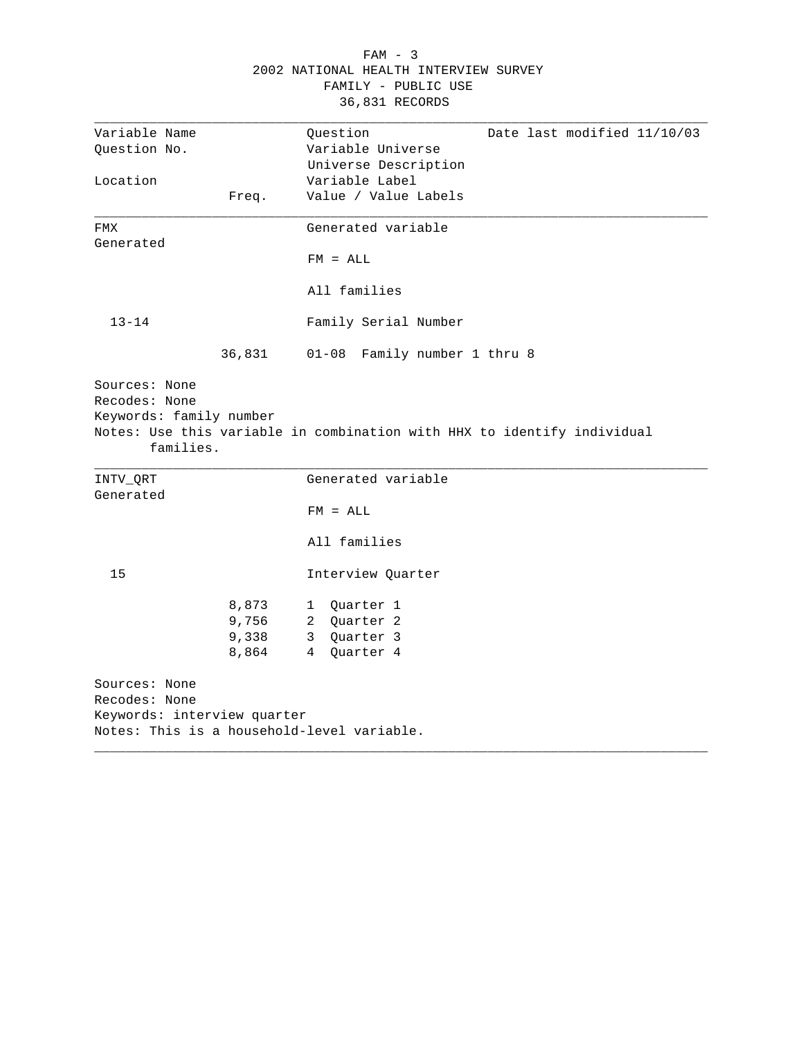| Variable Name | | Question | Date last modified 11/10/03 |
|---|---|---|---|
| Question No. | | Variable Universe | |
| | | Universe Description | |
| Location | | Variable Label | |
| | Freq. | Value / Value Labels | |

---

**FMX**
Generated

Generated variable

FM = ALL

All families

13-14

Family Serial Number

| Freq. | Value / Value Labels |
|---|---|
| 36,831 | 01-08 Family number 1 thru 8 |

Sources: None
Recodes: None
Keywords: family number
Notes: Use this variable in combination with HHX to identify individual families.

---

**INTV_QRT**
Generated

Generated variable

FM = ALL

All families

15

Interview Quarter

| Freq. | Value / Value Labels |
|---|---|
| 8,873 | 1 Quarter 1 |
| 9,756 | 2 Quarter 2 |
| 9,338 | 3 Quarter 3 |
| 8,864 | 4 Quarter 4 |

Sources: None
Recodes: None
Keywords: interview quarter
Notes: This is a household-level variable.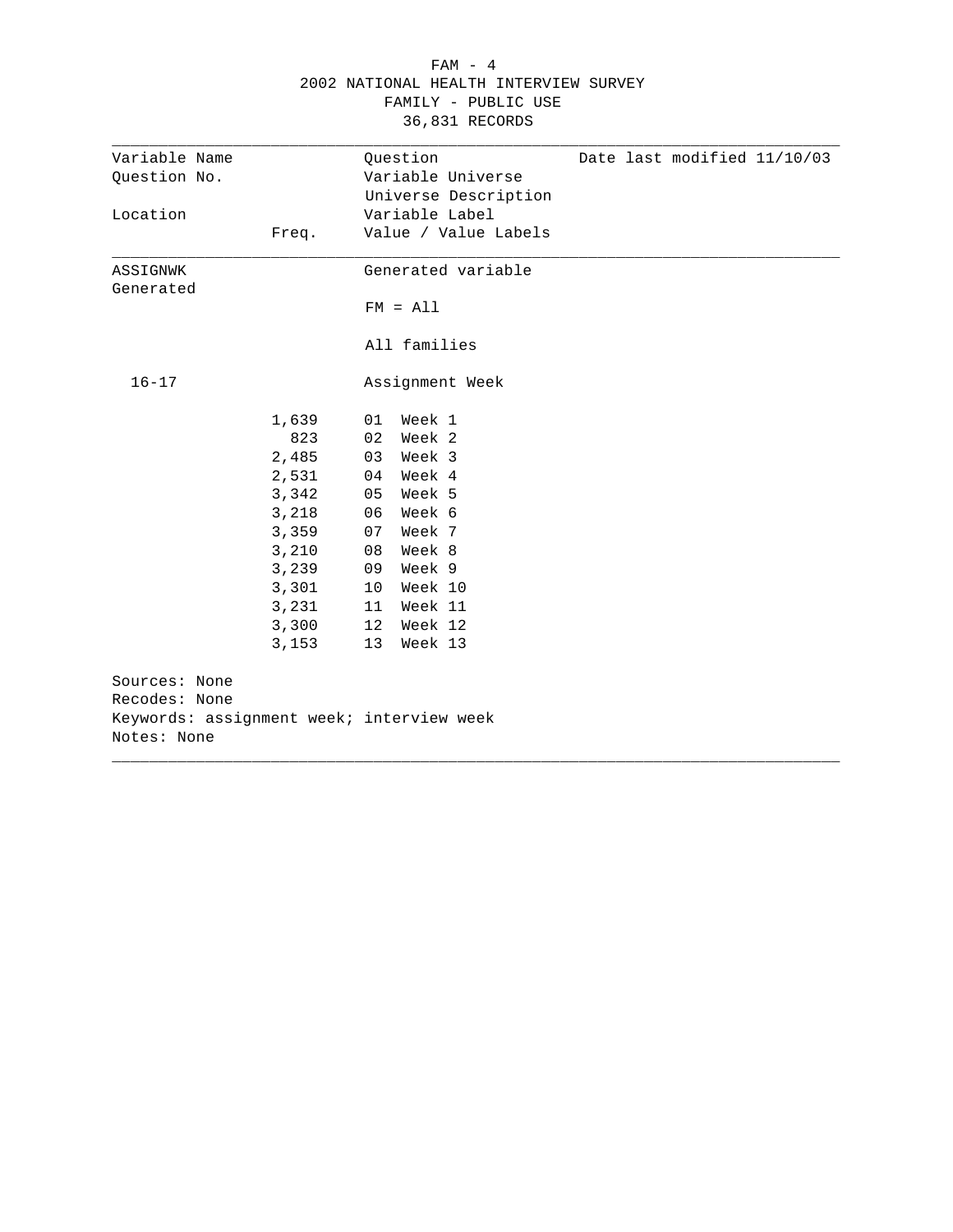FAM - 4
2002 NATIONAL HEALTH INTERVIEW SURVEY
FAMILY - PUBLIC USE
36,831 RECORDS

| Variable Name | | Question | Date last modified 11/10/03 |
|---|---|---|---|
| Question No. | | Variable Universe | |
| | | Universe Description | |
| Location | | Variable Label | |
| | Freq. | Value / Value Labels | |

| | | | |
|---|---|---|---|
| ASSIGNWK | | Generated variable | |
| Generated | | | |
| | | FM = All | |
| | | All families | |
| 16-17 | | Assignment Week | |
| | 1,639 | 01 | Week 1 |
| | 823 | 02 | Week 2 |
| | 2,485 | 03 | Week 3 |
| | 2,531 | 04 | Week 4 |
| | 3,342 | 05 | Week 5 |
| | 3,218 | 06 | Week 6 |
| | 3,359 | 07 | Week 7 |
| | 3,210 | 08 | Week 8 |
| | 3,239 | 09 | Week 9 |
| | 3,301 | 10 | Week 10 |
| | 3,231 | 11 | Week 11 |
| | 3,300 | 12 | Week 12 |
| | 3,153 | 13 | Week 13 |

Sources: None
Recodes: None
Keywords: assignment week; interview week
Notes: None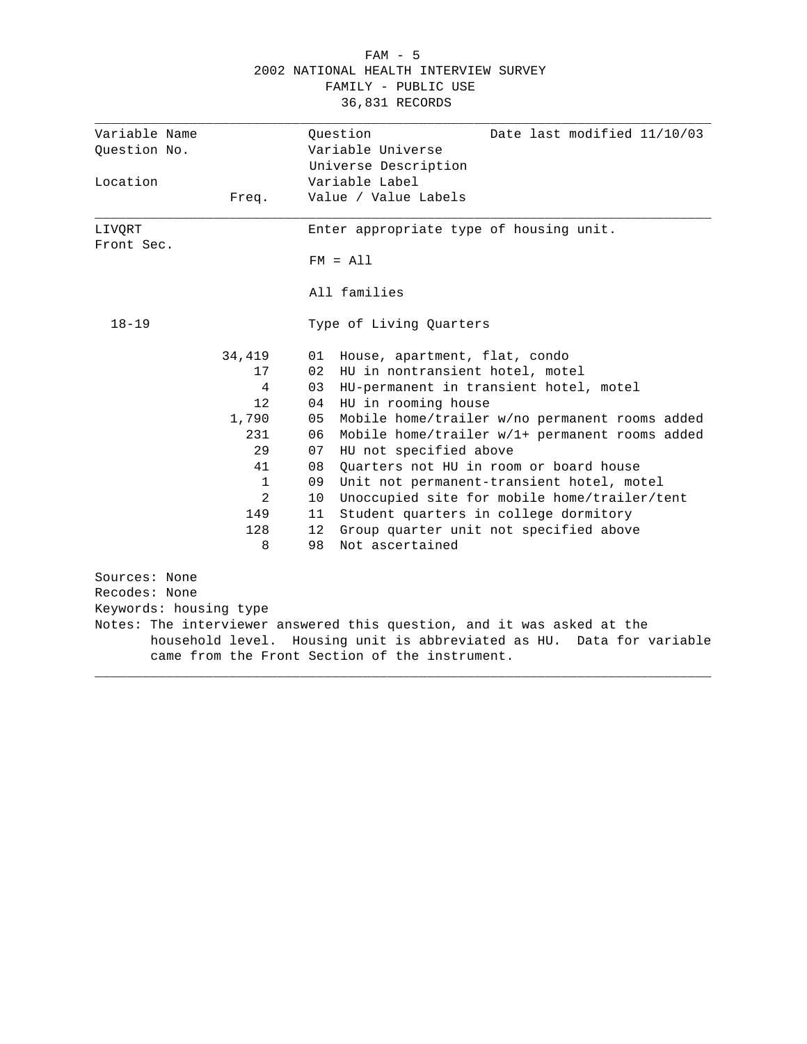2002 NATIONAL HEALTH INTERVIEW SURVEY
FAMILY - PUBLIC USE
36,831 RECORDS

| Variable Name | | Question | Date last modified 11/10/03 |
|---|---|---|---|
| Question No. | | Variable Universe | |
| | | Universe Description | |
| Location | | Variable Label | |
| | Freq. | Value / Value Labels | |

**LIVQRT** — Enter appropriate type of housing unit.

Front Sec.

FM = All

All families

18-19 — Type of Living Quarters

| Freq. | Value | Value Label |
|---|---|---|
| 34,419 | 01 | House, apartment, flat, condo |
| 17 | 02 | HU in nontransient hotel, motel |
| 4 | 03 | HU-permanent in transient hotel, motel |
| 12 | 04 | HU in rooming house |
| 1,790 | 05 | Mobile home/trailer w/no permanent rooms added |
| 231 | 06 | Mobile home/trailer w/1+ permanent rooms added |
| 29 | 07 | HU not specified above |
| 41 | 08 | Quarters not HU in room or board house |
| 1 | 09 | Unit not permanent-transient hotel, motel |
| 2 | 10 | Unoccupied site for mobile home/trailer/tent |
| 149 | 11 | Student quarters in college dormitory |
| 128 | 12 | Group quarter unit not specified above |
| 8 | 98 | Not ascertained |

Sources: None
Recodes: None
Keywords: housing type
Notes: The interviewer answered this question, and it was asked at the household level. Housing unit is abbreviated as HU. Data for variable came from the Front Section of the instrument.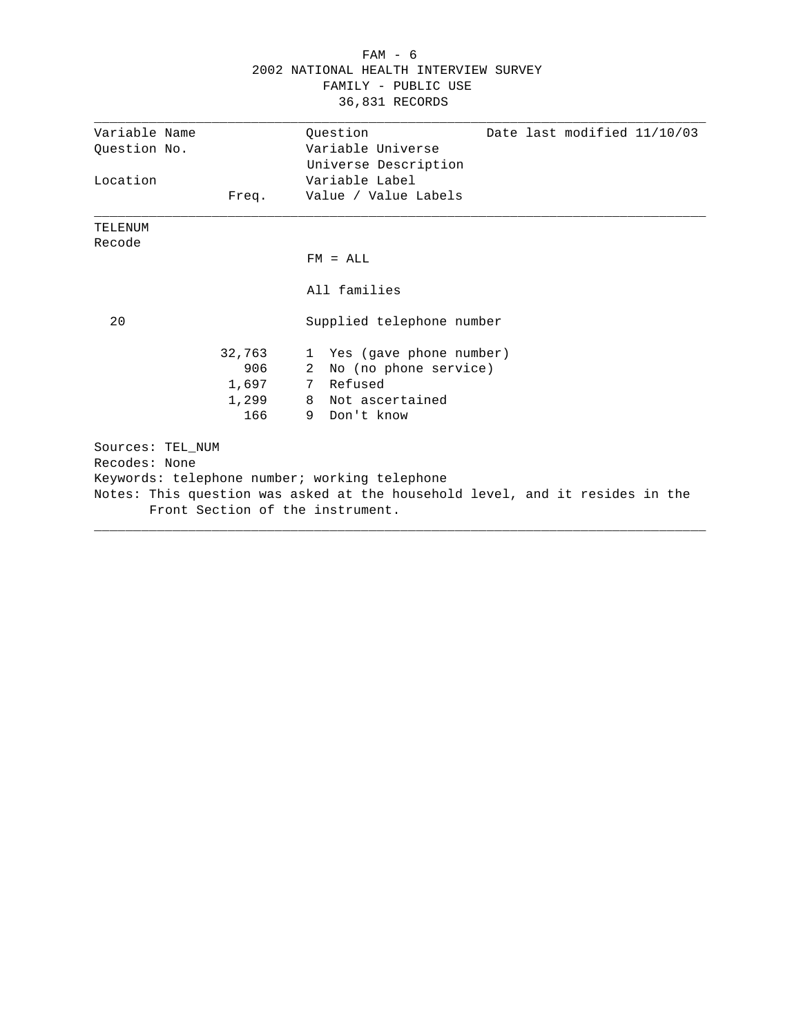FAM - 6
2002 NATIONAL HEALTH INTERVIEW SURVEY
FAMILY - PUBLIC USE
36,831 RECORDS

| Variable Name | | Question | Date last modified 11/10/03 |
|---|---|---|---|
| Question No. | | Variable Universe | |
| | | Universe Description | |
| Location | | Variable Label | |
| | Freq. | Value / Value Labels | |

**TELENUM**
Recode

FM = ALL

All families

20 — Supplied telephone number

| Freq. | Value / Value Labels |
|---|---|
| 32,763 | 1 Yes (gave phone number) |
| 906 | 2 No (no phone service) |
| 1,697 | 7 Refused |
| 1,299 | 8 Not ascertained |
| 166 | 9 Don't know |

Sources: TEL_NUM
Recodes: None
Keywords: telephone number; working telephone
Notes: This question was asked at the household level, and it resides in the Front Section of the instrument.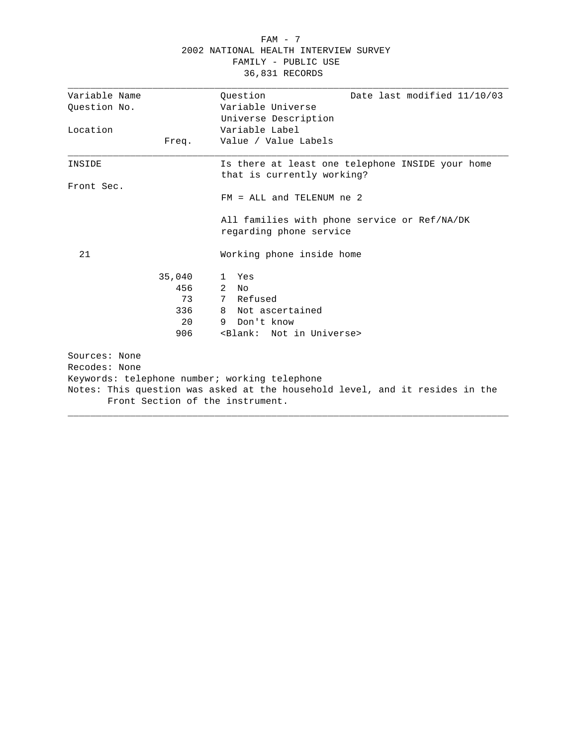FAM - 7
2002 NATIONAL HEALTH INTERVIEW SURVEY
FAMILY - PUBLIC USE
36,831 RECORDS

| Variable Name | | Question | Date last modified 11/10/03 |
|---|---|---|---|
| Question No. | | Variable Universe | |
| | | Universe Description | |
| Location | | Variable Label | |
| | Freq. | Value / Value Labels | |

**INSIDE**

Is there at least one telephone INSIDE your home that is currently working?

Front Sec.

FM = ALL and TELENUM ne 2

All families with phone service or Ref/NA/DK regarding phone service

21 — Working phone inside home

| Freq. | Value / Value Labels |
|---|---|
| 35,040 | 1 Yes |
| 456 | 2 No |
| 73 | 7 Refused |
| 336 | 8 Not ascertained |
| 20 | 9 Don't know |
| 906 | <Blank: Not in Universe> |

Sources: None
Recodes: None
Keywords: telephone number; working telephone
Notes: This question was asked at the household level, and it resides in the Front Section of the instrument.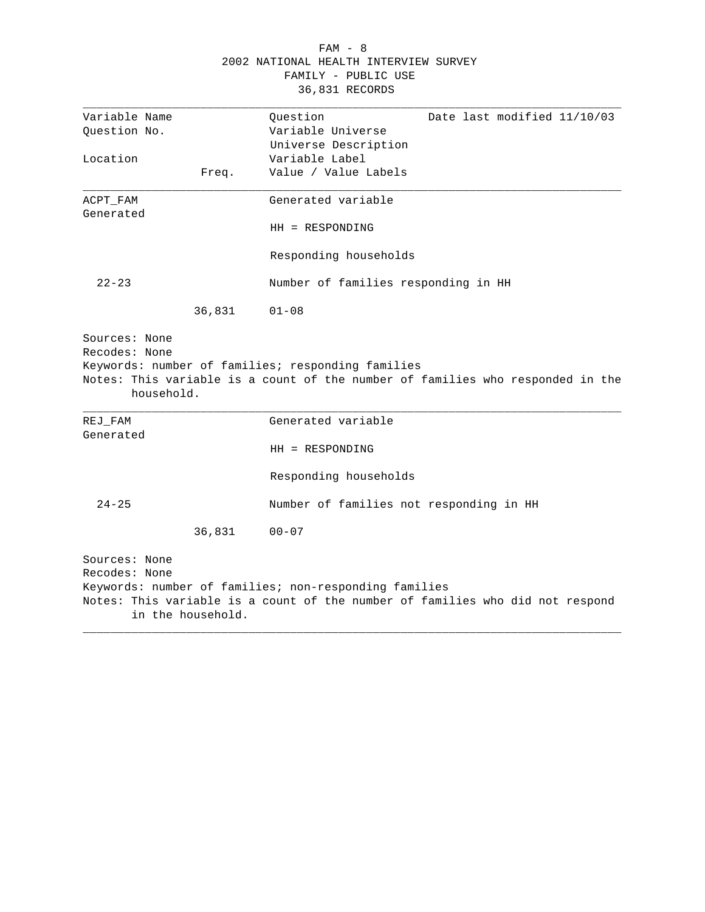| Variable Name | | Question | Date last modified 11/10/03 |
|---|---|---|---|
| Question No. | | Variable Universe | |
| | | Universe Description | |
| Location | | Variable Label | |
| | Freq. | Value / Value Labels | |

---

**ACPT_FAM**
Generated

Generated variable

HH = RESPONDING

Responding households

22-23 — Number of families responding in HH

| Freq. | Value / Value Labels |
|---|---|
| 36,831 | 01-08 |

Sources: None
Recodes: None
Keywords: number of families; responding families
Notes: This variable is a count of the number of families who responded in the household.

---

**REJ_FAM**
Generated

Generated variable

HH = RESPONDING

Responding households

24-25 — Number of families not responding in HH

| Freq. | Value / Value Labels |
|---|---|
| 36,831 | 00-07 |

Sources: None
Recodes: None
Keywords: number of families; non-responding families
Notes: This variable is a count of the number of families who did not respond in the household.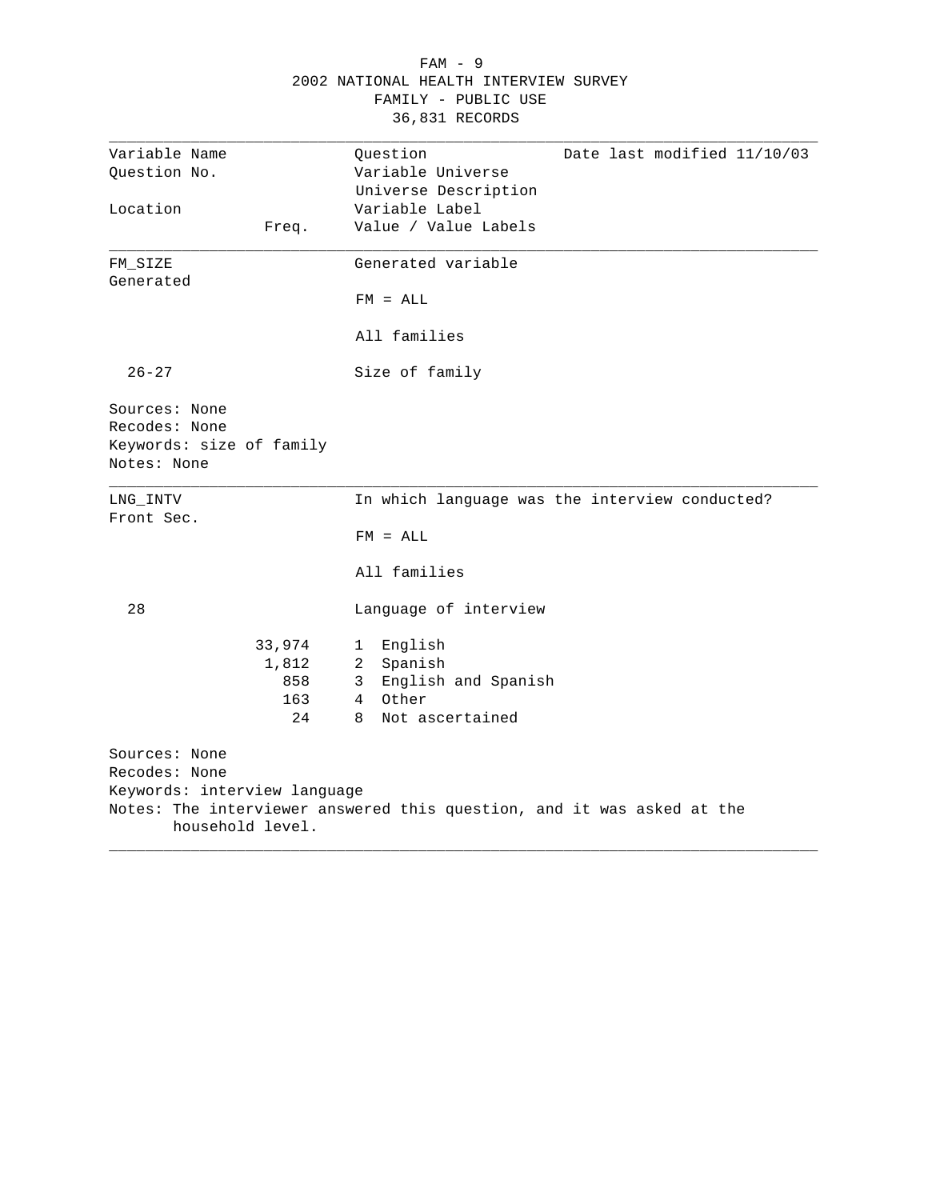2002 NATIONAL HEALTH INTERVIEW SURVEY
FAMILY - PUBLIC USE
36,831 RECORDS

| Variable Name | | Question | Date last modified 11/10/03 |
|---|---|---|---|
| Question No. | | Variable Universe | |
| | | Universe Description | |
| Location | | Variable Label | |
| | Freq. | Value / Value Labels | |

---

**FM_SIZE** — Generated variable

Generated

FM = ALL

All families

Location: 26-27

Size of family

Sources: None
Recodes: None
Keywords: size of family
Notes: None

---

**LNG_INTV** — In which language was the interview conducted?

Front Sec.

FM = ALL

All families

Location: 28

Language of interview

| Freq. | Value | Value Label |
|---|---|---|
| 33,974 | 1 | English |
| 1,812 | 2 | Spanish |
| 858 | 3 | English and Spanish |
| 163 | 4 | Other |
| 24 | 8 | Not ascertained |

Sources: None
Recodes: None
Keywords: interview language
Notes: The interviewer answered this question, and it was asked at the household level.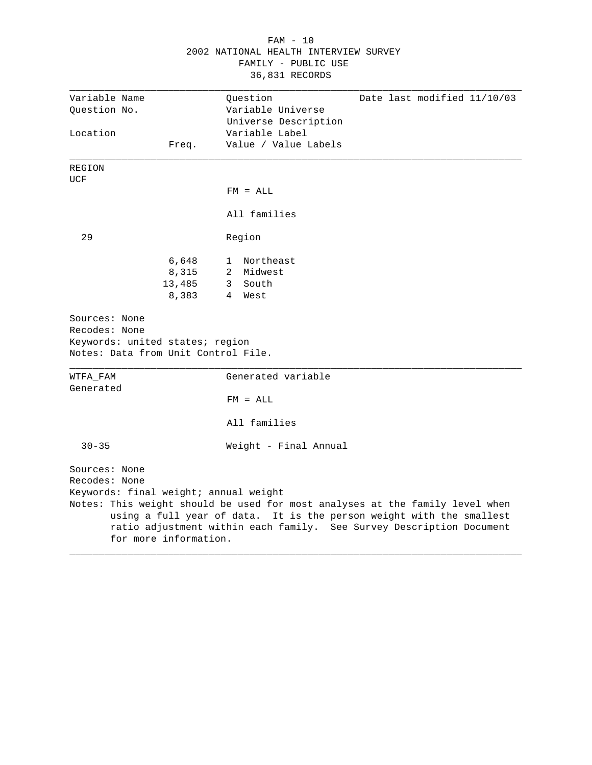FAM - 10
2002 NATIONAL HEALTH INTERVIEW SURVEY
FAMILY - PUBLIC USE
36,831 RECORDS

| Variable Name | | Question | Date last modified 11/10/03 |
|---|---|---|---|
| Question No. | | Variable Universe | |
| | | Universe Description | |
| Location | | Variable Label | |
| | Freq. | Value / Value Labels | |

---

REGION
UCF

FM = ALL

All families

29 — Region

| Freq. | Value / Value Labels |
|---|---|
| 6,648 | 1 Northeast |
| 8,315 | 2 Midwest |
| 13,485 | 3 South |
| 8,383 | 4 West |

Sources: None
Recodes: None
Keywords: united states; region
Notes: Data from Unit Control File.

---

WTFA_FAM — Generated variable
Generated

FM = ALL

All families

30-35 — Weight - Final Annual

Sources: None
Recodes: None
Keywords: final weight; annual weight
Notes: This weight should be used for most analyses at the family level when using a full year of data. It is the person weight with the smallest ratio adjustment within each family. See Survey Description Document for more information.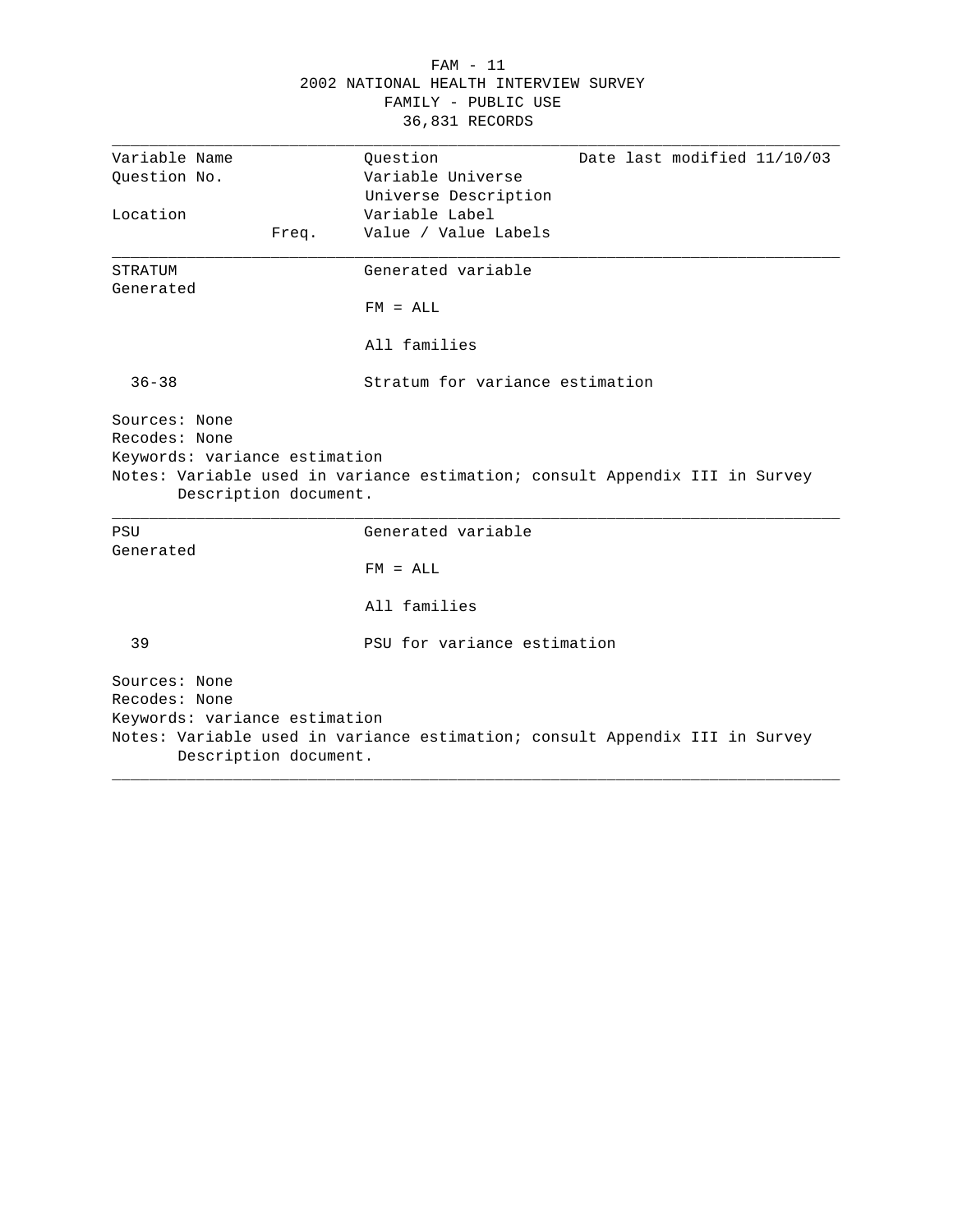FAM - 11
2002 NATIONAL HEALTH INTERVIEW SURVEY
FAMILY - PUBLIC USE
36,831 RECORDS

---

| Variable Name | | Question | Date last modified 11/10/03 |
|---|---|---|---|
| Question No. | | Variable Universe | |
| | | Universe Description | |
| Location | | Variable Label | |
| | Freq. | Value / Value Labels | |

---

**STRATUM** — Generated variable

Generated

FM = ALL

All families

36-38 — Stratum for variance estimation

Sources: None
Recodes: None
Keywords: variance estimation
Notes: Variable used in variance estimation; consult Appendix III in Survey Description document.

---

**PSU** — Generated variable

Generated

FM = ALL

All families

39 — PSU for variance estimation

Sources: None
Recodes: None
Keywords: variance estimation
Notes: Variable used in variance estimation; consult Appendix III in Survey Description document.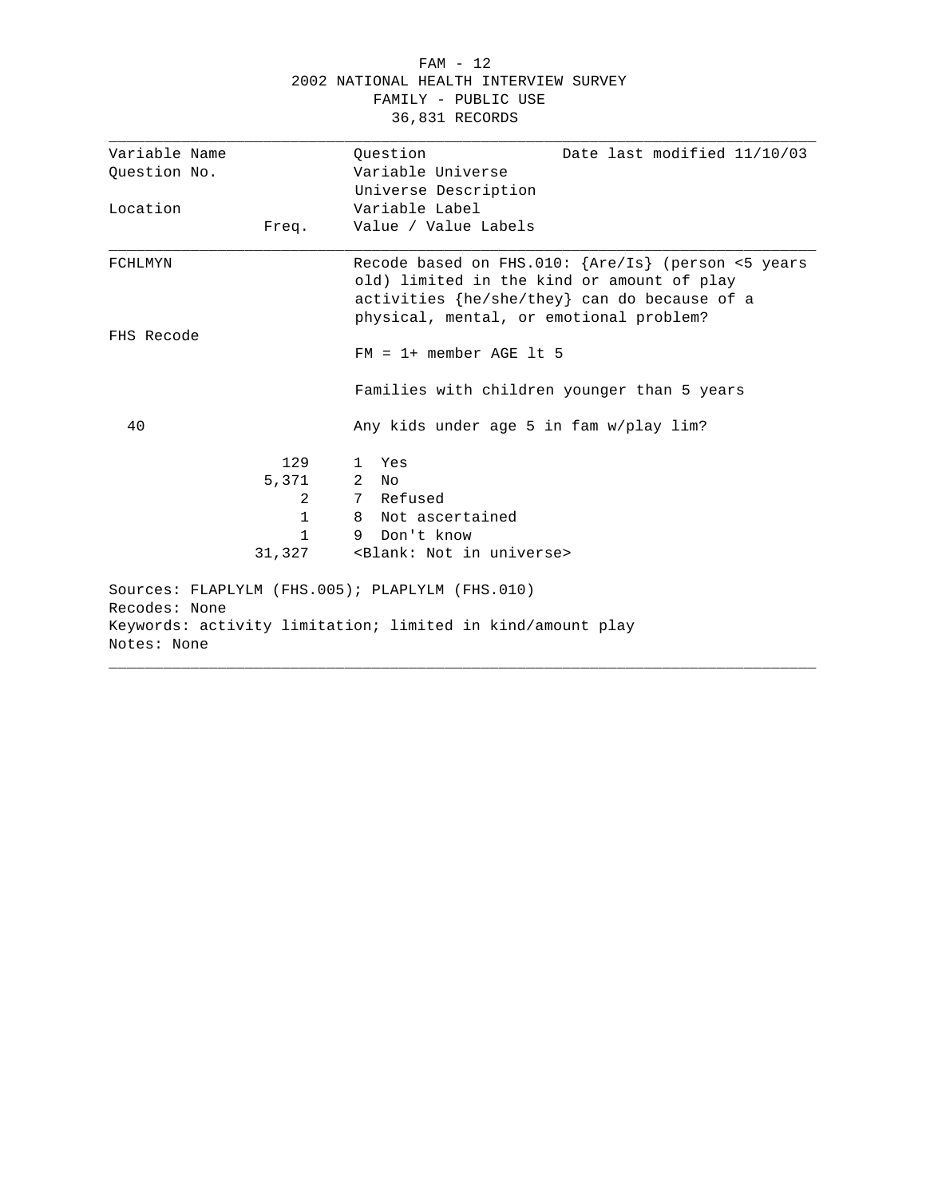FAM - 12
2002 NATIONAL HEALTH INTERVIEW SURVEY
FAMILY - PUBLIC USE
36,831 RECORDS

| Variable Name | | Question | Date last modified 11/10/03 |
|---|---|---|---|
| Question No. | | Variable Universe | |
| | | Universe Description | |
| Location | | Variable Label | |
| | Freq. | Value / Value Labels | |

**FCHLMYN**

Recode based on FHS.010: {Are/Is} (person <5 years old) limited in the kind or amount of play activities {he/she/they} can do because of a physical, mental, or emotional problem?

FHS Recode

FM = 1+ member AGE lt 5

Families with children younger than 5 years

40

Any kids under age 5 in fam w/play lim?

| Freq. | Value | Label |
|---|---|---|
| 129 | 1 | Yes |
| 5,371 | 2 | No |
| 2 | 7 | Refused |
| 1 | 8 | Not ascertained |
| 1 | 9 | Don't know |
| 31,327 | | <Blank: Not in universe> |

Sources: FLAPLYLM (FHS.005); PLAPLYLM (FHS.010)
Recodes: None
Keywords: activity limitation; limited in kind/amount play
Notes: None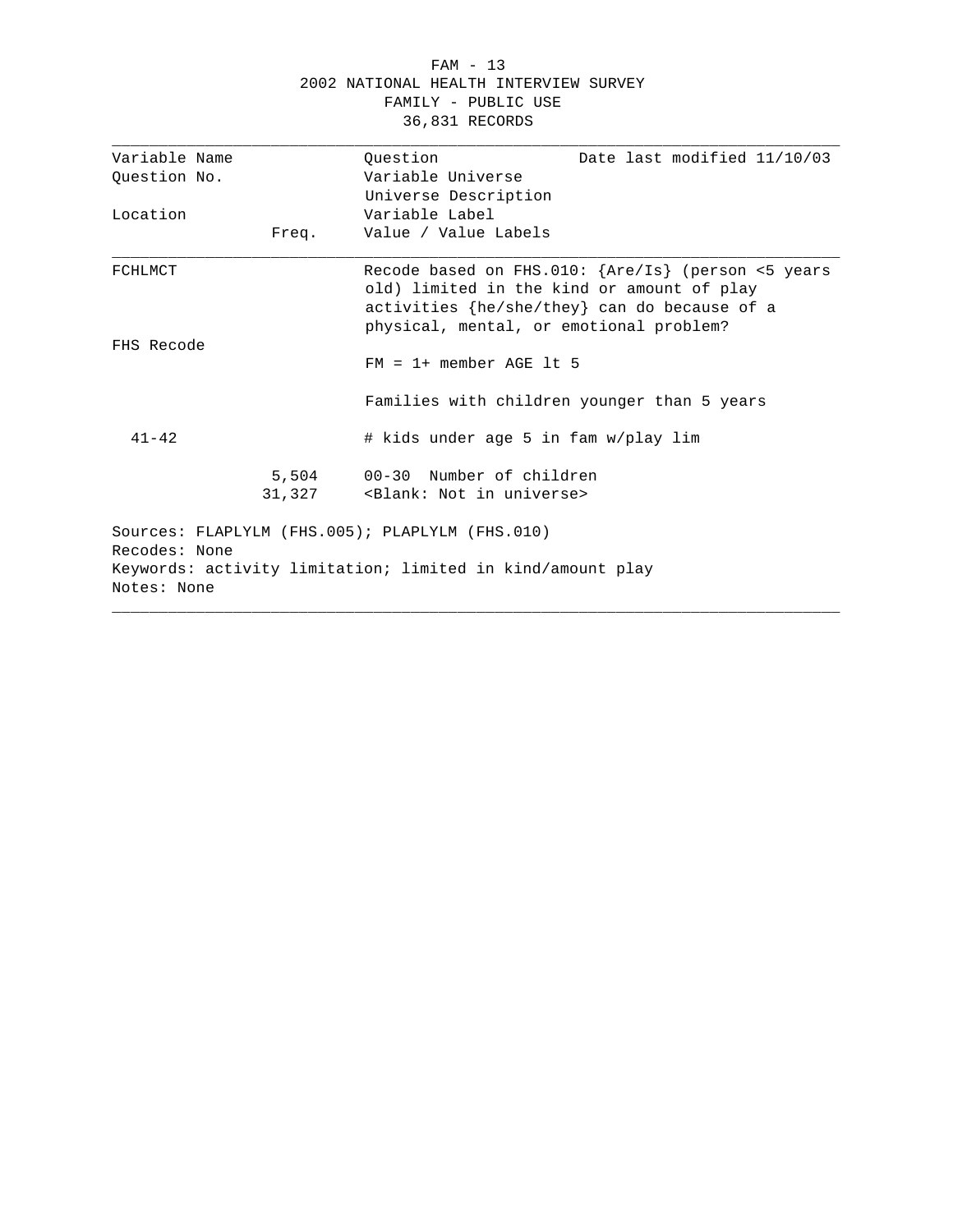FAM - 13
2002 NATIONAL HEALTH INTERVIEW SURVEY
FAMILY - PUBLIC USE
36,831 RECORDS

| Variable Name<br>Question No.<br><br>Location | Freq. | Question<br>Variable Universe<br>Universe Description<br>Variable Label<br>Value / Value Labels | Date last modified 11/10/03 |
|---|---|---|---|
| FCHLMCT | | Recode based on FHS.010: {Are/Is} (person <5 years old) limited in the kind or amount of play activities {he/she/they} can do because of a physical, mental, or emotional problem? | |
| FHS Recode | | FM = 1+ member AGE lt 5 | |
| | | Families with children younger than 5 years | |
| 41-42 | | # kids under age 5 in fam w/play lim | |
| | 5,504 | 00-30 Number of children | |
| | 31,327 | <Blank: Not in universe> | |

Sources: FLAPLYLM (FHS.005); PLAPLYLM (FHS.010)
Recodes: None
Keywords: activity limitation; limited in kind/amount play
Notes: None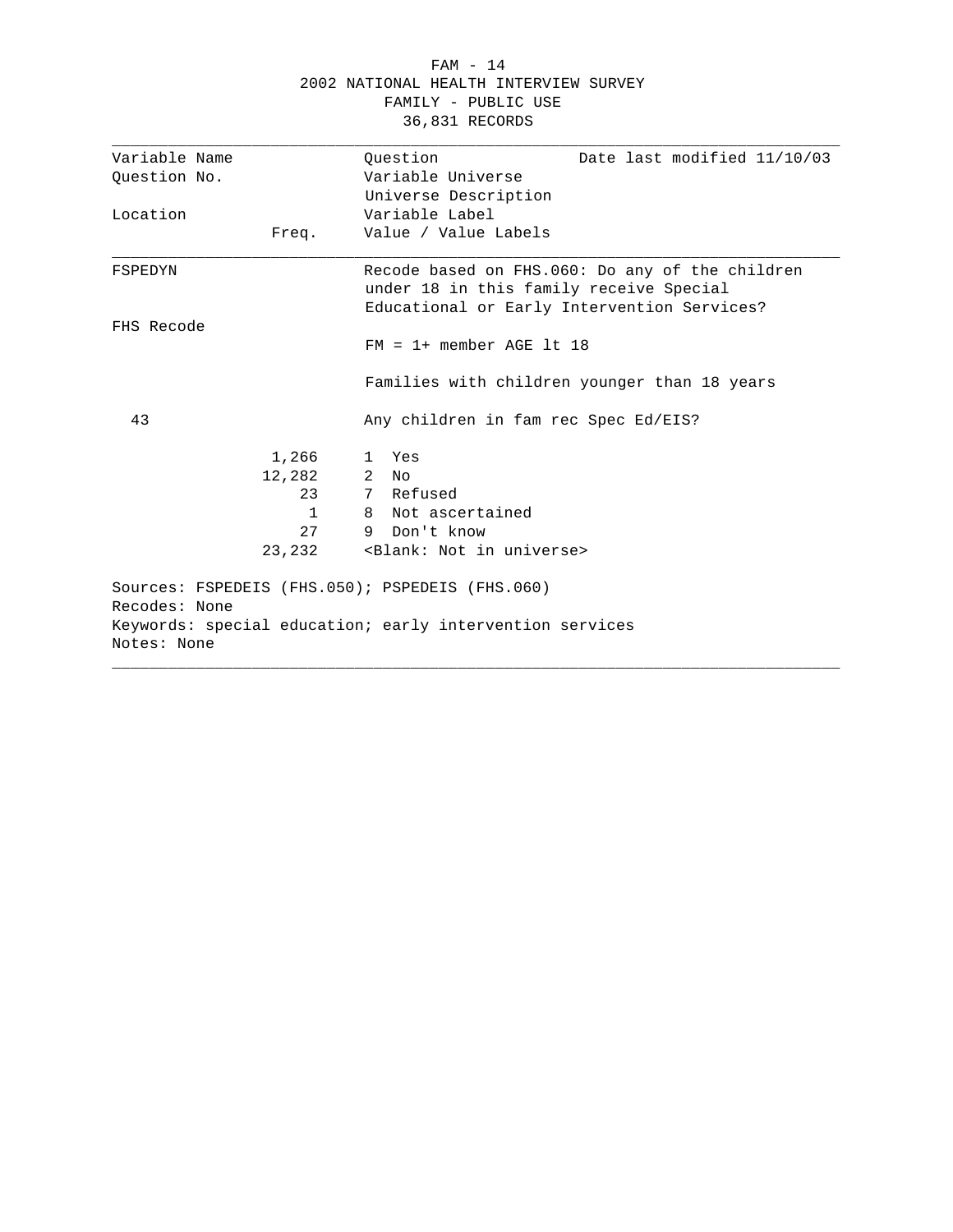2002 NATIONAL HEALTH INTERVIEW SURVEY
FAMILY - PUBLIC USE
36,831 RECORDS

| Variable Name | | Question | Date last modified 11/10/03 |
|---|---|---|---|
| Question No. | | Variable Universe | |
| | | Universe Description | |
| Location | | Variable Label | |
| | Freq. | Value / Value Labels | |

**FSPEDYN**

Recode based on FHS.060: Do any of the children under 18 in this family receive Special Educational or Early Intervention Services?

FHS Recode

FM = 1+ member AGE lt 18

Families with children younger than 18 years

43 — Any children in fam rec Spec Ed/EIS?

| Freq. | Value / Value Labels |
|---|---|
| 1,266 | 1 Yes |
| 12,282 | 2 No |
| 23 | 7 Refused |
| 1 | 8 Not ascertained |
| 27 | 9 Don't know |
| 23,232 | <Blank: Not in universe> |

Sources: FSPEDEIS (FHS.050); PSPEDEIS (FHS.060)
Recodes: None
Keywords: special education; early intervention services
Notes: None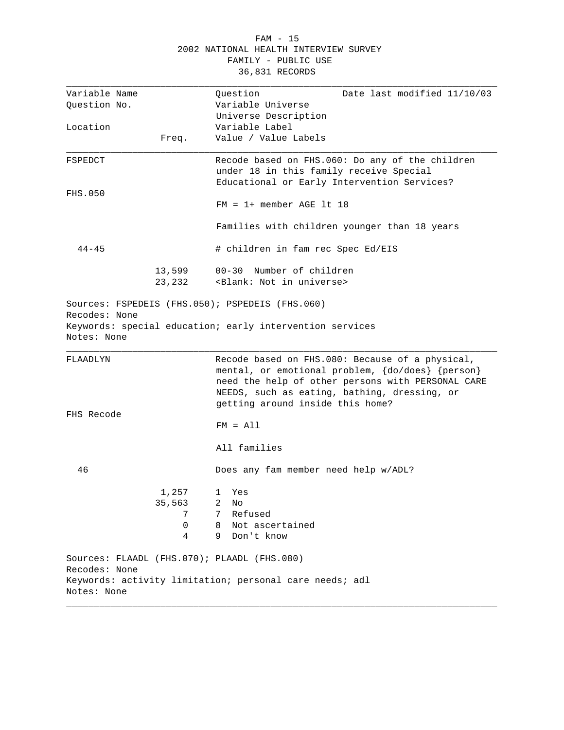| Variable Name | | Question | Date last modified 11/10/03 |
|---|---|---|---|
| Question No. | | Variable Universe | |
| | | Universe Description | |
| Location | | Variable Label | |
| | Freq. | Value / Value Labels | |

---

**FSPEDCT**

Recode based on FHS.060: Do any of the children under 18 in this family receive Special Educational or Early Intervention Services?

FHS.050

FM = 1+ member AGE lt 18

Families with children younger than 18 years

44-45

# children in fam rec Spec Ed/EIS

| Freq. | Value / Value Labels |
|---|---|
| 13,599 | 00-30 Number of children |
| 23,232 | <Blank: Not in universe> |

Sources: FSPEDEIS (FHS.050); PSPEDEIS (FHS.060)
Recodes: None
Keywords: special education; early intervention services
Notes: None

---

**FLAADLYN**

Recode based on FHS.080: Because of a physical, mental, or emotional problem, {do/does} {person} need the help of other persons with PERSONAL CARE NEEDS, such as eating, bathing, dressing, or getting around inside this home?

FHS Recode

FM = All

All families

46

Does any fam member need help w/ADL?

| Freq. | Value / Value Labels |
|---|---|
| 1,257 | 1 Yes |
| 35,563 | 2 No |
| 7 | 7 Refused |
| 0 | 8 Not ascertained |
| 4 | 9 Don't know |

Sources: FLAADL (FHS.070); PLAADL (FHS.080)
Recodes: None
Keywords: activity limitation; personal care needs; adl
Notes: None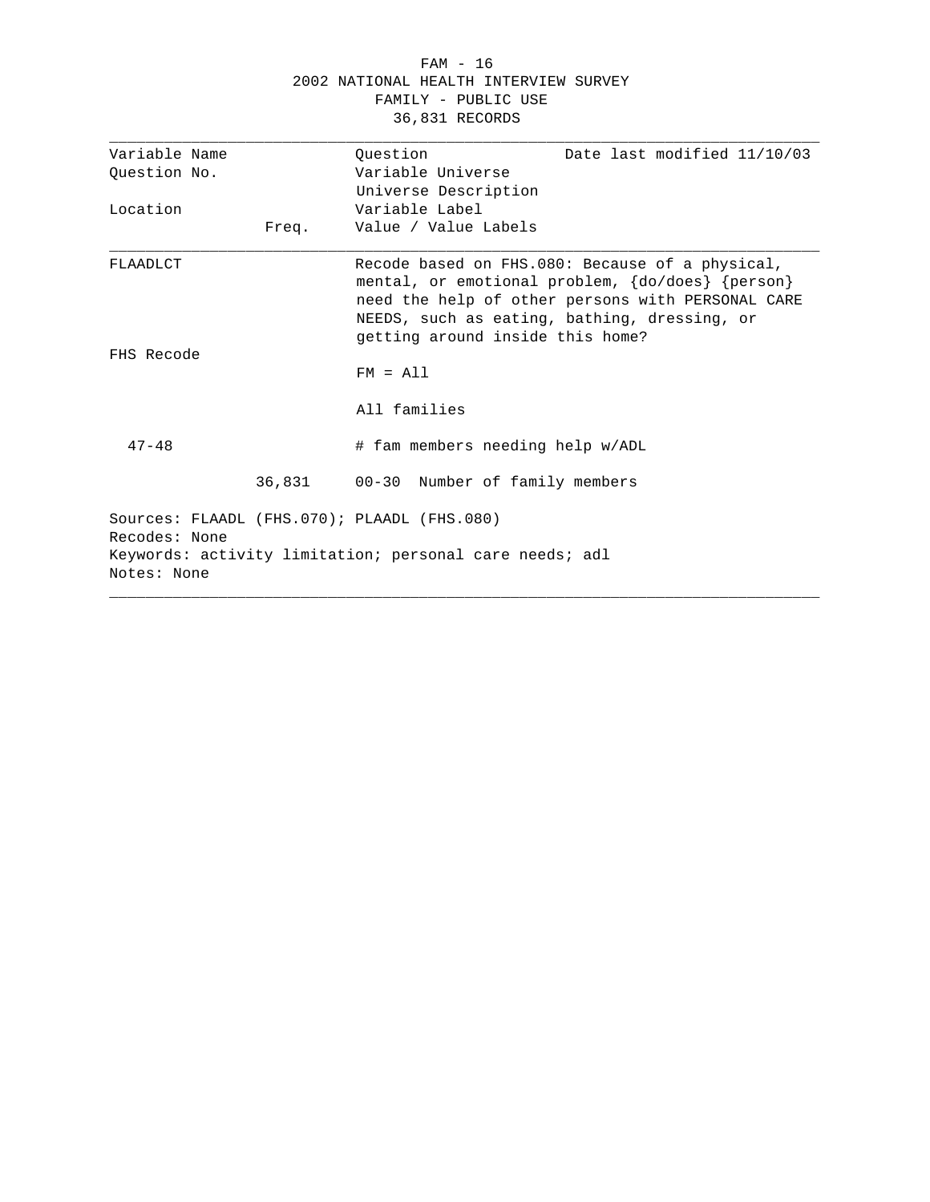FAM - 16
2002 NATIONAL HEALTH INTERVIEW SURVEY
FAMILY - PUBLIC USE
36,831 RECORDS

| Variable Name<br>Question No.<br><br>Location | Freq. | Question<br>Variable Universe<br>Universe Description<br>Variable Label<br>Value / Value Labels | Date last modified 11/10/03 |
|---|---|---|---|
| FLAADLCT | | Recode based on FHS.080: Because of a physical, mental, or emotional problem, {do/does} {person} need the help of other persons with PERSONAL CARE NEEDS, such as eating, bathing, dressing, or getting around inside this home? | |
| FHS Recode | | FM = All | |
| | | All families | |
| 47-48 | | # fam members needing help w/ADL | |
| | 36,831 | 00-30 Number of family members | |

Sources: FLAADL (FHS.070); PLAADL (FHS.080)
Recodes: None
Keywords: activity limitation; personal care needs; adl
Notes: None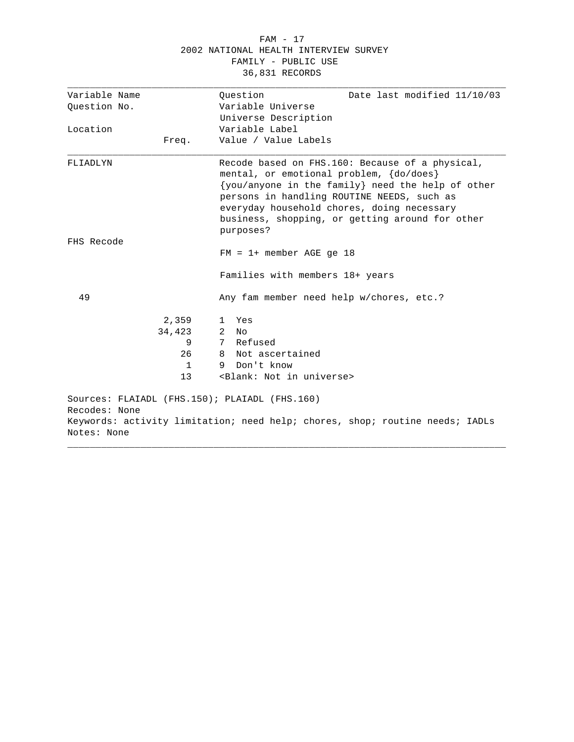| Variable Name | | Question | Date last modified 11/10/03 |
|---|---|---|---|
| Question No. | | Variable Universe | |
| | | Universe Description | |
| Location | | Variable Label | |
| | Freq. | Value / Value Labels | |

**FLIADLYN**

Recode based on FHS.160: Because of a physical, mental, or emotional problem, {do/does} {you/anyone in the family} need the help of other persons in handling ROUTINE NEEDS, such as everyday household chores, doing necessary business, shopping, or getting around for other purposes?

FHS Recode

FM = 1+ member AGE ge 18

Families with members 18+ years

49 — Any fam member need help w/chores, etc.?

| Freq. | Value / Value Labels |
|---|---|
| 2,359 | 1 Yes |
| 34,423 | 2 No |
| 9 | 7 Refused |
| 26 | 8 Not ascertained |
| 1 | 9 Don't know |
| 13 | <Blank: Not in universe> |

Sources: FLAIADL (FHS.150); PLAIADL (FHS.160)
Recodes: None
Keywords: activity limitation; need help; chores, shop; routine needs; IADLs
Notes: None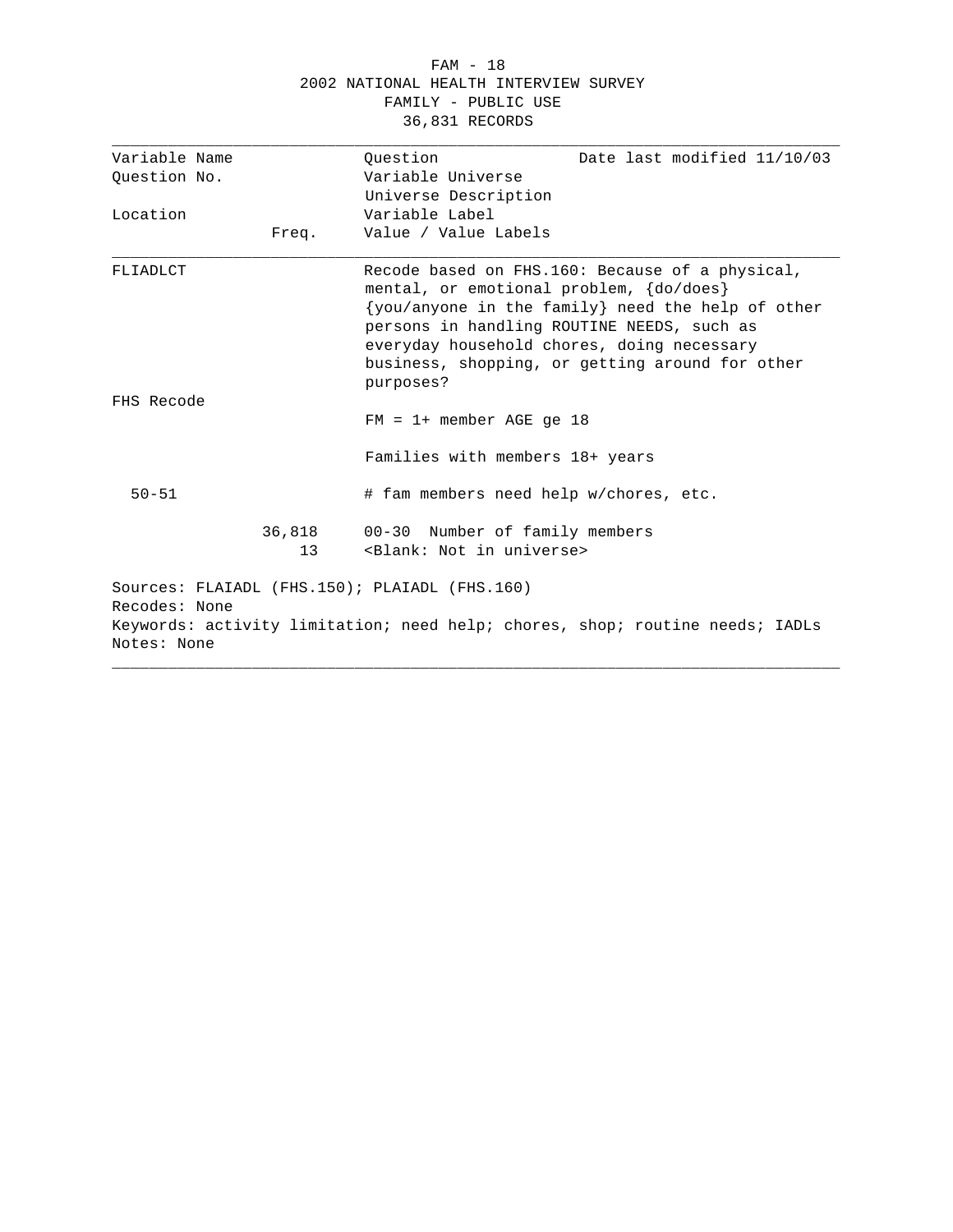FAM - 18
2002 NATIONAL HEALTH INTERVIEW SURVEY
FAMILY - PUBLIC USE
36,831 RECORDS

| Variable Name<br>Question No.<br><br>Location | Freq. | Question / Variable Universe / Universe Description / Variable Label / Value / Value Labels | Date last modified 11/10/03 |
|---|---|---|---|
| FLIADLCT | | Recode based on FHS.160: Because of a physical, mental, or emotional problem, {do/does} {you/anyone in the family} need the help of other persons in handling ROUTINE NEEDS, such as everyday household chores, doing necessary business, shopping, or getting around for other purposes? | |
| FHS Recode | | FM = 1+ member AGE ge 18 | |
| | | Families with members 18+ years | |
| 50-51 | | # fam members need help w/chores, etc. | |
| | 36,818 | 00-30 Number of family members | |
| | 13 | <Blank: Not in universe> | |

Sources: FLAIADL (FHS.150); PLAIADL (FHS.160)
Recodes: None
Keywords: activity limitation; need help; chores, shop; routine needs; IADLs
Notes: None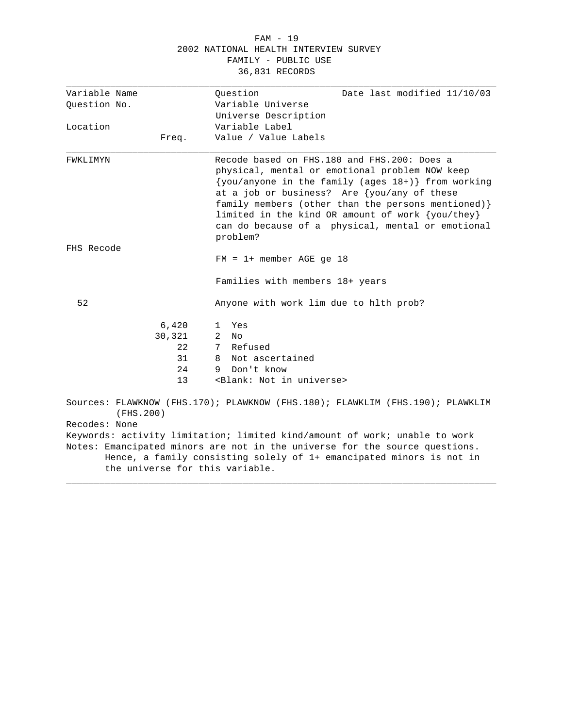FAM - 19
2002 NATIONAL HEALTH INTERVIEW SURVEY
FAMILY - PUBLIC USE
36,831 RECORDS

| Variable Name<br>Question No.<br><br>Location | Freq. | Question<br>Variable Universe<br>Universe Description<br>Variable Label<br>Value / Value Labels | Date last modified 11/10/03 |
|---|---|---|---|
| FWKLIMYN | | Recode based on FHS.180 and FHS.200: Does a physical, mental or emotional problem NOW keep {you/anyone in the family (ages 18+)} from working at a job or business? Are {you/any of these family members (other than the persons mentioned)} limited in the kind OR amount of work {you/they} can do because of a physical, mental or emotional problem? | |
| FHS Recode | | FM = 1+ member AGE ge 18 | |
| | | Families with members 18+ years | |
| 52 | | Anyone with work lim due to hlth prob? | |
| | 6,420 | 1 Yes | |
| | 30,321 | 2 No | |
| | 22 | 7 Refused | |
| | 31 | 8 Not ascertained | |
| | 24 | 9 Don't know | |
| | 13 | <Blank: Not in universe> | |

Sources: FLAWKNOW (FHS.170); PLAWKNOW (FHS.180); FLAWKLIM (FHS.190); PLAWKLIM (FHS.200)

Recodes: None

Keywords: activity limitation; limited kind/amount of work; unable to work

Notes: Emancipated minors are not in the universe for the source questions. Hence, a family consisting solely of 1+ emancipated minors is not in the universe for this variable.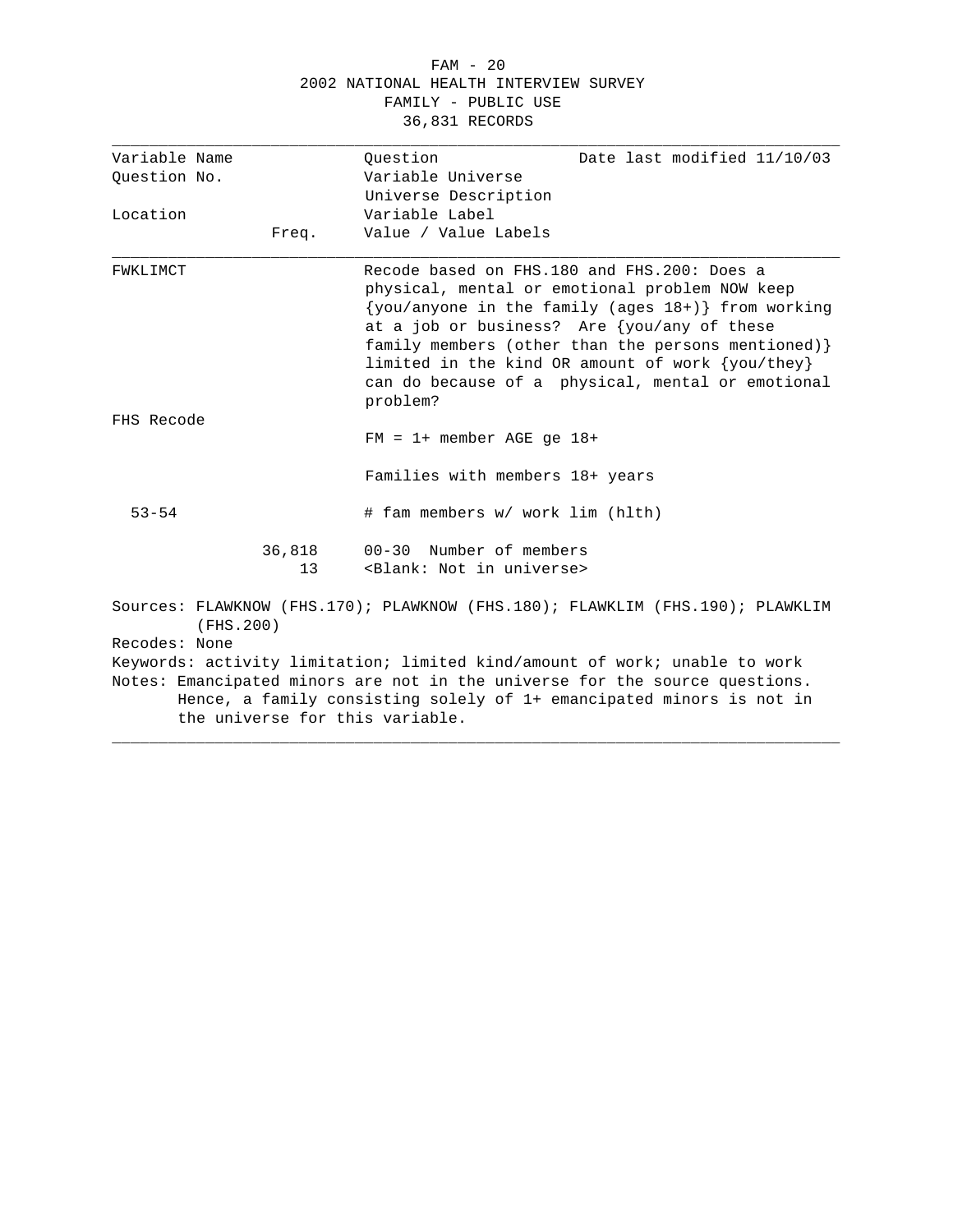FAM - 20
2002 NATIONAL HEALTH INTERVIEW SURVEY
FAMILY - PUBLIC USE
36,831 RECORDS

| Variable Name<br>Question No.<br><br>Location | Freq. | Question<br>Variable Universe<br>Universe Description<br>Variable Label<br>Value / Value Labels | Date last modified 11/10/03 |
|---|---|---|---|
| FWKLIMCT | | Recode based on FHS.180 and FHS.200: Does a physical, mental or emotional problem NOW keep {you/anyone in the family (ages 18+)} from working at a job or business? Are {you/any of these family members (other than the persons mentioned)} limited in the kind OR amount of work {you/they} can do because of a physical, mental or emotional problem? | |
| FHS Recode | | FM = 1+ member AGE ge 18+ | |
| | | Families with members 18+ years | |
| 53-54 | | # fam members w/ work lim (hlth) | |
| | 36,818 | 00-30 Number of members | |
| | 13 | <Blank: Not in universe> | |

Sources: FLAWKNOW (FHS.170); PLAWKNOW (FHS.180); FLAWKLIM (FHS.190); PLAWKLIM (FHS.200)

Recodes: None

Keywords: activity limitation; limited kind/amount of work; unable to work

Notes: Emancipated minors are not in the universe for the source questions. Hence, a family consisting solely of 1+ emancipated minors is not in the universe for this variable.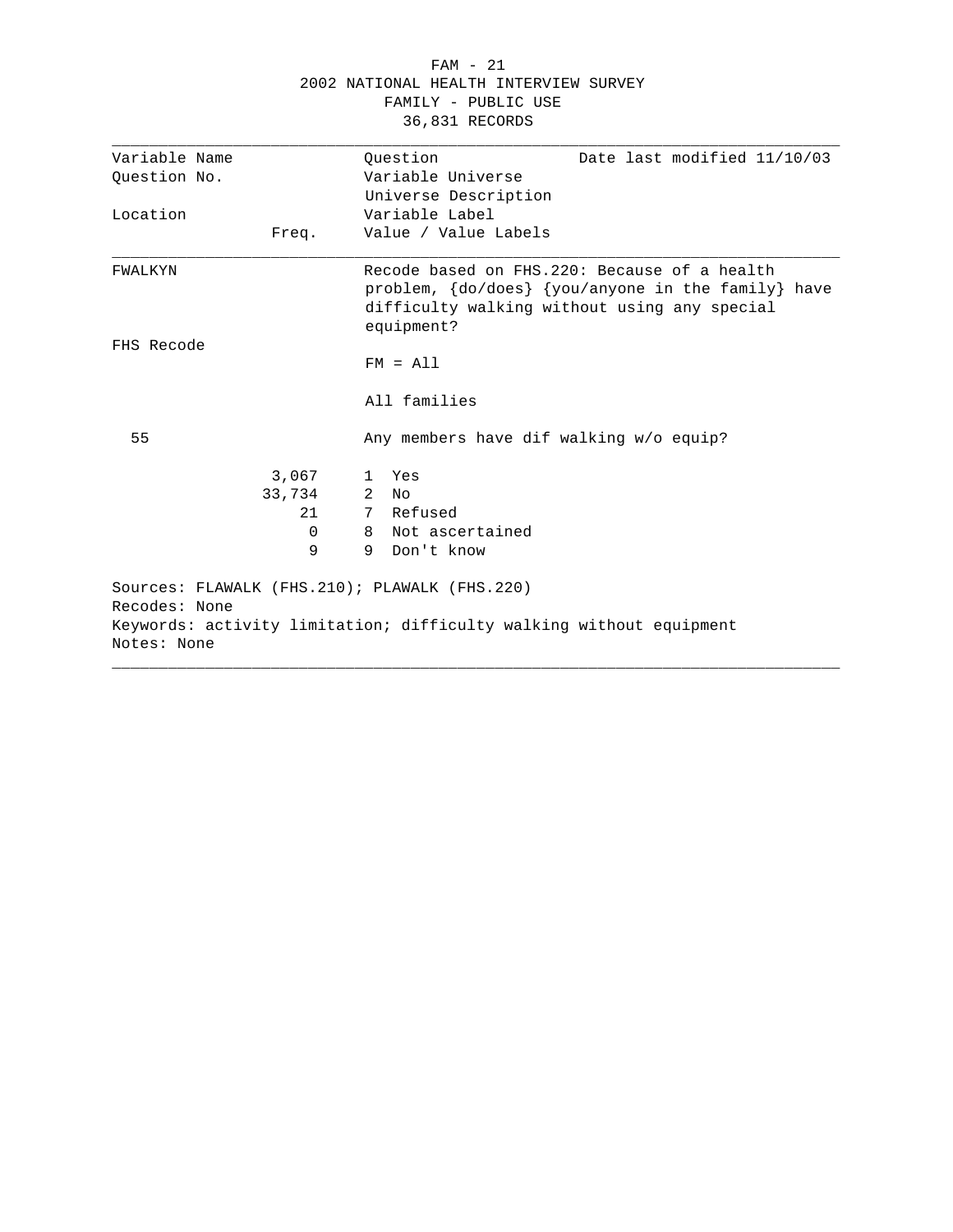2002 NATIONAL HEALTH INTERVIEW SURVEY

FAMILY - PUBLIC USE

36,831 RECORDS

| Variable Name | | Question | Date last modified 11/10/03 |
|---|---|---|---|
| Question No. | | Variable Universe | |
| | | Universe Description | |
| Location | | Variable Label | |
| | Freq. | Value / Value Labels | |

**FWALKYN**

Recode based on FHS.220: Because of a health problem, {do/does} {you/anyone in the family} have difficulty walking without using any special equipment?

FHS Recode

FM = All

All families

55

Any members have dif walking w/o equip?

| Freq. | Value | Label |
|---|---|---|
| 3,067 | 1 | Yes |
| 33,734 | 2 | No |
| 21 | 7 | Refused |
| 0 | 8 | Not ascertained |
| 9 | 9 | Don't know |

Sources: FLAWALK (FHS.210); PLAWALK (FHS.220)

Recodes: None

Keywords: activity limitation; difficulty walking without equipment

Notes: None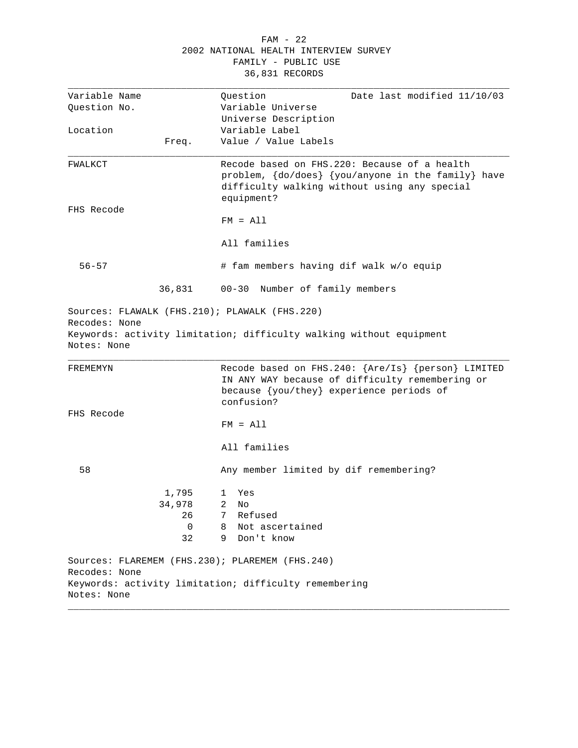2002 NATIONAL HEALTH INTERVIEW SURVEY
FAMILY - PUBLIC USE
36,831 RECORDS

| Variable Name<br>Question No.<br><br>Location | Freq. | Question<br>Variable Universe<br>Universe Description<br>Variable Label<br>Value / Value Labels | Date last modified 11/10/03 |
|---|---|---|---|

---

**FWALKCT**

Recode based on FHS.220: Because of a health problem, {do/does} {you/anyone in the family} have difficulty walking without using any special equipment?

FHS Recode

FM = All

All families

56-57 &nbsp;&nbsp;&nbsp;&nbsp; # fam members having dif walk w/o equip

| Freq. | Value | Label |
|---|---|---|
| 36,831 | 00-30 | Number of family members |

Sources: FLAWALK (FHS.210); PLAWALK (FHS.220)
Recodes: None
Keywords: activity limitation; difficulty walking without equipment
Notes: None

---

**FREMEMYN**

Recode based on FHS.240: {Are/Is} {person} LIMITED IN ANY WAY because of difficulty remembering or because {you/they} experience periods of confusion?

FHS Recode

FM = All

All families

58 &nbsp;&nbsp;&nbsp;&nbsp; Any member limited by dif remembering?

| Freq. | Value | Label |
|---|---|---|
| 1,795 | 1 | Yes |
| 34,978 | 2 | No |
| 26 | 7 | Refused |
| 0 | 8 | Not ascertained |
| 32 | 9 | Don't know |

Sources: FLAREMEM (FHS.230); PLAREMEM (FHS.240)
Recodes: None
Keywords: activity limitation; difficulty remembering
Notes: None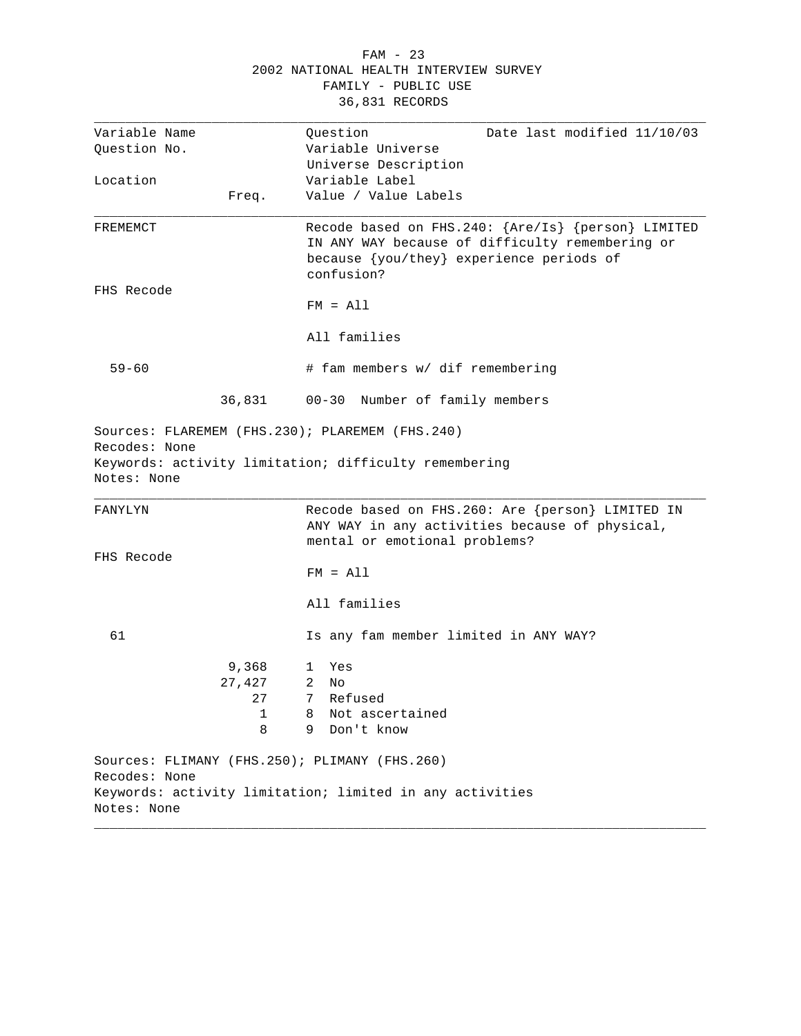2002 NATIONAL HEALTH INTERVIEW SURVEY
FAMILY - PUBLIC USE
36,831 RECORDS

| Variable Name | | Question | Date last modified 11/10/03 |
|---|---|---|---|
| Question No. | | Variable Universe | |
| | | Universe Description | |
| Location | | Variable Label | |
| | Freq. | Value / Value Labels | |

---

**FREMEMCT**

Recode based on FHS.240: {Are/Is} {person} LIMITED IN ANY WAY because of difficulty remembering or because {you/they} experience periods of confusion?

FHS Recode

FM = All

All families

59-60 — # fam members w/ dif remembering

| Freq. | Value / Value Labels |
|---|---|
| 36,831 | 00-30 Number of family members |

Sources: FLAREMEM (FHS.230); PLAREMEM (FHS.240)
Recodes: None
Keywords: activity limitation; difficulty remembering
Notes: None

---

**FANYLYN**

Recode based on FHS.260: Are {person} LIMITED IN ANY WAY in any activities because of physical, mental or emotional problems?

FHS Recode

FM = All

All families

61 — Is any fam member limited in ANY WAY?

| Freq. | Value / Value Labels |
|---|---|
| 9,368 | 1 Yes |
| 27,427 | 2 No |
| 27 | 7 Refused |
| 1 | 8 Not ascertained |
| 8 | 9 Don't know |

Sources: FLIMANY (FHS.250); PLIMANY (FHS.260)
Recodes: None
Keywords: activity limitation; limited in any activities
Notes: None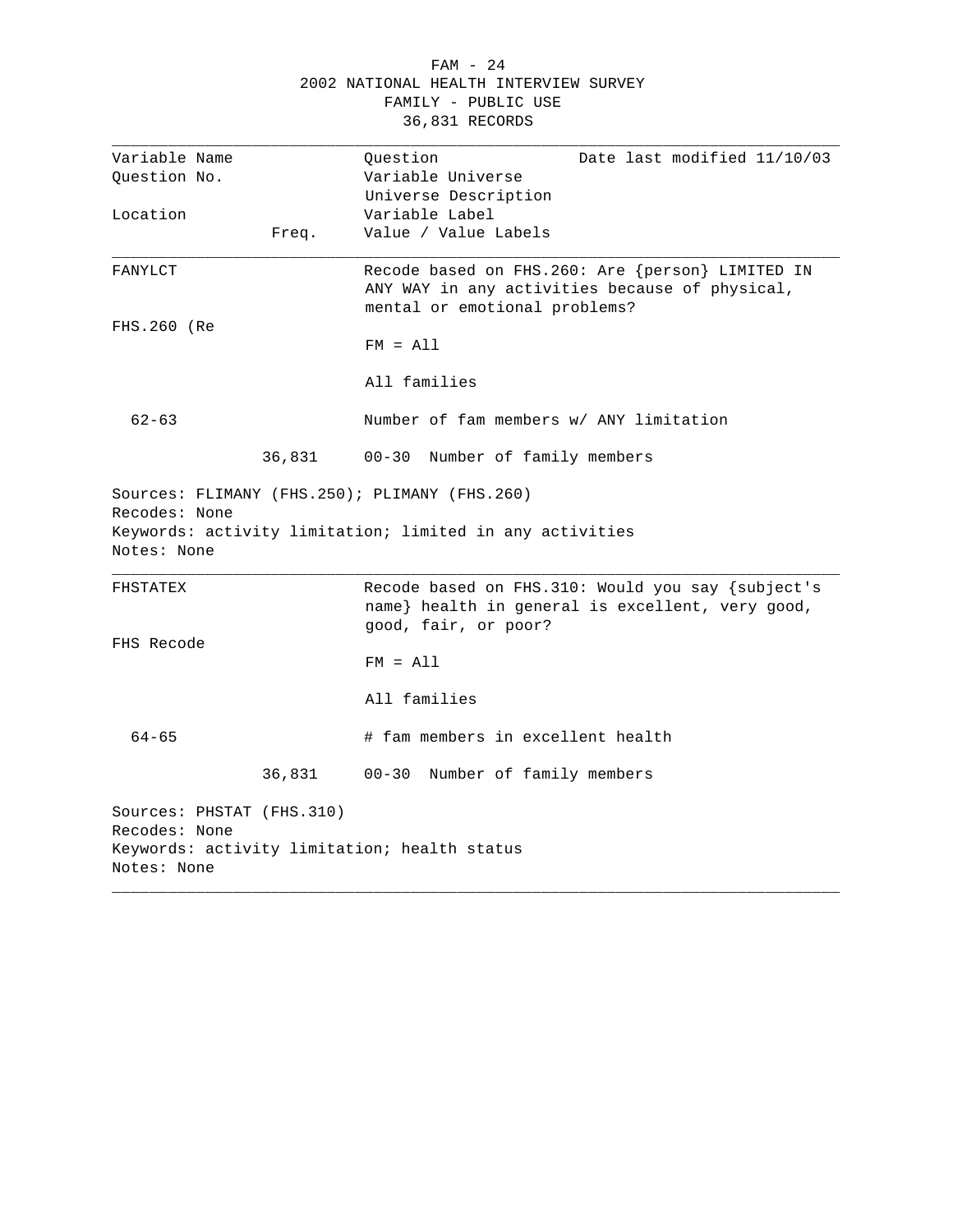FAM - 24
2002 NATIONAL HEALTH INTERVIEW SURVEY
FAMILY - PUBLIC USE
36,831 RECORDS

| Variable Name | | Question | Date last modified 11/10/03 |
|---|---|---|---|
| Question No. | | Variable Universe | |
| | | Universe Description | |
| Location | | Variable Label | |
| | Freq. | Value / Value Labels | |

---

| | | |
|---|---|---|
| FANYLCT | | Recode based on FHS.260: Are {person} LIMITED IN ANY WAY in any activities because of physical, mental or emotional problems? |
| FHS.260 (Re | | FM = All |
| | | All families |
| 62-63 | | Number of fam members w/ ANY limitation |
| | 36,831 | 00-30 Number of family members |

Sources: FLIMANY (FHS.250); PLIMANY (FHS.260)
Recodes: None
Keywords: activity limitation; limited in any activities
Notes: None

---

| | | |
|---|---|---|
| FHSTATEX | | Recode based on FHS.310: Would you say {subject's name} health in general is excellent, very good, good, fair, or poor? |
| FHS Recode | | FM = All |
| | | All families |
| 64-65 | | # fam members in excellent health |
| | 36,831 | 00-30 Number of family members |

Sources: PHSTAT (FHS.310)
Recodes: None
Keywords: activity limitation; health status
Notes: None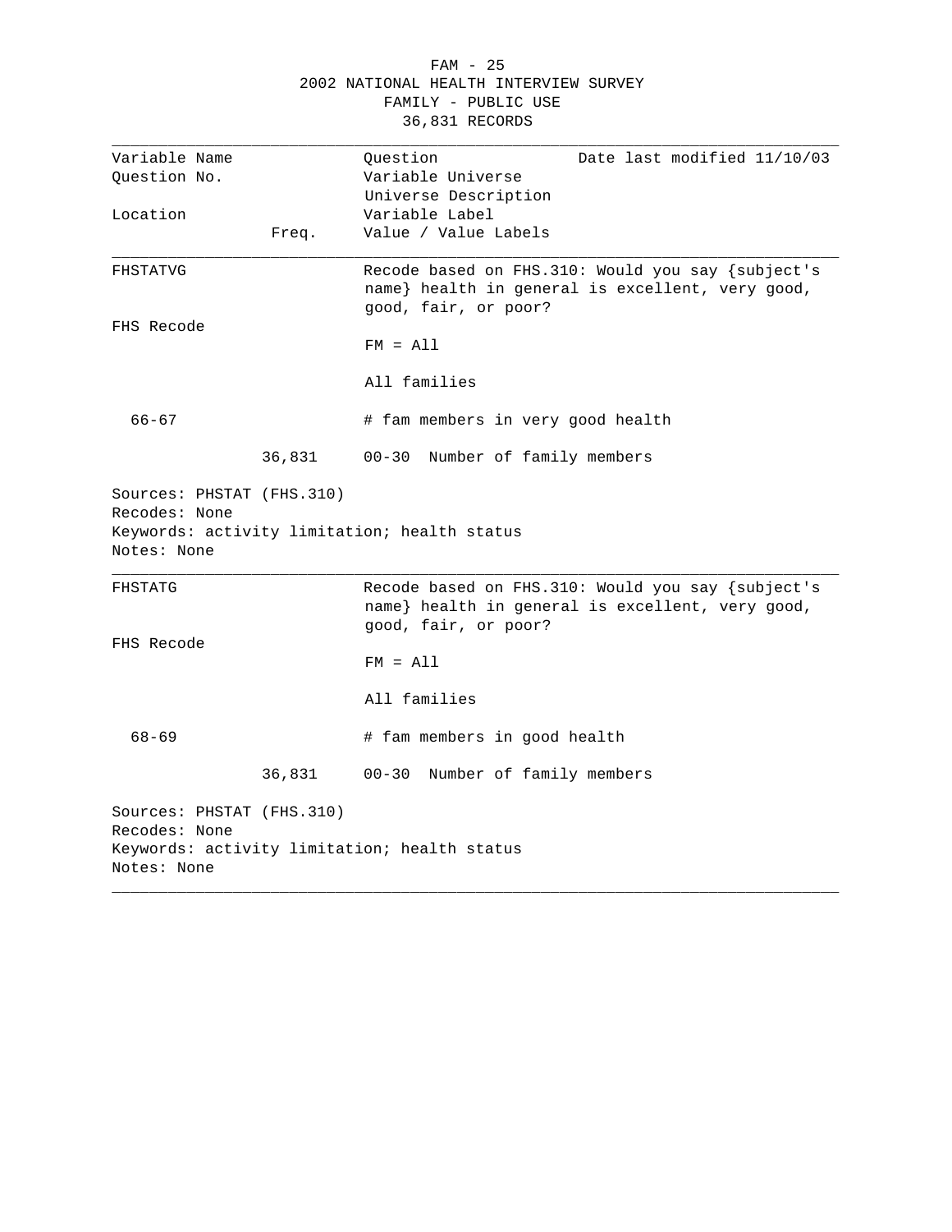2002 NATIONAL HEALTH INTERVIEW SURVEY
FAMILY - PUBLIC USE
36,831 RECORDS

| Variable Name / Question No. / Location | Freq. | Question / Variable Universe / Universe Description / Variable Label / Value / Value Labels | Date last modified 11/10/03 |
|---|---|---|---|

**FHSTATVG**

FHS Recode

Recode based on FHS.310: Would you say {subject's name} health in general is excellent, very good, good, fair, or poor?

FM = All

All families

66-67 — # fam members in very good health

| Freq. | Value | Value Label |
|---|---|---|
| 36,831 | 00-30 | Number of family members |

Sources: PHSTAT (FHS.310)
Recodes: None
Keywords: activity limitation; health status
Notes: None

---

**FHSTATG**

FHS Recode

Recode based on FHS.310: Would you say {subject's name} health in general is excellent, very good, good, fair, or poor?

FM = All

All families

68-69 — # fam members in good health

| Freq. | Value | Value Label |
|---|---|---|
| 36,831 | 00-30 | Number of family members |

Sources: PHSTAT (FHS.310)
Recodes: None
Keywords: activity limitation; health status
Notes: None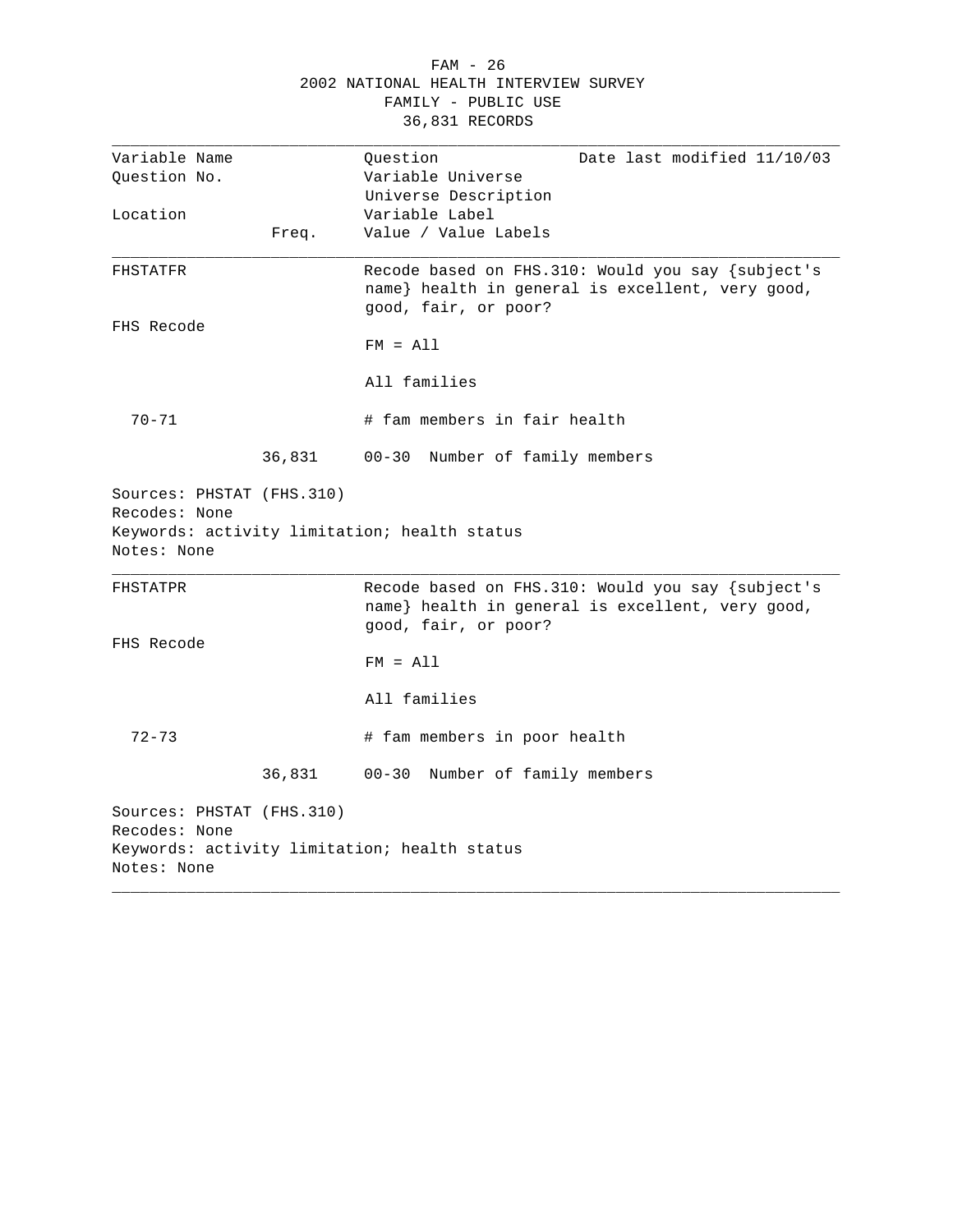FAM - 26
2002 NATIONAL HEALTH INTERVIEW SURVEY
FAMILY - PUBLIC USE
36,831 RECORDS

| Variable Name | | Question | Date last modified 11/10/03 |
|---|---|---|---|
| Question No. | | Variable Universe | |
| | | Universe Description | |
| Location | | Variable Label | |
| | Freq. | Value / Value Labels | |

---

FHSTATFR

Recode based on FHS.310: Would you say {subject's name} health in general is excellent, very good, good, fair, or poor?

FHS Recode

FM = All

All families

70-71 — # fam members in fair health

| Freq. | Value / Value Labels |
|---|---|
| 36,831 | 00-30 Number of family members |

Sources: PHSTAT (FHS.310)
Recodes: None
Keywords: activity limitation; health status
Notes: None

---

FHSTATPR

Recode based on FHS.310: Would you say {subject's name} health in general is excellent, very good, good, fair, or poor?

FHS Recode

FM = All

All families

72-73 — # fam members in poor health

| Freq. | Value / Value Labels |
|---|---|
| 36,831 | 00-30 Number of family members |

Sources: PHSTAT (FHS.310)
Recodes: None
Keywords: activity limitation; health status
Notes: None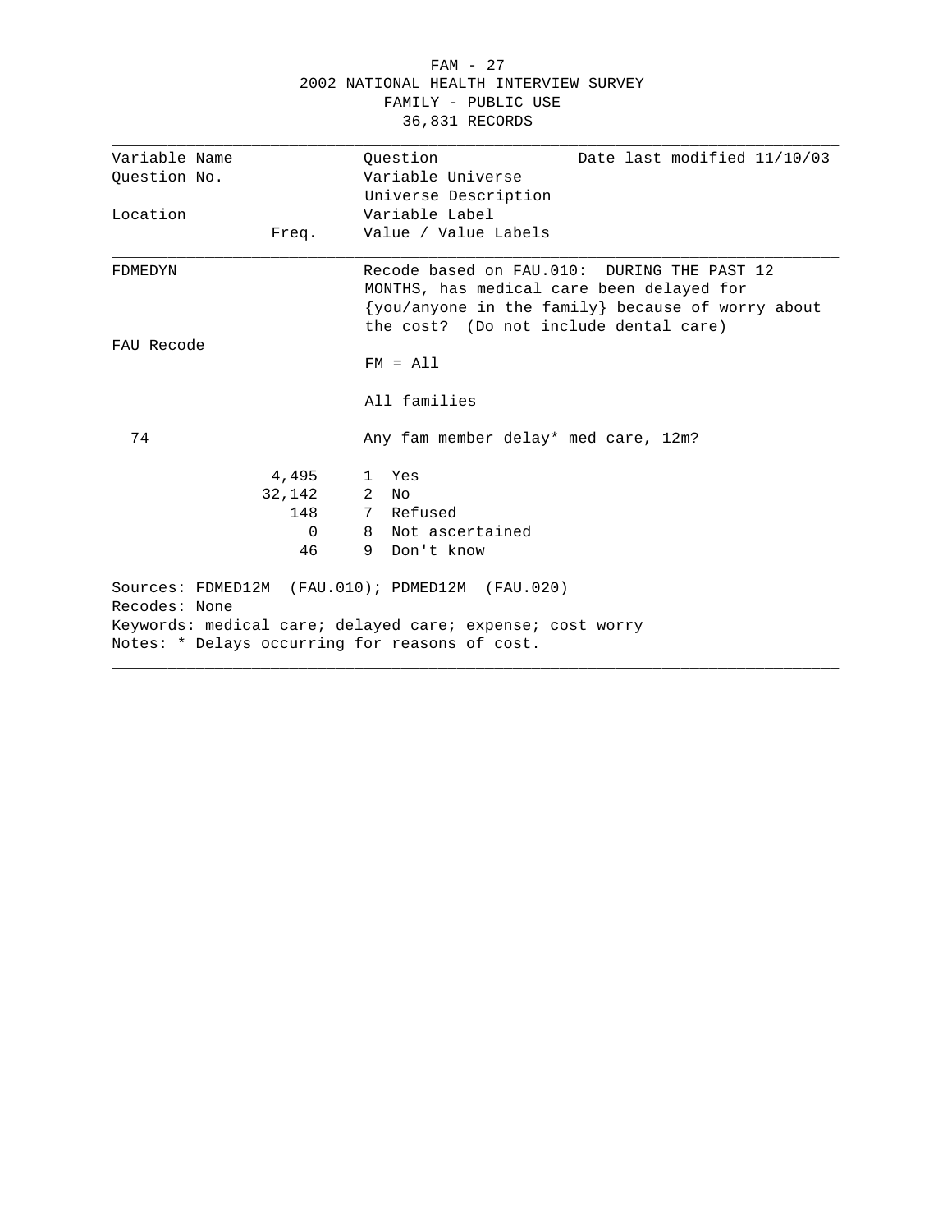2002 NATIONAL HEALTH INTERVIEW SURVEY
FAMILY - PUBLIC USE
36,831 RECORDS

| Variable Name | | Question | Date last modified 11/10/03 |
|---|---|---|---|
| Question No. | | Variable Universe | |
| | | Universe Description | |
| Location | | Variable Label | |
| | Freq. | Value / Value Labels | |

**FDMEDYN**

Recode based on FAU.010: DURING THE PAST 12 MONTHS, has medical care been delayed for {you/anyone in the family} because of worry about the cost? (Do not include dental care)

FAU Recode

FM = All

All families

74

Any fam member delay* med care, 12m?

| Freq. | Value | Label |
|---|---|---|
| 4,495 | 1 | Yes |
| 32,142 | 2 | No |
| 148 | 7 | Refused |
| 0 | 8 | Not ascertained |
| 46 | 9 | Don't know |

Sources: FDMED12M (FAU.010); PDMED12M (FAU.020)
Recodes: None
Keywords: medical care; delayed care; expense; cost worry
Notes: * Delays occurring for reasons of cost.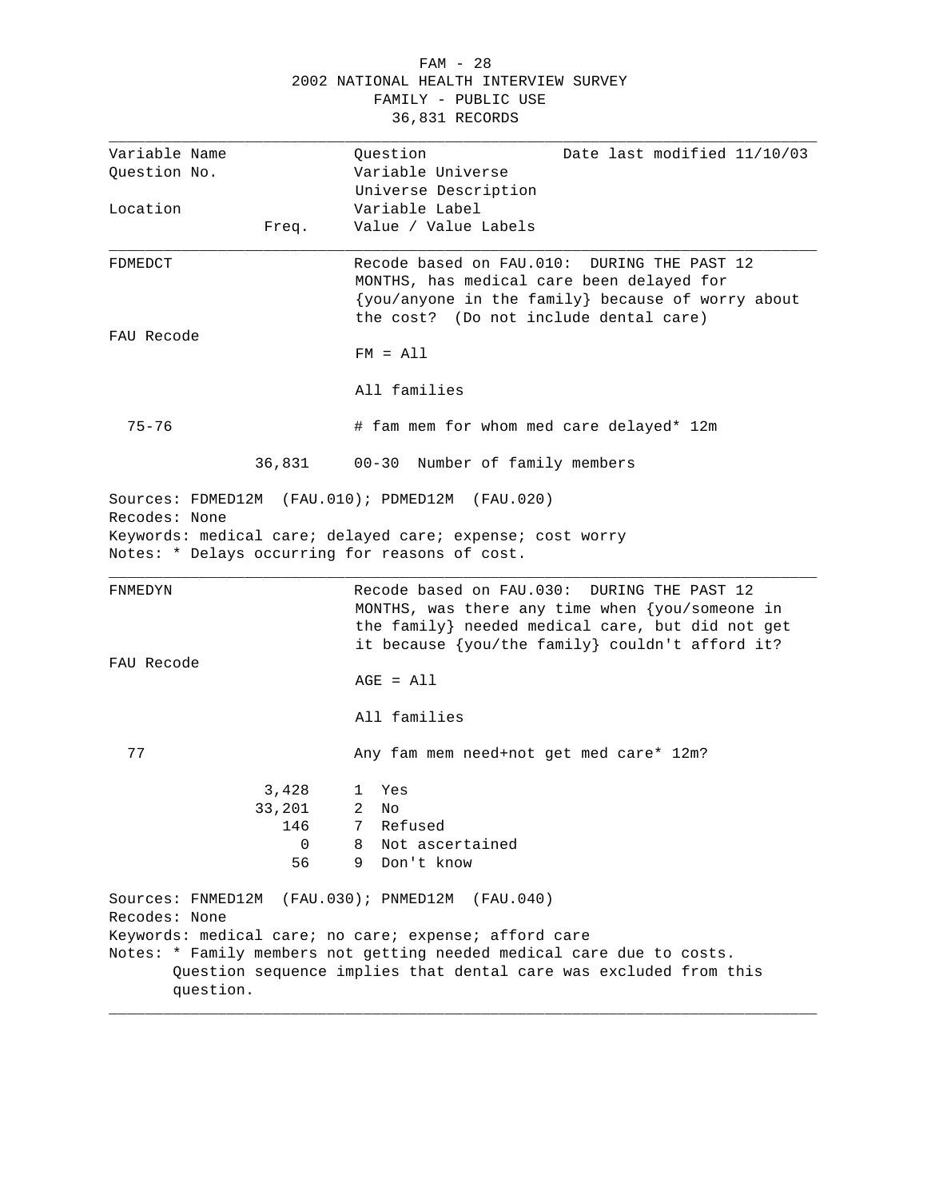2002 NATIONAL HEALTH INTERVIEW SURVEY
FAMILY - PUBLIC USE
36,831 RECORDS

| Variable Name | | Question | Date last modified 11/10/03 |
|---|---|---|---|
| Question No. | | Variable Universe | |
| | | Universe Description | |
| Location | | Variable Label | |
| | Freq. | Value / Value Labels | |

---

**FDMEDCT**

Recode based on FAU.010: DURING THE PAST 12 MONTHS, has medical care been delayed for {you/anyone in the family} because of worry about the cost? (Do not include dental care)

FAU Recode

FM = All

All families

75-76 — # fam mem for whom med care delayed* 12m

| Freq. | Value / Value Labels |
|---|---|
| 36,831 | 00-30 Number of family members |

Sources: FDMED12M (FAU.010); PDMED12M (FAU.020)
Recodes: None
Keywords: medical care; delayed care; expense; cost worry
Notes: * Delays occurring for reasons of cost.

---

**FNMEDYN**

Recode based on FAU.030: DURING THE PAST 12 MONTHS, was there any time when {you/someone in the family} needed medical care, but did not get it because {you/the family} couldn't afford it?

FAU Recode

AGE = All

All families

77 — Any fam mem need+not get med care* 12m?

| Freq. | Value / Value Labels |
|---|---|
| 3,428 | 1 Yes |
| 33,201 | 2 No |
| 146 | 7 Refused |
| 0 | 8 Not ascertained |
| 56 | 9 Don't know |

Sources: FNMED12M (FAU.030); PNMED12M (FAU.040)
Recodes: None
Keywords: medical care; no care; expense; afford care
Notes: * Family members not getting needed medical care due to costs. Question sequence implies that dental care was excluded from this question.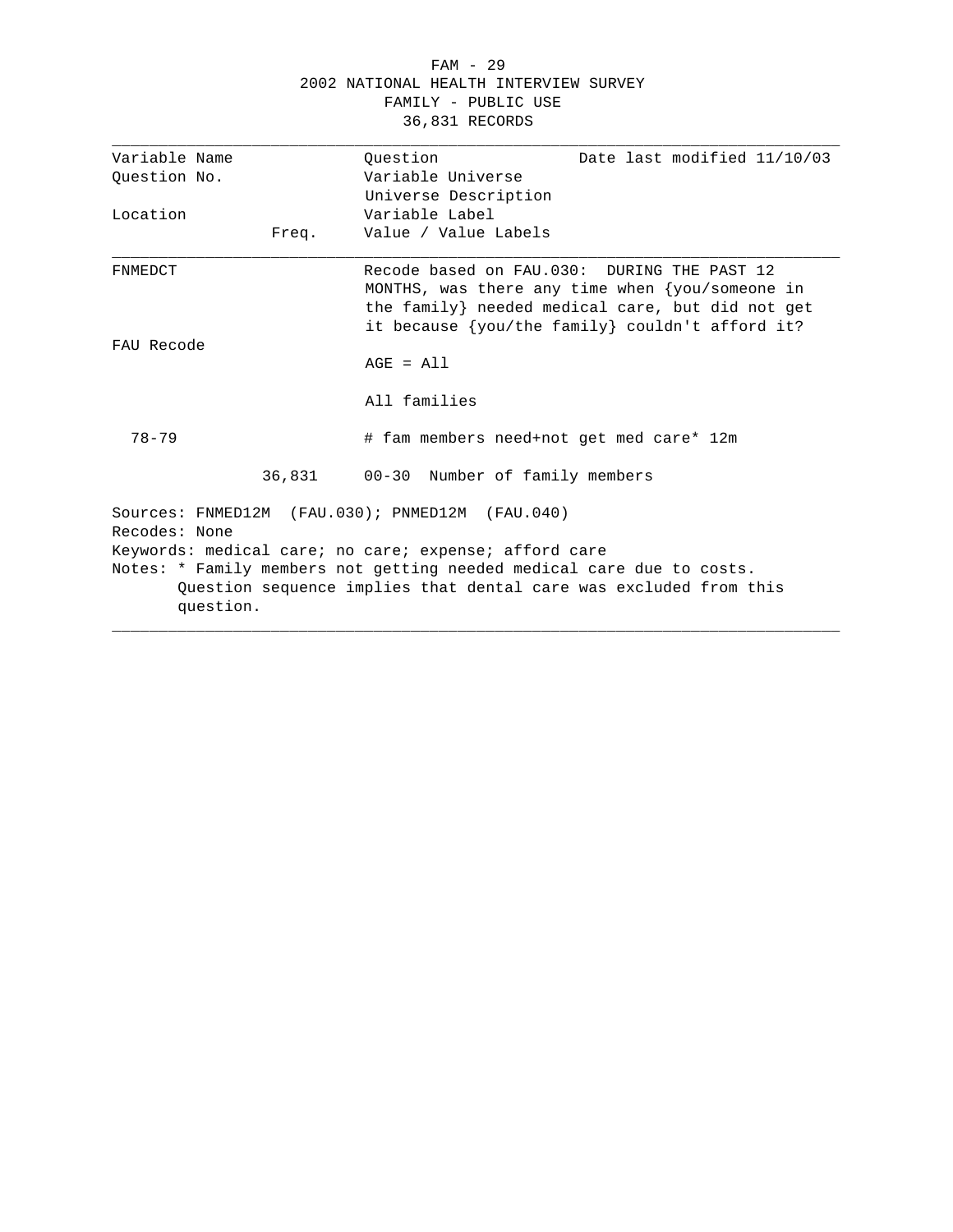FAM - 29
2002 NATIONAL HEALTH INTERVIEW SURVEY
FAMILY - PUBLIC USE
36,831 RECORDS

| Variable Name<br>Question No.<br><br>Location | Freq. | Question<br>Variable Universe<br>Universe Description<br>Variable Label<br>Value / Value Labels | Date last modified 11/10/03 |
|---|---|---|---|
| FNMEDCT | | Recode based on FAU.030: DURING THE PAST 12 MONTHS, was there any time when {you/someone in the family} needed medical care, but did not get it because {you/the family} couldn't afford it? | |
| FAU Recode | | AGE = All | |
| | | All families | |
| 78-79 | | # fam members need+not get med care* 12m | |
| | 36,831 | 00-30 Number of family members | |

Sources: FNMED12M (FAU.030); PNMED12M (FAU.040)
Recodes: None
Keywords: medical care; no care; expense; afford care
Notes: * Family members not getting needed medical care due to costs.
Question sequence implies that dental care was excluded from this question.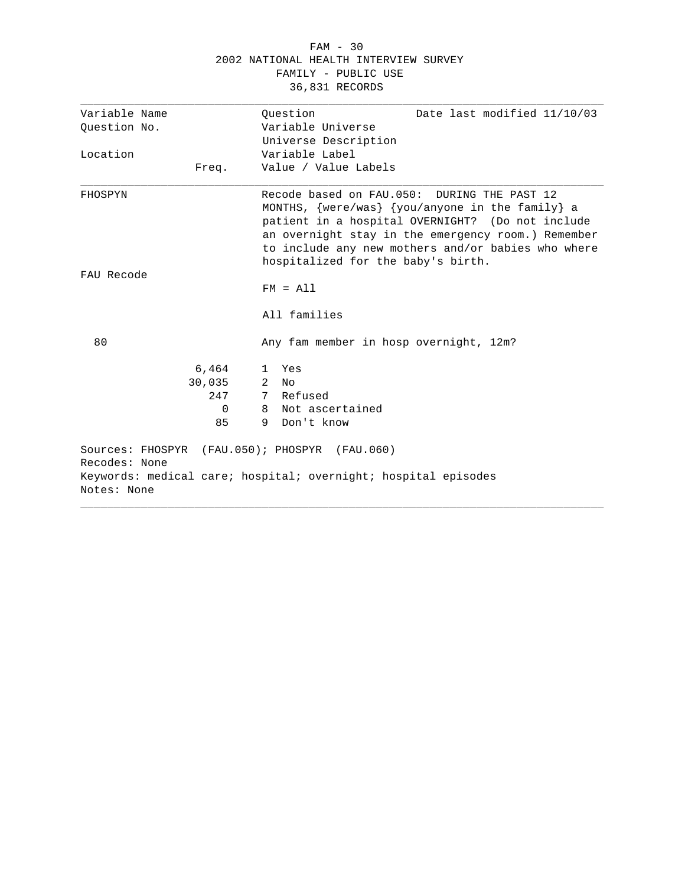FAM - 30
2002 NATIONAL HEALTH INTERVIEW SURVEY
FAMILY - PUBLIC USE
36,831 RECORDS

| Variable Name | | Question | Date last modified 11/10/03 |
|---|---|---|---|
| Question No. | | Variable Universe | |
| | | Universe Description | |
| Location | | Variable Label | |
| | Freq. | Value / Value Labels | |

**FHOSPYN**

Recode based on FAU.050: DURING THE PAST 12 MONTHS, {were/was} {you/anyone in the family} a patient in a hospital OVERNIGHT? (Do not include an overnight stay in the emergency room.) Remember to include any new mothers and/or babies who where hospitalized for the baby's birth.

FAU Recode

FM = All

All families

80 — Any fam member in hosp overnight, 12m?

| Freq. | Value | Value Label |
|---|---|---|
| 6,464 | 1 | Yes |
| 30,035 | 2 | No |
| 247 | 7 | Refused |
| 0 | 8 | Not ascertained |
| 85 | 9 | Don't know |

Sources: FHOSPYR (FAU.050); PHOSPYR (FAU.060)
Recodes: None
Keywords: medical care; hospital; overnight; hospital episodes
Notes: None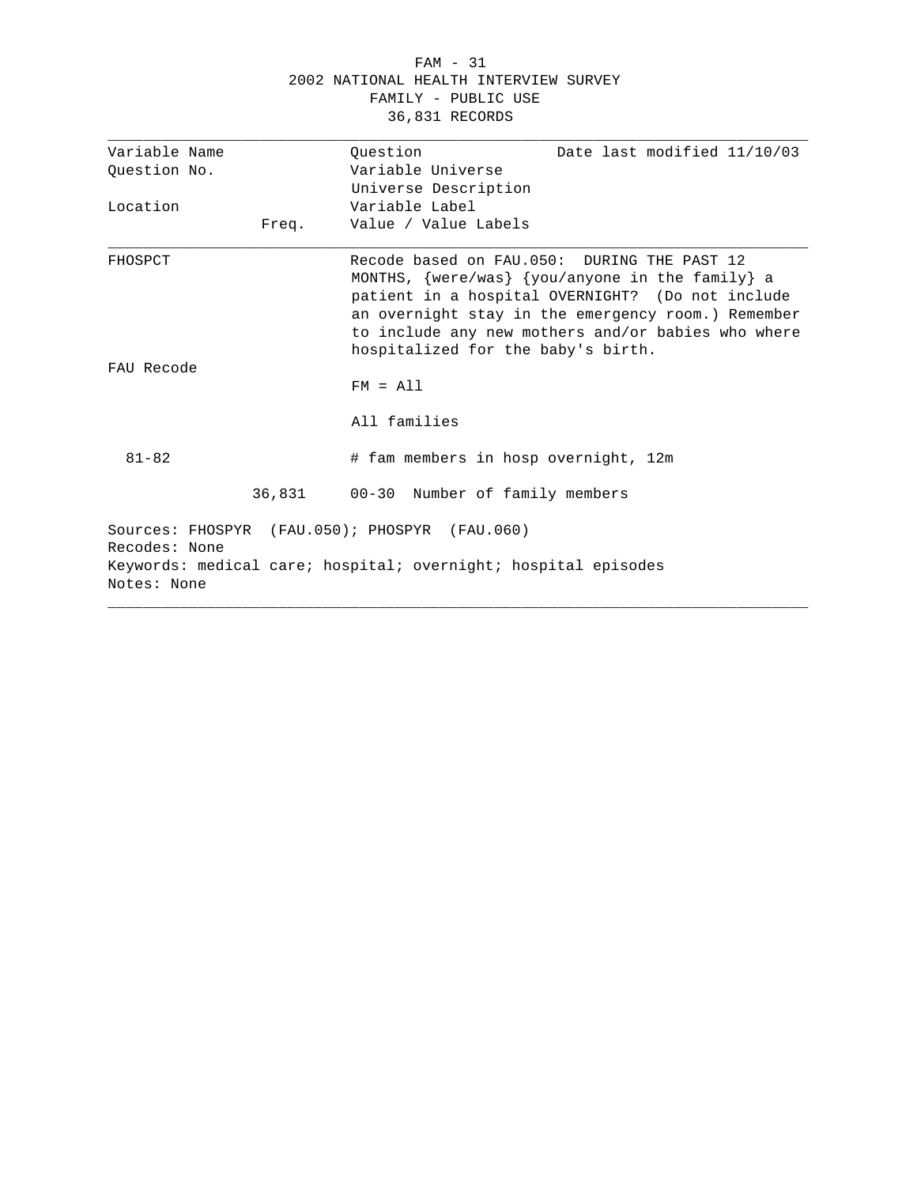FAM - 31
2002 NATIONAL HEALTH INTERVIEW SURVEY
FAMILY - PUBLIC USE
36,831 RECORDS

| Variable Name<br>Question No.<br><br>Location | Freq. | Question<br>Variable Universe<br>Universe Description<br>Variable Label<br>Value / Value Labels | Date last modified 11/10/03 |
|---|---|---|---|
| FHOSPCT | | Recode based on FAU.050: DURING THE PAST 12 MONTHS, {were/was} {you/anyone in the family} a patient in a hospital OVERNIGHT? (Do not include an overnight stay in the emergency room.) Remember to include any new mothers and/or babies who where hospitalized for the baby's birth. | |
| FAU Recode | | FM = All | |
| | | All families | |
| 81-82 | | # fam members in hosp overnight, 12m | |
| | 36,831 | 00-30 Number of family members | |

Sources: FHOSPYR (FAU.050); PHOSPYR (FAU.060)
Recodes: None
Keywords: medical care; hospital; overnight; hospital episodes
Notes: None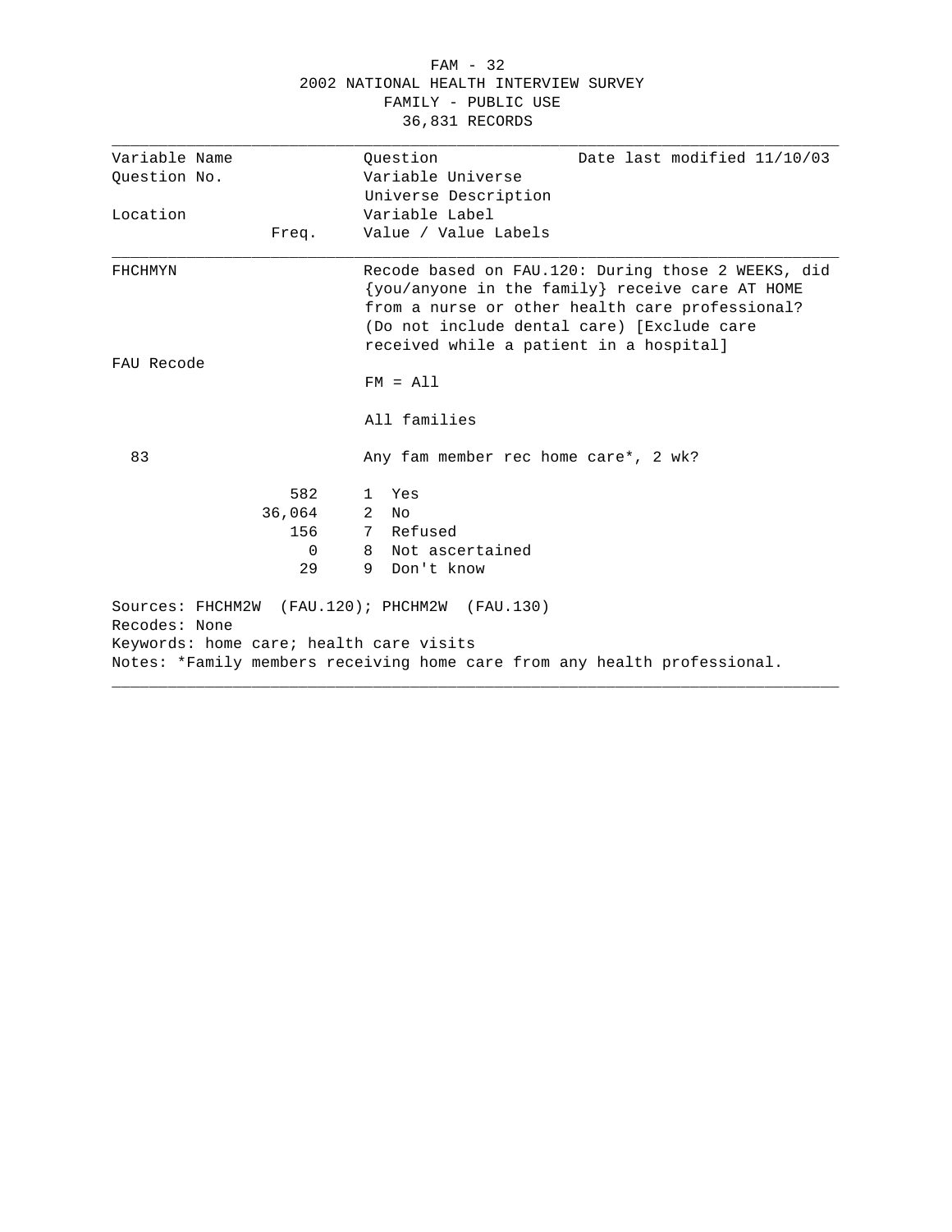FAM - 32
2002 NATIONAL HEALTH INTERVIEW SURVEY
FAMILY - PUBLIC USE
36,831 RECORDS

| Variable Name | | Question | Date last modified 11/10/03 |
|---|---|---|---|
| Question No. | | Variable Universe | |
| | | Universe Description | |
| Location | | Variable Label | |
| | Freq. | Value / Value Labels | |

**FHCHMYN**

Recode based on FAU.120: During those 2 WEEKS, did {you/anyone in the family} receive care AT HOME from a nurse or other health care professional? (Do not include dental care) [Exclude care received while a patient in a hospital]

FAU Recode

FM = All

All families

83

Any fam member rec home care*, 2 wk?

| Freq. | Value | Label |
|---|---|---|
| 582 | 1 | Yes |
| 36,064 | 2 | No |
| 156 | 7 | Refused |
| 0 | 8 | Not ascertained |
| 29 | 9 | Don't know |

Sources: FHCHM2W (FAU.120); PHCHM2W (FAU.130)
Recodes: None
Keywords: home care; health care visits
Notes: *Family members receiving home care from any health professional.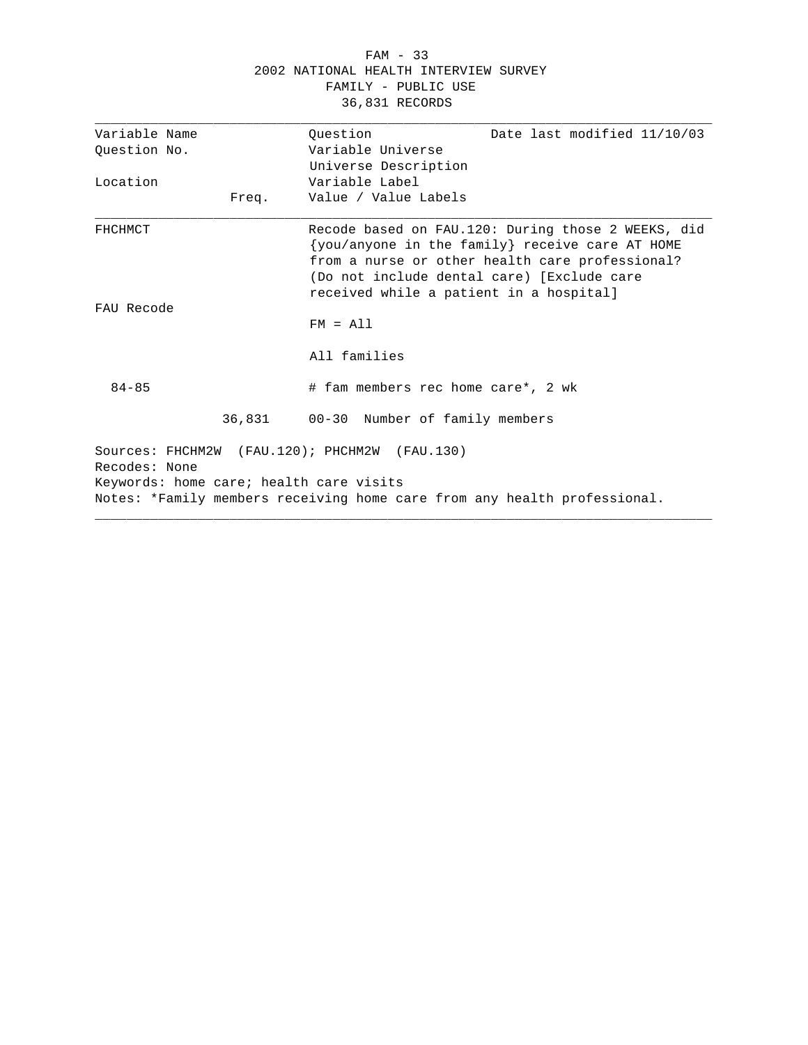FAM - 33
2002 NATIONAL HEALTH INTERVIEW SURVEY
FAMILY - PUBLIC USE
36,831 RECORDS

| Variable Name | | Question | Date last modified 11/10/03 |
|---|---|---|---|
| Question No. | | Variable Universe | |
| | | Universe Description | |
| Location | | Variable Label | |
| | Freq. | Value / Value Labels | |

**FHCHMCT**

Recode based on FAU.120: During those 2 WEEKS, did {you/anyone in the family} receive care AT HOME from a nurse or other health care professional? (Do not include dental care) [Exclude care received while a patient in a hospital]

FAU Recode

FM = All

All families

84-85

# fam members rec home care*, 2 wk

| Freq. | Value / Value Labels |
|---|---|
| 36,831 | 00-30 Number of family members |

Sources: FHCHM2W (FAU.120); PHCHM2W (FAU.130)
Recodes: None
Keywords: home care; health care visits
Notes: *Family members receiving home care from any health professional.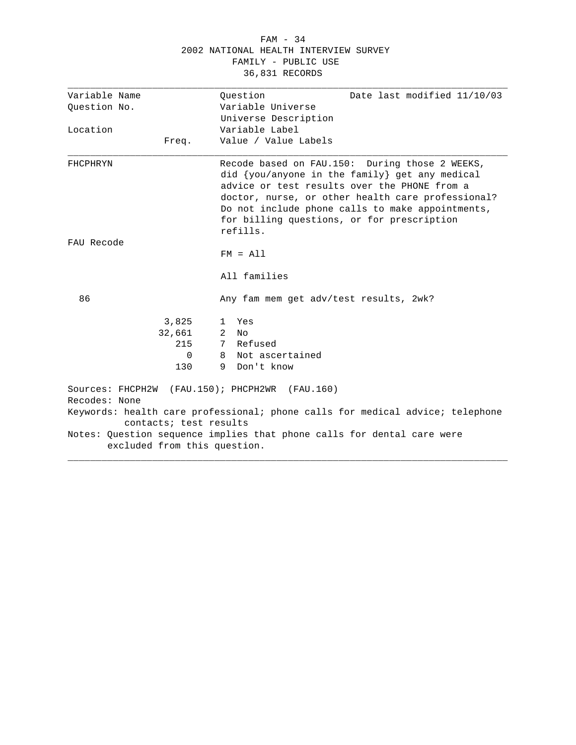2002 NATIONAL HEALTH INTERVIEW SURVEY
FAMILY - PUBLIC USE
36,831 RECORDS

| Variable Name | | Question | Date last modified 11/10/03 |
|---|---|---|---|
| Question No. | | Variable Universe | |
| | | Universe Description | |
| Location | | Variable Label | |
| | Freq. | Value / Value Labels | |

**FHCPHRYN**

Recode based on FAU.150: During those 2 WEEKS, did {you/anyone in the family} get any medical advice or test results over the PHONE from a doctor, nurse, or other health care professional? Do not include phone calls to make appointments, for billing questions, or for prescription refills.

FAU Recode

FM = All

All families

86

Any fam mem get adv/test results, 2wk?

| Freq. | Value | Label |
|---|---|---|
| 3,825 | 1 | Yes |
| 32,661 | 2 | No |
| 215 | 7 | Refused |
| 0 | 8 | Not ascertained |
| 130 | 9 | Don't know |

Sources: FHCPH2W (FAU.150); PHCPH2WR (FAU.160)
Recodes: None
Keywords: health care professional; phone calls for medical advice; telephone contacts; test results
Notes: Question sequence implies that phone calls for dental care were excluded from this question.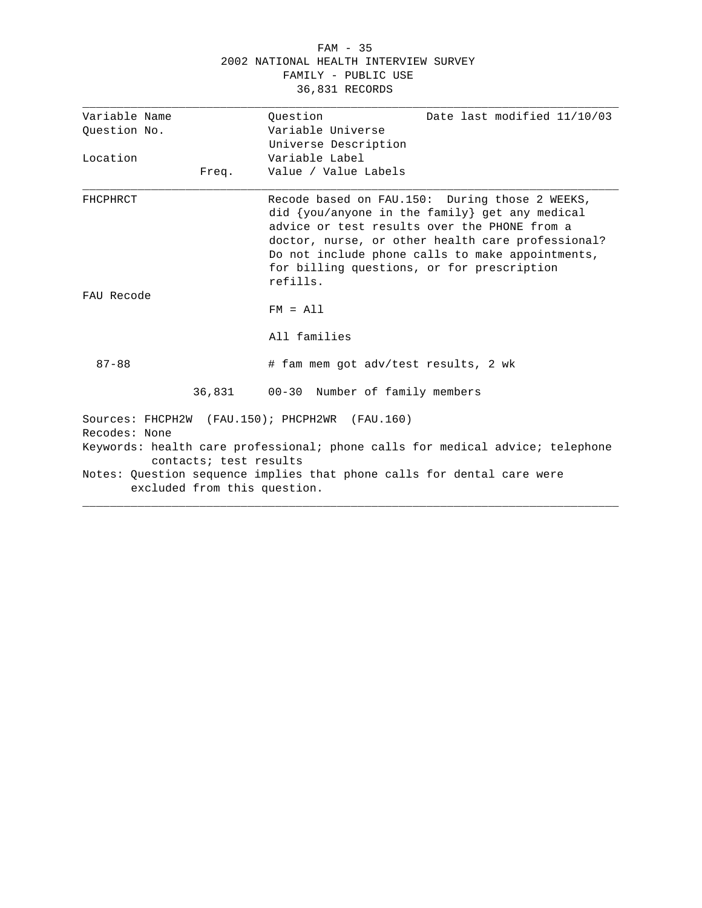2002 NATIONAL HEALTH INTERVIEW SURVEY
FAMILY - PUBLIC USE
36,831 RECORDS

| Variable Name | | Question | Date last modified 11/10/03 |
|---|---|---|---|
| Question No. | | Variable Universe | |
| | | Universe Description | |
| Location | | Variable Label | |
| | Freq. | Value / Value Labels | |

| | | | |
|---|---|---|---|
| FHCPHRCT | | Recode based on FAU.150: During those 2 WEEKS, did {you/anyone in the family} get any medical advice or test results over the PHONE from a doctor, nurse, or other health care professional? Do not include phone calls to make appointments, for billing questions, or for prescription refills. | |
| FAU Recode | | FM = All | |
| | | All families | |
| 87-88 | | # fam mem got adv/test results, 2 wk | |
| | 36,831 | 00-30 Number of family members | |

Sources: FHCPH2W (FAU.150); PHCPH2WR (FAU.160)
Recodes: None
Keywords: health care professional; phone calls for medical advice; telephone contacts; test results
Notes: Question sequence implies that phone calls for dental care were excluded from this question.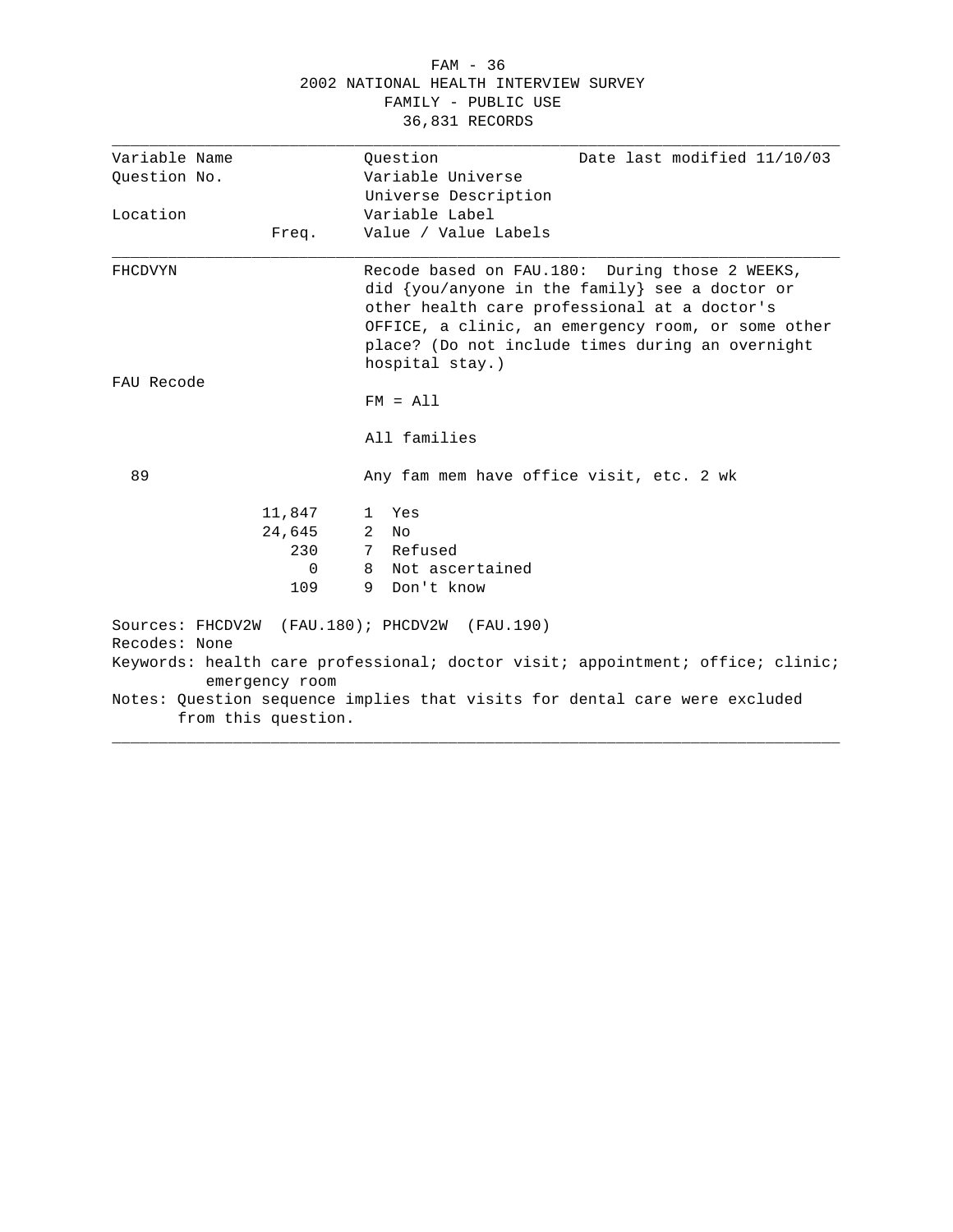2002 NATIONAL HEALTH INTERVIEW SURVEY
FAMILY - PUBLIC USE
36,831 RECORDS

| Variable Name | | Question | Date last modified 11/10/03 |
|---|---|---|---|
| Question No. | | Variable Universe | |
| | | Universe Description | |
| Location | | Variable Label | |
| | Freq. | Value / Value Labels | |

**FHCDVYN**

Recode based on FAU.180: During those 2 WEEKS, did {you/anyone in the family} see a doctor or other health care professional at a doctor's OFFICE, a clinic, an emergency room, or some other place? (Do not include times during an overnight hospital stay.)

FAU Recode

FM = All

All families

89 — Any fam mem have office visit, etc. 2 wk

| Freq. | Value | Label |
|---|---|---|
| 11,847 | 1 | Yes |
| 24,645 | 2 | No |
| 230 | 7 | Refused |
| 0 | 8 | Not ascertained |
| 109 | 9 | Don't know |

Sources: FHCDV2W (FAU.180); PHCDV2W (FAU.190)

Recodes: None

Keywords: health care professional; doctor visit; appointment; office; clinic; emergency room

Notes: Question sequence implies that visits for dental care were excluded from this question.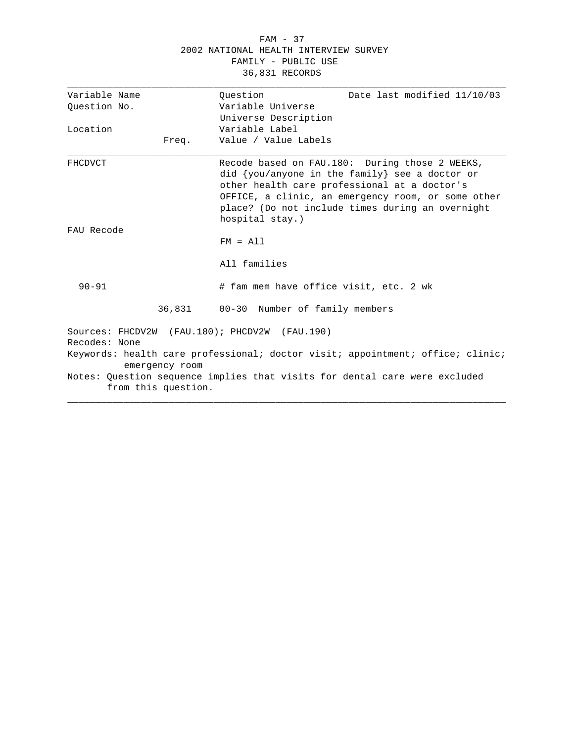2002 NATIONAL HEALTH INTERVIEW SURVEY
FAMILY - PUBLIC USE
36,831 RECORDS

| Variable Name<br>Question No.<br><br>Location | Freq. | Question<br>Variable Universe<br>Universe Description<br>Variable Label<br>Value / Value Labels | Date last modified 11/10/03 |
|---|---|---|---|
| FHCDVCT | | Recode based on FAU.180: During those 2 WEEKS, did {you/anyone in the family} see a doctor or other health care professional at a doctor's OFFICE, a clinic, an emergency room, or some other place? (Do not include times during an overnight hospital stay.) | |
| FAU Recode | | FM = All | |
| | | All families | |
| 90-91 | | # fam mem have office visit, etc. 2 wk | |
| | 36,831 | 00-30 Number of family members | |

Sources: FHCDV2W (FAU.180); PHCDV2W (FAU.190)
Recodes: None
Keywords: health care professional; doctor visit; appointment; office; clinic; emergency room
Notes: Question sequence implies that visits for dental care were excluded from this question.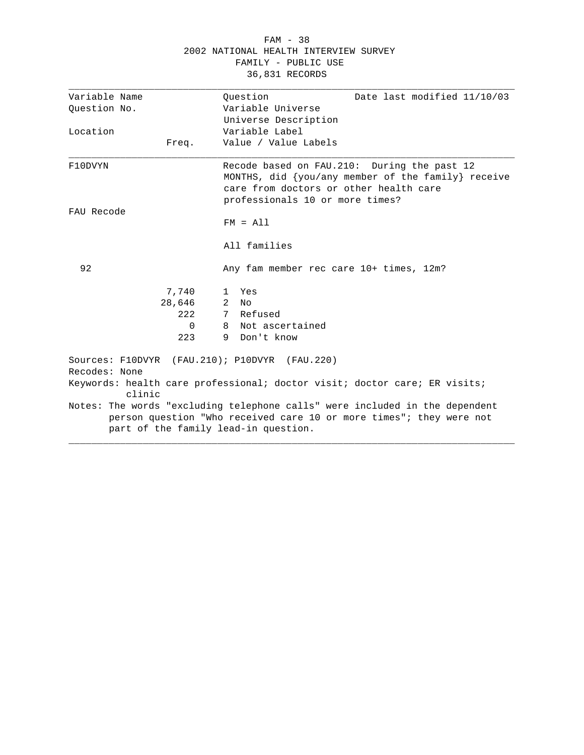2002 NATIONAL HEALTH INTERVIEW SURVEY
FAMILY - PUBLIC USE
36,831 RECORDS

| Variable Name | | Question | Date last modified 11/10/03 |
|---|---|---|---|
| Question No. | | Variable Universe | |
| | | Universe Description | |
| Location | | Variable Label | |
| | Freq. | Value / Value Labels | |

**F10DVYN**

Recode based on FAU.210: During the past 12 MONTHS, did {you/any member of the family} receive care from doctors or other health care professionals 10 or more times?

FAU Recode

FM = All

All families

92

Any fam member rec care 10+ times, 12m?

| Freq. | Value | Value Label |
|---|---|---|
| 7,740 | 1 | Yes |
| 28,646 | 2 | No |
| 222 | 7 | Refused |
| 0 | 8 | Not ascertained |
| 223 | 9 | Don't know |

Sources: F10DVYR (FAU.210); P10DVYR (FAU.220)

Recodes: None

Keywords: health care professional; doctor visit; doctor care; ER visits; clinic

Notes: The words "excluding telephone calls" were included in the dependent person question "Who received care 10 or more times"; they were not part of the family lead-in question.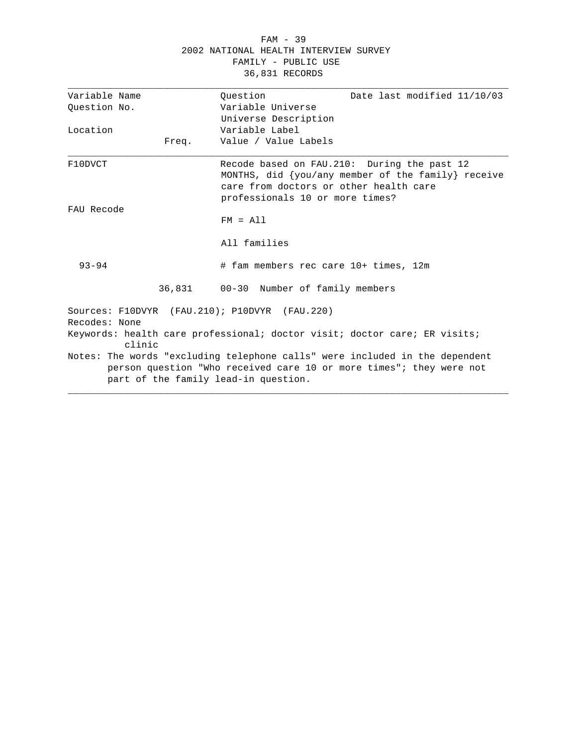FAM - 39

2002 NATIONAL HEALTH INTERVIEW SURVEY

FAMILY - PUBLIC USE

36,831 RECORDS

| Variable Name<br>Question No.<br><br>Location | Freq. | Question<br>Variable Universe<br>Universe Description<br>Variable Label<br>Value / Value Labels | Date last modified 11/10/03 |
|---|---|---|---|
| F10DVCT | | Recode based on FAU.210: During the past 12 MONTHS, did {you/any member of the family} receive care from doctors or other health care professionals 10 or more times? | |
| FAU Recode | | FM = All | |
| | | All families | |
| 93-94 | | # fam members rec care 10+ times, 12m | |
| | 36,831 | 00-30 Number of family members | |

Sources: F10DVYR (FAU.210); P10DVYR (FAU.220)

Recodes: None

Keywords: health care professional; doctor visit; doctor care; ER visits; clinic

Notes: The words "excluding telephone calls" were included in the dependent person question "Who received care 10 or more times"; they were not part of the family lead-in question.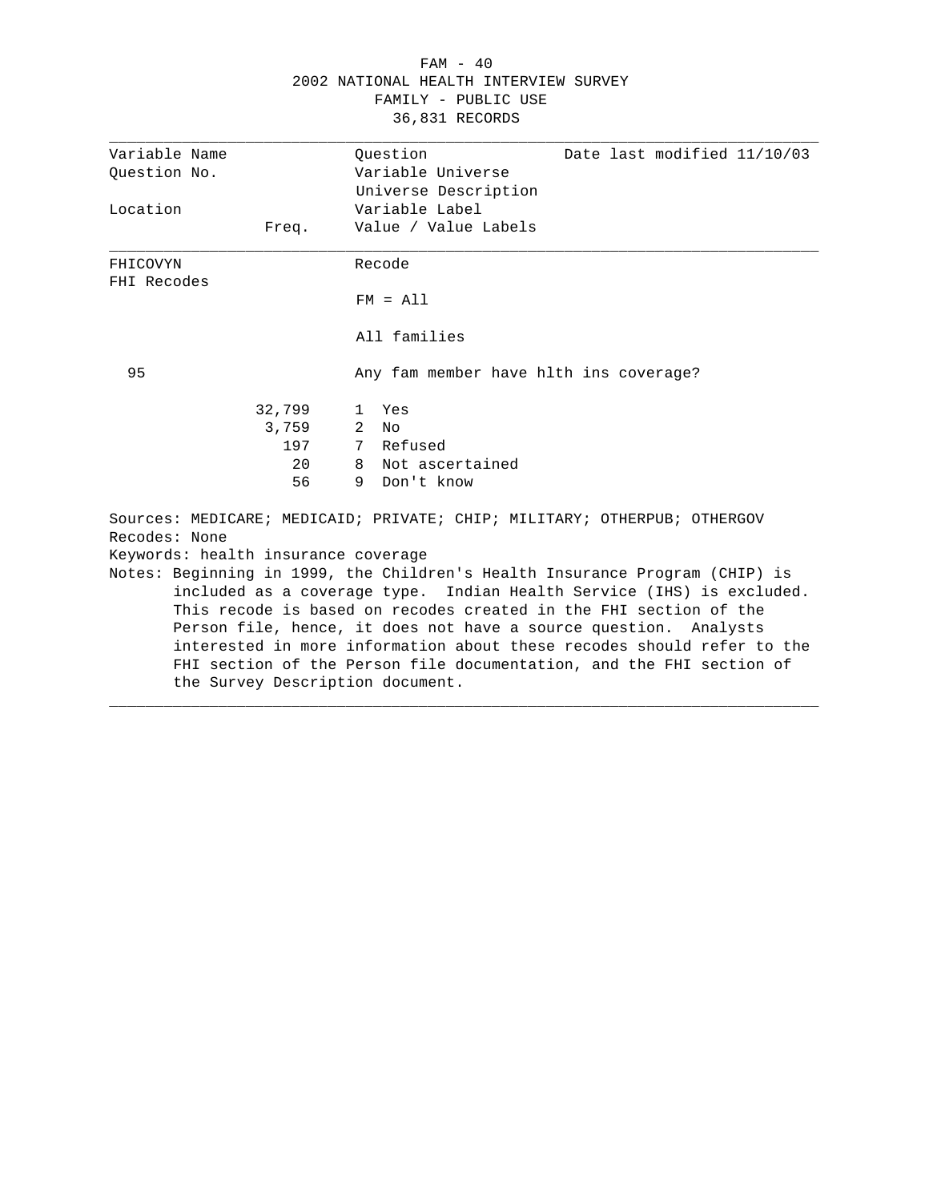FAM - 40
2002 NATIONAL HEALTH INTERVIEW SURVEY
FAMILY - PUBLIC USE
36,831 RECORDS

| Variable Name | | Question | Date last modified 11/10/03 |
|---|---|---|---|
| Question No. | | Variable Universe | |
| | | Universe Description | |
| Location | | Variable Label | |
| | Freq. | Value / Value Labels | |

FHICOVYN — Recode
FHI Recodes

FM = All

All families

95 — Any fam member have hlth ins coverage?

| Freq. | Value | Value Label |
|---|---|---|
| 32,799 | 1 | Yes |
| 3,759 | 2 | No |
| 197 | 7 | Refused |
| 20 | 8 | Not ascertained |
| 56 | 9 | Don't know |

Sources: MEDICARE; MEDICAID; PRIVATE; CHIP; MILITARY; OTHERPUB; OTHERGOV
Recodes: None
Keywords: health insurance coverage
Notes: Beginning in 1999, the Children's Health Insurance Program (CHIP) is included as a coverage type. Indian Health Service (IHS) is excluded. This recode is based on recodes created in the FHI section of the Person file, hence, it does not have a source question. Analysts interested in more information about these recodes should refer to the FHI section of the Person file documentation, and the FHI section of the Survey Description document.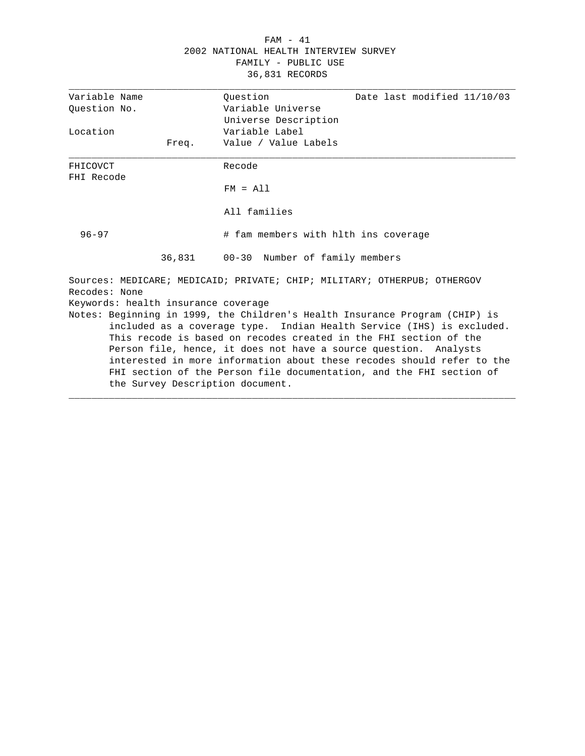2002 NATIONAL HEALTH INTERVIEW SURVEY
FAMILY - PUBLIC USE
36,831 RECORDS

| Variable Name | | Question | Date last modified 11/10/03 |
|---|---|---|---|
| Question No. | | Variable Universe | |
| | | Universe Description | |
| Location | | Variable Label | |
| | Freq. | Value / Value Labels | |

| | | | |
|---|---|---|---|
| FHICOVCT | | Recode | |
| FHI Recode | | | |
| | | FM = All | |
| | | All families | |
| 96-97 | | # fam members with hlth ins coverage | |
| | 36,831 | 00-30 | Number of family members |

Sources: MEDICARE; MEDICAID; PRIVATE; CHIP; MILITARY; OTHERPUB; OTHERGOV
Recodes: None
Keywords: health insurance coverage
Notes: Beginning in 1999, the Children's Health Insurance Program (CHIP) is included as a coverage type. Indian Health Service (IHS) is excluded. This recode is based on recodes created in the FHI section of the Person file, hence, it does not have a source question. Analysts interested in more information about these recodes should refer to the FHI section of the Person file documentation, and the FHI section of the Survey Description document.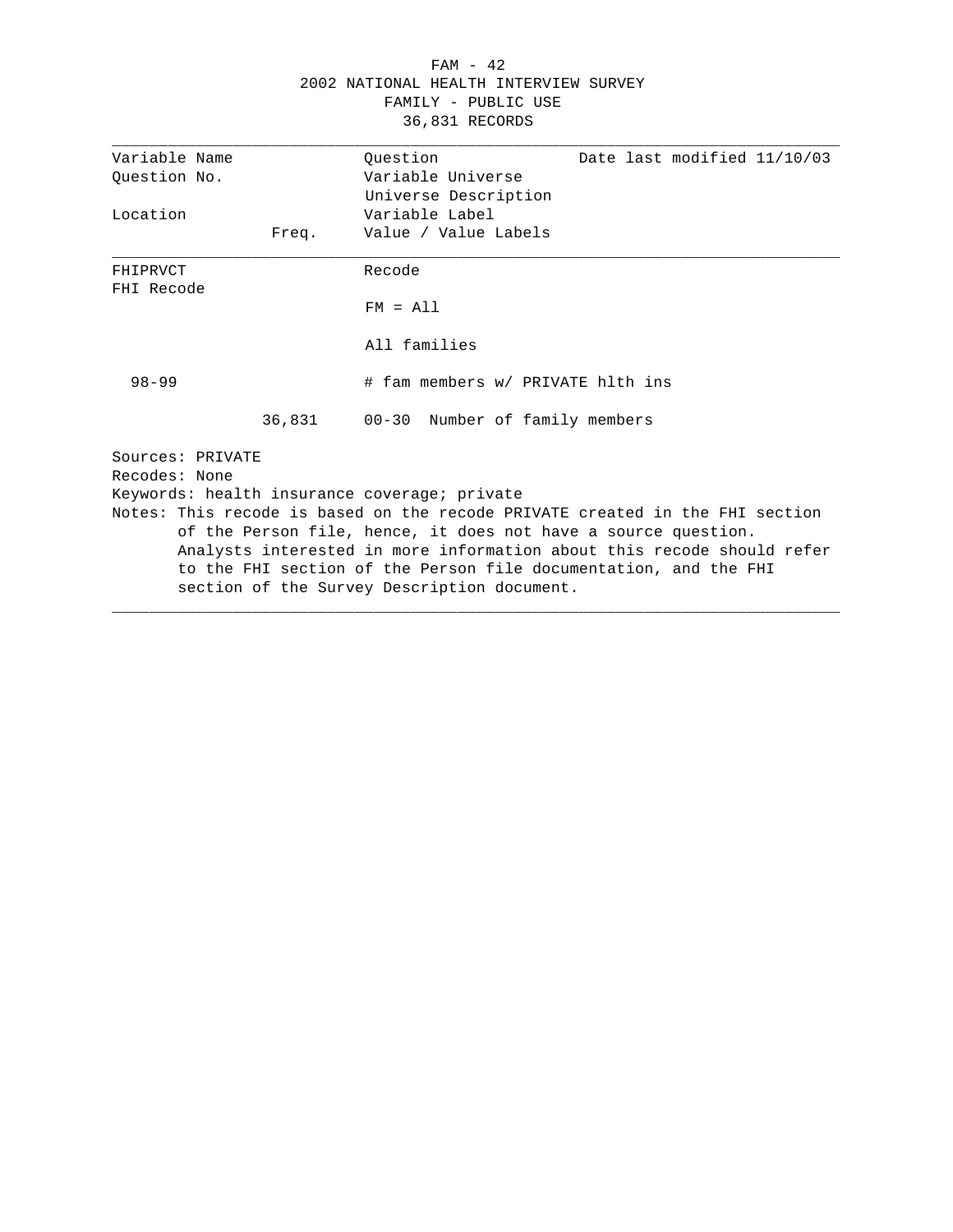FAM - 42
2002 NATIONAL HEALTH INTERVIEW SURVEY
FAMILY - PUBLIC USE
36,831 RECORDS

| Variable Name | | Question | Date last modified 11/10/03 |
|---|---|---|---|
| Question No. | | Variable Universe | |
| | | Universe Description | |
| Location | | Variable Label | |
| | Freq. | Value / Value Labels | |

| | | | |
|---|---|---|---|
| FHIPRVCT | | Recode | |
| FHI Recode | | | |
| | | FM = All | |
| | | All families | |
| 98-99 | | # fam members w/ PRIVATE hlth ins | |
| | 36,831 | 00-30 Number of family members | |

Sources: PRIVATE
Recodes: None
Keywords: health insurance coverage; private
Notes: This recode is based on the recode PRIVATE created in the FHI section of the Person file, hence, it does not have a source question. Analysts interested in more information about this recode should refer to the FHI section of the Person file documentation, and the FHI section of the Survey Description document.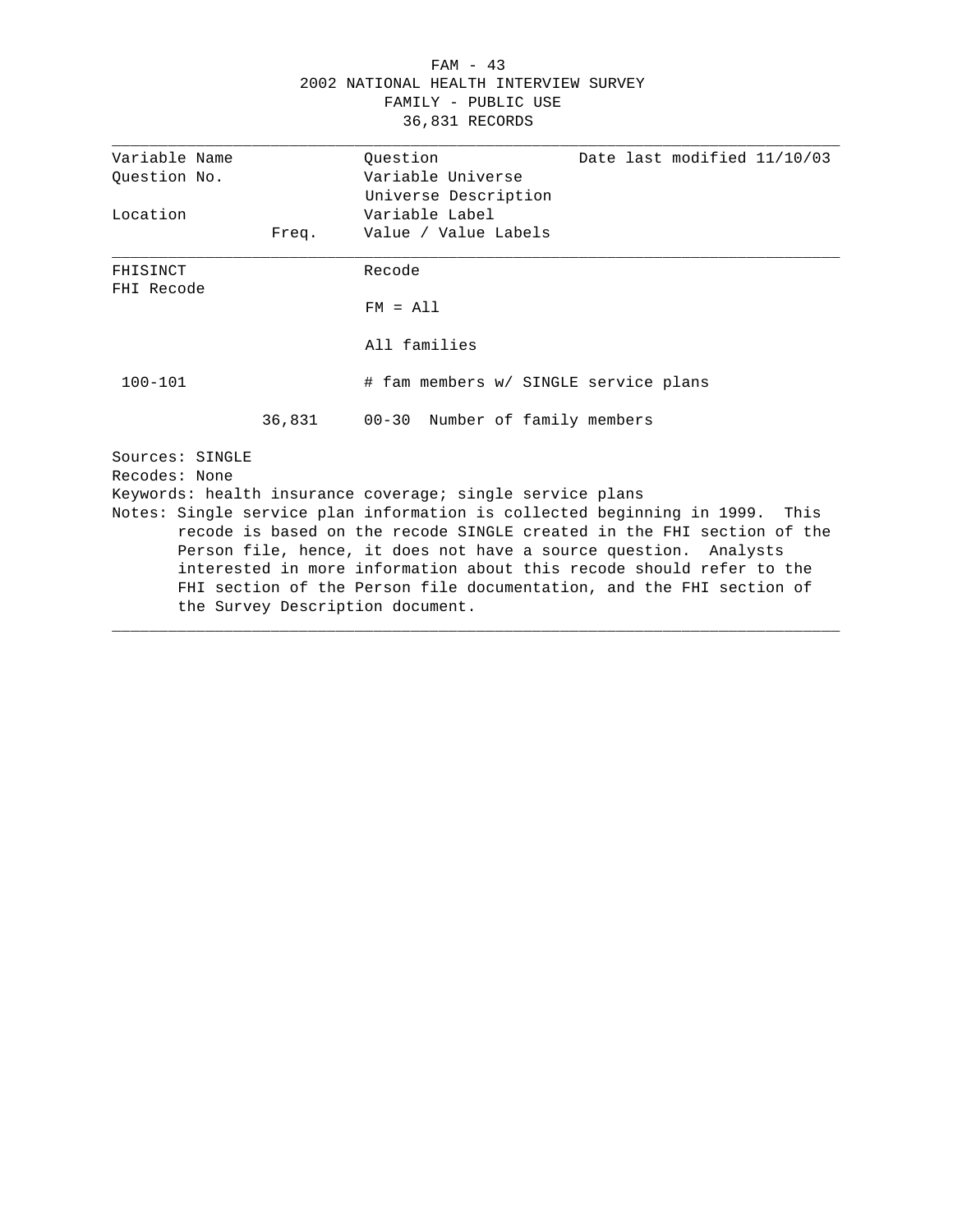2002 NATIONAL HEALTH INTERVIEW SURVEY
FAMILY - PUBLIC USE
36,831 RECORDS

| Variable Name | | Question | Date last modified 11/10/03 |
|---|---|---|---|
| Question No. | | Variable Universe | |
| | | Universe Description | |
| Location | | Variable Label | |
| | Freq. | Value / Value Labels | |

| | | | |
|---|---|---|---|
| FHISINCT | | Recode | |
| FHI Recode | | | |
| | | FM = All | |
| | | All families | |
| 100-101 | | # fam members w/ SINGLE service plans | |
| | 36,831 | 00-30 | Number of family members |

Sources: SINGLE
Recodes: None
Keywords: health insurance coverage; single service plans
Notes: Single service plan information is collected beginning in 1999. This recode is based on the recode SINGLE created in the FHI section of the Person file, hence, it does not have a source question. Analysts interested in more information about this recode should refer to the FHI section of the Person file documentation, and the FHI section of the Survey Description document.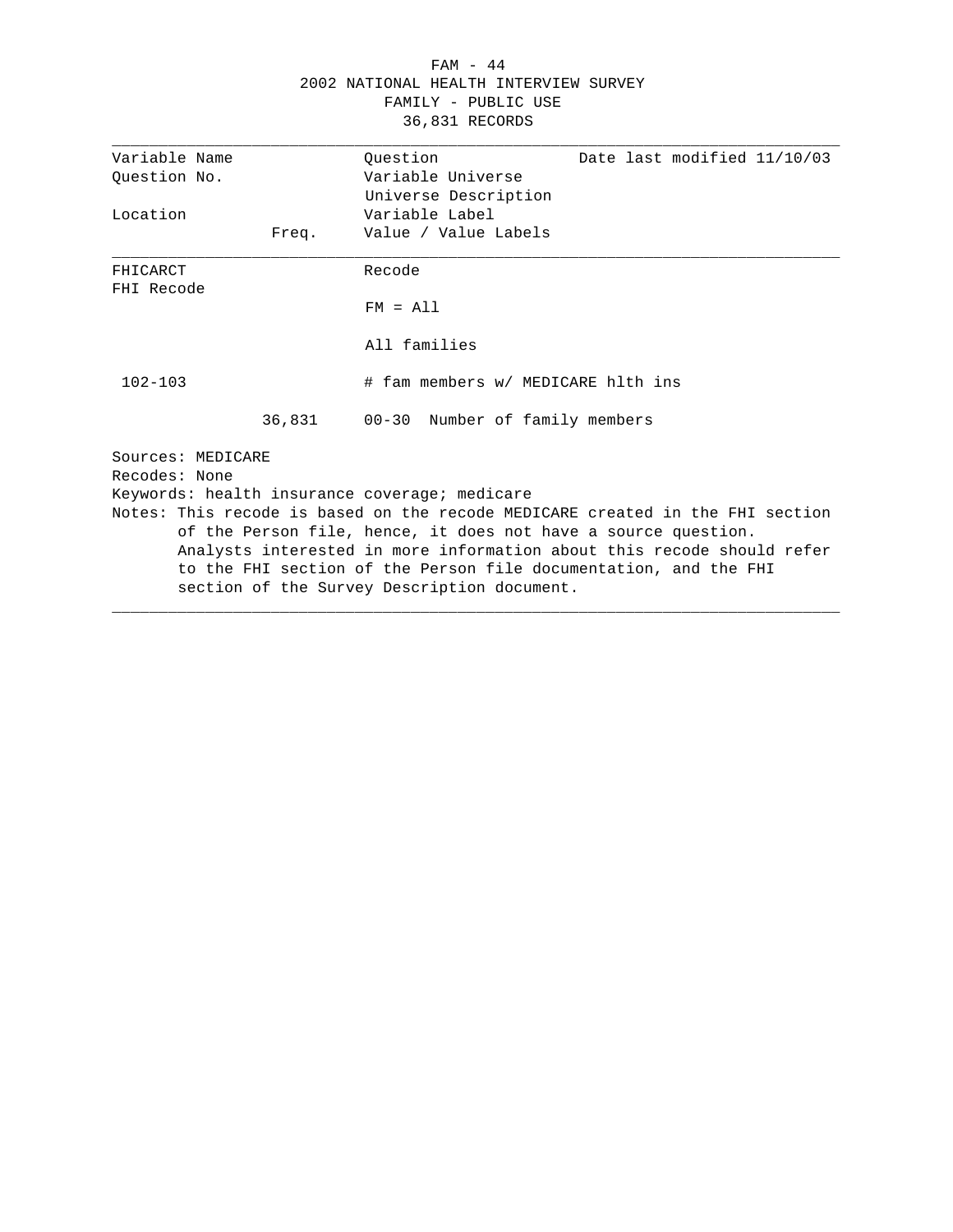FAM - 44

2002 NATIONAL HEALTH INTERVIEW SURVEY

FAMILY - PUBLIC USE

36,831 RECORDS

| Variable Name | | Question | Date last modified 11/10/03 |
|---|---|---|---|
| Question No. | | Variable Universe | |
| | | Universe Description | |
| Location | | Variable Label | |
| | Freq. | Value / Value Labels | |

| | | | |
|---|---|---|---|
| FHICARCT | | Recode | |
| FHI Recode | | | |
| | | FM = All | |
| | | All families | |
| 102-103 | | # fam members w/ MEDICARE hlth ins | |
| | 36,831 | 00-30 Number of family members | |

Sources: MEDICARE
Recodes: None
Keywords: health insurance coverage; medicare
Notes: This recode is based on the recode MEDICARE created in the FHI section of the Person file, hence, it does not have a source question. Analysts interested in more information about this recode should refer to the FHI section of the Person file documentation, and the FHI section of the Survey Description document.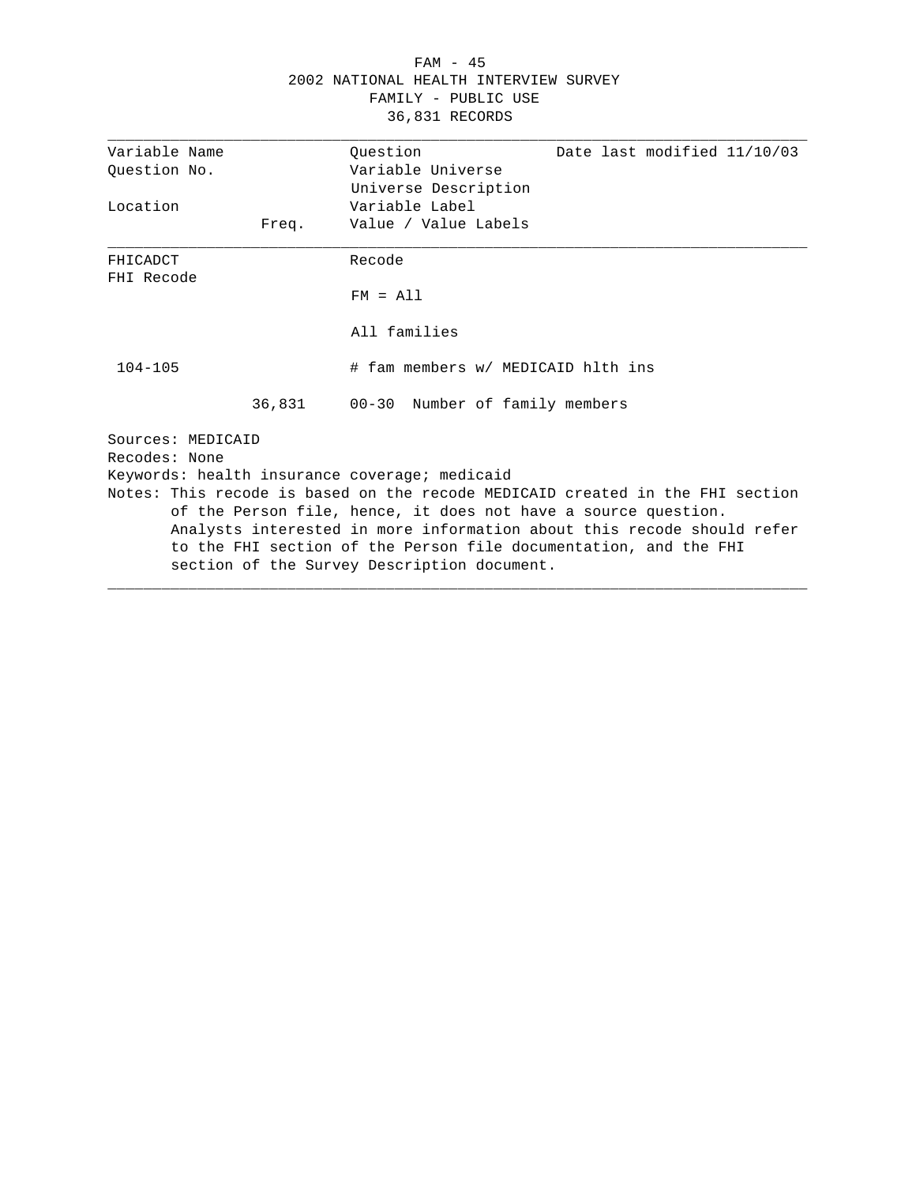FAM - 45
2002 NATIONAL HEALTH INTERVIEW SURVEY
FAMILY - PUBLIC USE
36,831 RECORDS

| Variable Name | | Question | Date last modified 11/10/03 |
|---|---|---|---|
| Question No. | | Variable Universe | |
| | | Universe Description | |
| Location | | Variable Label | |
| | Freq. | Value / Value Labels | |
| FHICADCT | | Recode | |
| FHI Recode | | | |
| | | FM = All | |
| | | All families | |
| 104-105 | | # fam members w/ MEDICAID hlth ins | |
| | 36,831 | 00-30 Number of family members | |

Sources: MEDICAID
Recodes: None
Keywords: health insurance coverage; medicaid
Notes: This recode is based on the recode MEDICAID created in the FHI section of the Person file, hence, it does not have a source question. Analysts interested in more information about this recode should refer to the FHI section of the Person file documentation, and the FHI section of the Survey Description document.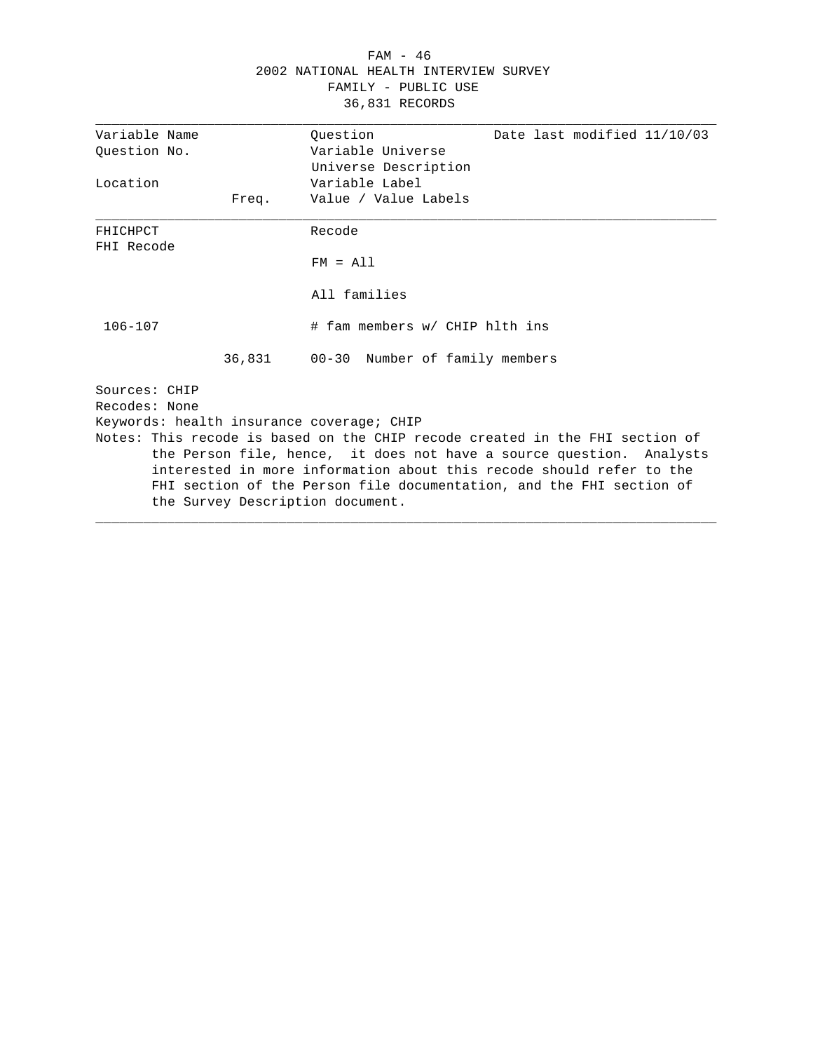FAM - 46
2002 NATIONAL HEALTH INTERVIEW SURVEY
FAMILY - PUBLIC USE
36,831 RECORDS

| Variable Name | | Question | Date last modified 11/10/03 |
|---|---|---|---|
| Question No. | | Variable Universe | |
| | | Universe Description | |
| Location | | Variable Label | |
| | Freq. | Value / Value Labels | |

| | | | |
|---|---|---|---|
| FHICHPCT | | Recode | |
| FHI Recode | | | |
| | | FM = All | |
| | | All families | |
| 106-107 | | # fam members w/ CHIP hlth ins | |
| | 36,831 | 00-30 Number of family members | |

Sources: CHIP
Recodes: None
Keywords: health insurance coverage; CHIP
Notes: This recode is based on the CHIP recode created in the FHI section of the Person file, hence, it does not have a source question. Analysts interested in more information about this recode should refer to the FHI section of the Person file documentation, and the FHI section of the Survey Description document.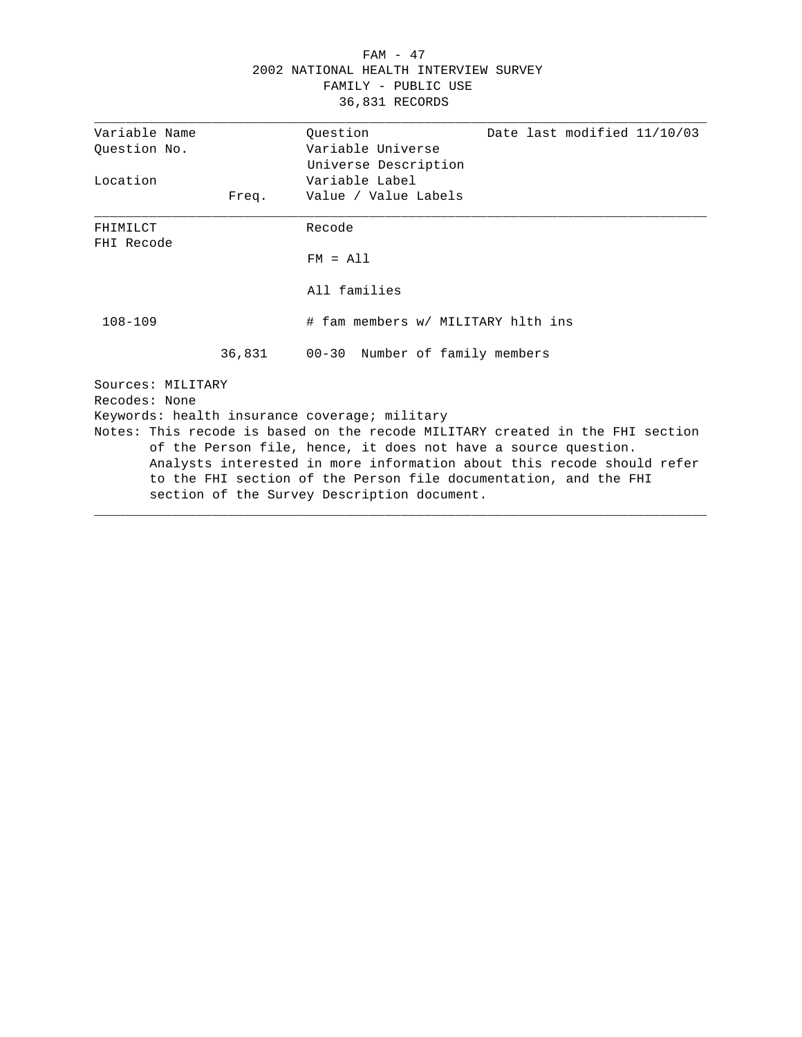# 2002 NATIONAL HEALTH INTERVIEW SURVEY
## FAMILY - PUBLIC USE
### 36,831 RECORDS

| Variable Name | | Question | Date last modified 11/10/03 |
|---|---|---|---|
| Question No. | | Variable Universe | |
| | | Universe Description | |
| Location | | Variable Label | |
| | Freq. | Value / Value Labels | |

| | | | |
|---|---|---|---|
| FHIMILCT | | Recode | |
| FHI Recode | | | |
| | | FM = All | |
| | | All families | |
| 108-109 | | # fam members w/ MILITARY hlth ins | |
| | 36,831 | 00-30 Number of family members | |

Sources: MILITARY

Recodes: None

Keywords: health insurance coverage; military

Notes: This recode is based on the recode MILITARY created in the FHI section of the Person file, hence, it does not have a source question. Analysts interested in more information about this recode should refer to the FHI section of the Person file documentation, and the FHI section of the Survey Description document.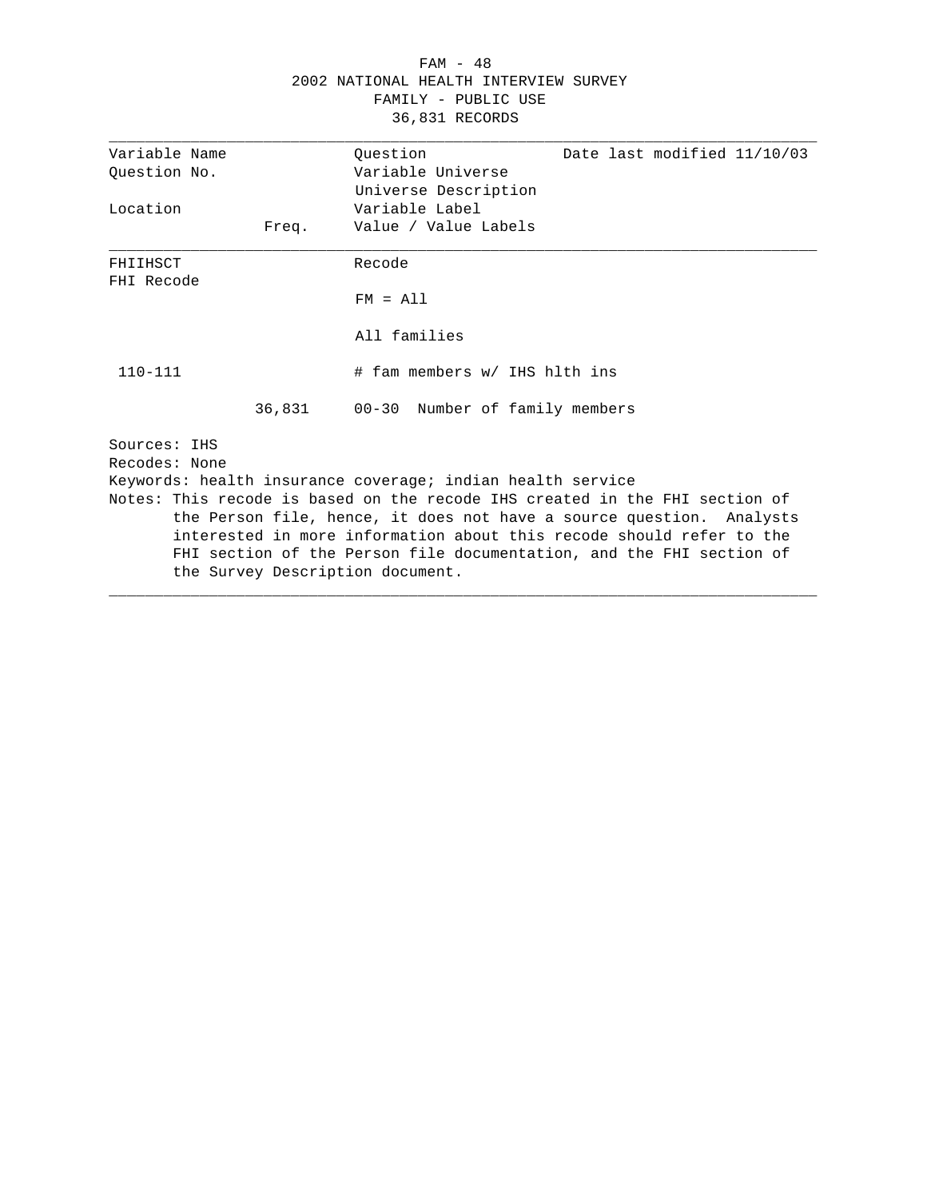FAM - 48
2002 NATIONAL HEALTH INTERVIEW SURVEY
FAMILY - PUBLIC USE
36,831 RECORDS

| Variable Name | | Question | Date last modified 11/10/03 |
|---|---|---|---|
| Question No. | | Variable Universe | |
| | | Universe Description | |
| Location | | Variable Label | |
| | Freq. | Value / Value Labels | |

| | | | |
|---|---|---|---|
| FHIIHSCT | | Recode | |
| FHI Recode | | | |
| | | FM = All | |
| | | All families | |
| 110-111 | | # fam members w/ IHS hlth ins | |
| | 36,831 | 00-30 Number of family members | |

Sources: IHS

Recodes: None

Keywords: health insurance coverage; indian health service

Notes: This recode is based on the recode IHS created in the FHI section of the Person file, hence, it does not have a source question. Analysts interested in more information about this recode should refer to the FHI section of the Person file documentation, and the FHI section of the Survey Description document.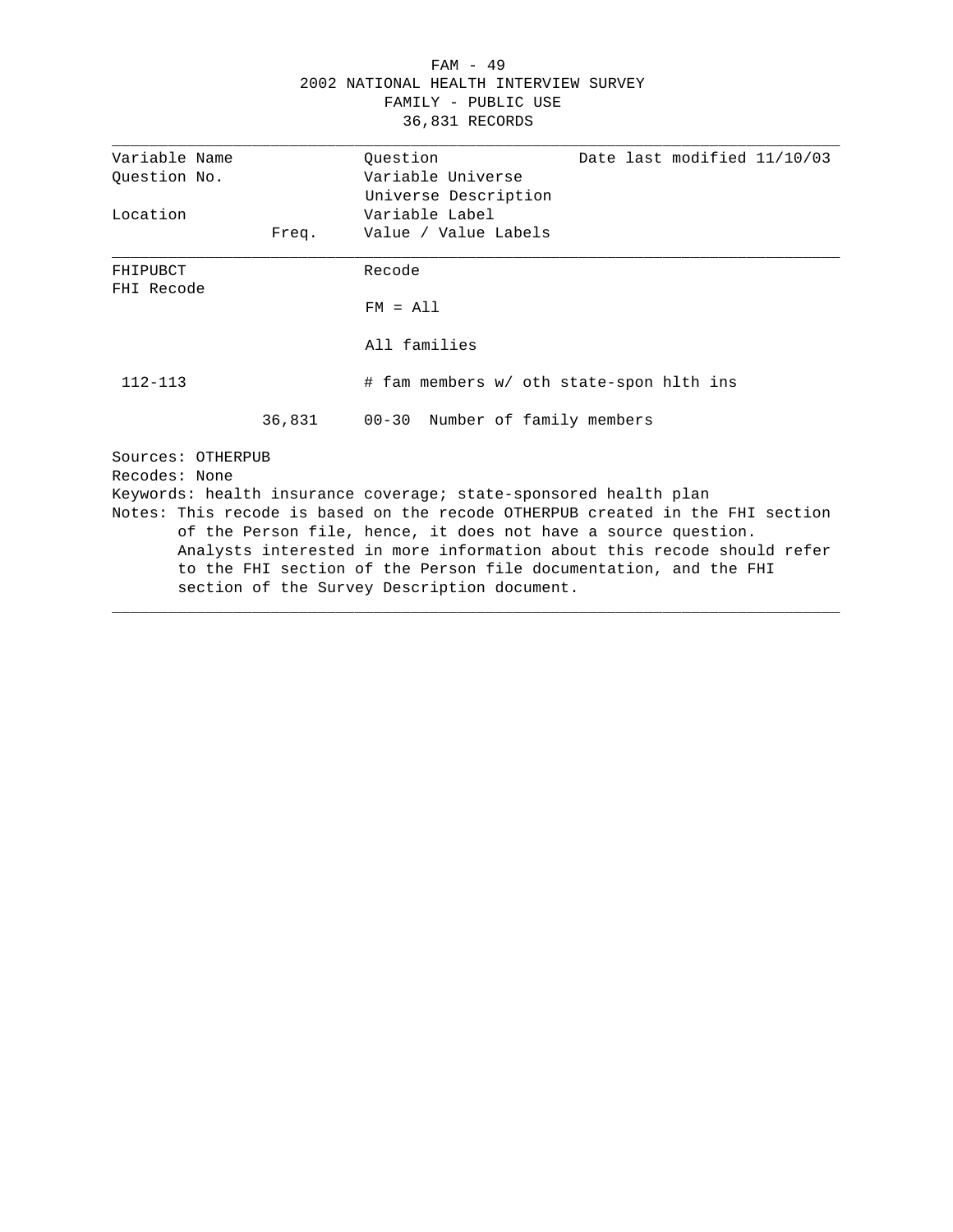# 2002 NATIONAL HEALTH INTERVIEW SURVEY

## FAMILY - PUBLIC USE

## 36,831 RECORDS

| Variable Name | | Question | Date last modified 11/10/03 |
|---|---|---|---|
| Question No. | | Variable Universe | |
| | | Universe Description | |
| Location | | Variable Label | |
| | Freq. | Value / Value Labels | |
| FHIPUBCT | | Recode | |
| FHI Recode | | FM = All | |
| | | All families | |
| 112-113 | | # fam members w/ oth state-spon hlth ins | |
| | 36,831 | 00-30 Number of family members | |

Sources: OTHERPUB

Recodes: None

Keywords: health insurance coverage; state-sponsored health plan

Notes: This recode is based on the recode OTHERPUB created in the FHI section of the Person file, hence, it does not have a source question. Analysts interested in more information about this recode should refer to the FHI section of the Person file documentation, and the FHI section of the Survey Description document.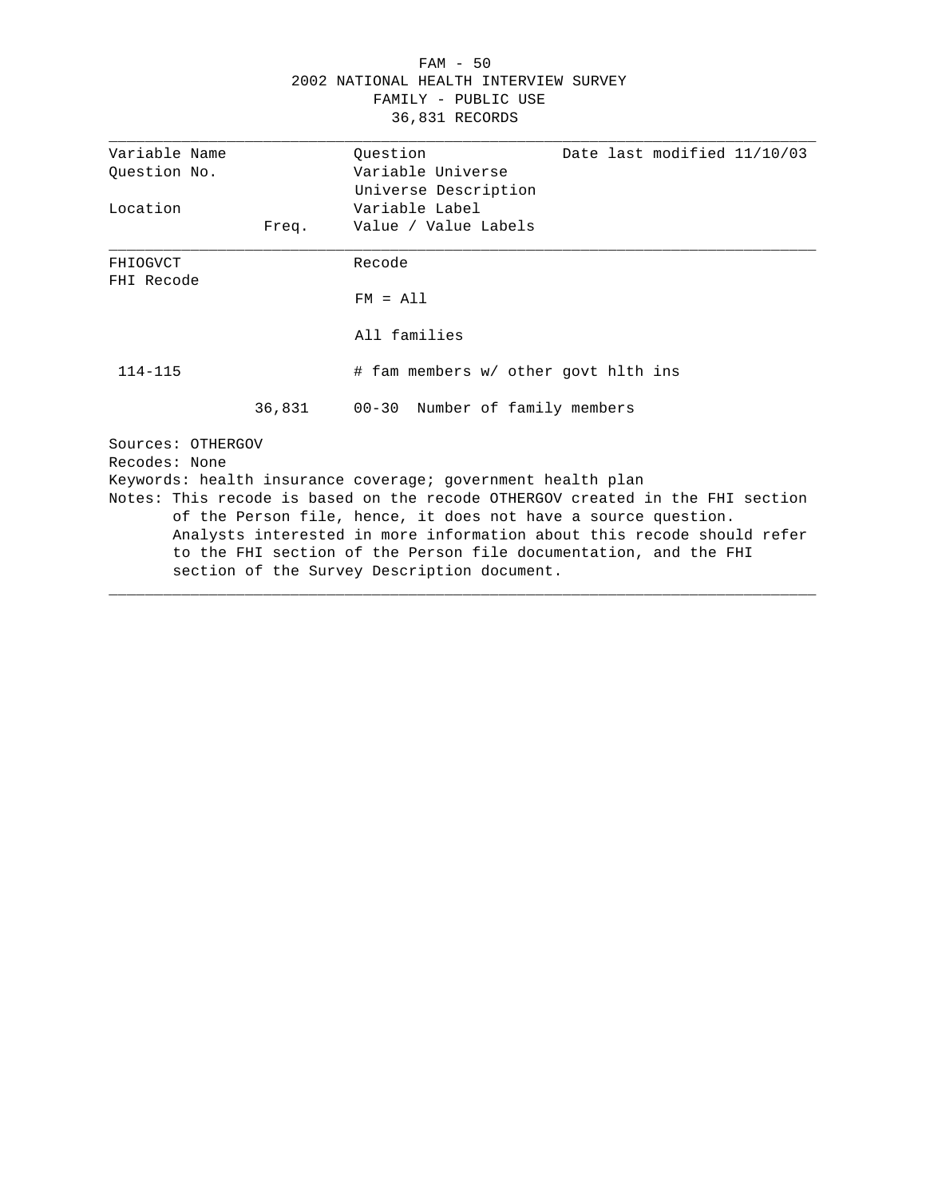2002 NATIONAL HEALTH INTERVIEW SURVEY
FAMILY - PUBLIC USE
36,831 RECORDS

| Variable Name / Question No. / Location | Freq. | Question / Variable Universe / Universe Description / Variable Label / Value / Value Labels | Date last modified 11/10/03 |
|---|---|---|---|
| FHIOGVCT | | Recode | |
| FHI Recode | | FM = All | |
| | | All families | |
| 114-115 | | # fam members w/ other govt hlth ins | |
| | 36,831 | 00-30 Number of family members | |

Sources: OTHERGOV
Recodes: None
Keywords: health insurance coverage; government health plan
Notes: This recode is based on the recode OTHERGOV created in the FHI section of the Person file, hence, it does not have a source question. Analysts interested in more information about this recode should refer to the FHI section of the Person file documentation, and the FHI section of the Survey Description document.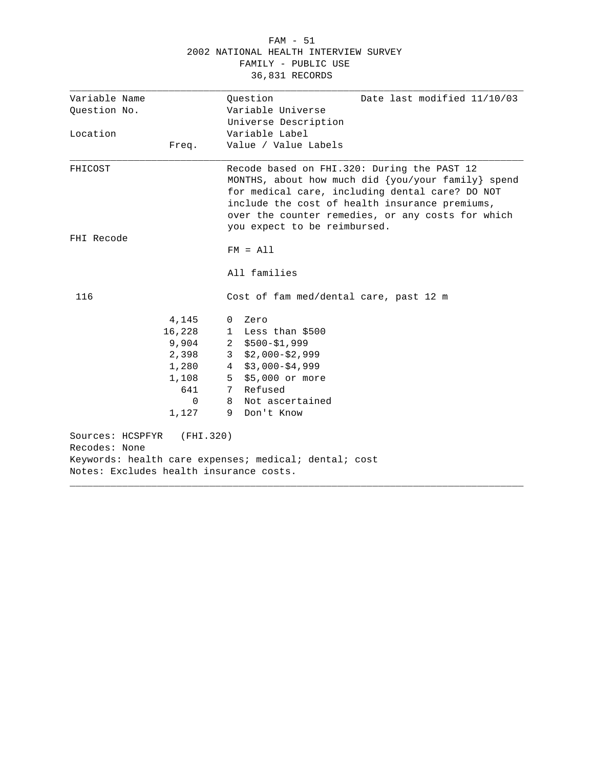FAM - 51

2002 NATIONAL HEALTH INTERVIEW SURVEY

FAMILY - PUBLIC USE

36,831 RECORDS

| Variable Name | | Question | Date last modified 11/10/03 |
|---|---|---|---|
| Question No. | | Variable Universe | |
| | | Universe Description | |
| Location | | Variable Label | |
| | Freq. | Value / Value Labels | |

**FHICOST**

Recode based on FHI.320: During the PAST 12 MONTHS, about how much did {you/your family} spend for medical care, including dental care? DO NOT include the cost of health insurance premiums, over the counter remedies, or any costs for which you expect to be reimbursed.

FHI Recode

FM = All

All families

116

Cost of fam med/dental care, past 12 m

| Freq. | Value | Value Label |
|---|---|---|
| 4,145 | 0 | Zero |
| 16,228 | 1 | Less than $500 |
| 9,904 | 2 | $500-$1,999 |
| 2,398 | 3 | $2,000-$2,999 |
| 1,280 | 4 | $3,000-$4,999 |
| 1,108 | 5 | $5,000 or more |
| 641 | 7 | Refused |
| 0 | 8 | Not ascertained |
| 1,127 | 9 | Don't Know |

Sources: HCSPFYR (FHI.320)

Recodes: None

Keywords: health care expenses; medical; dental; cost

Notes: Excludes health insurance costs.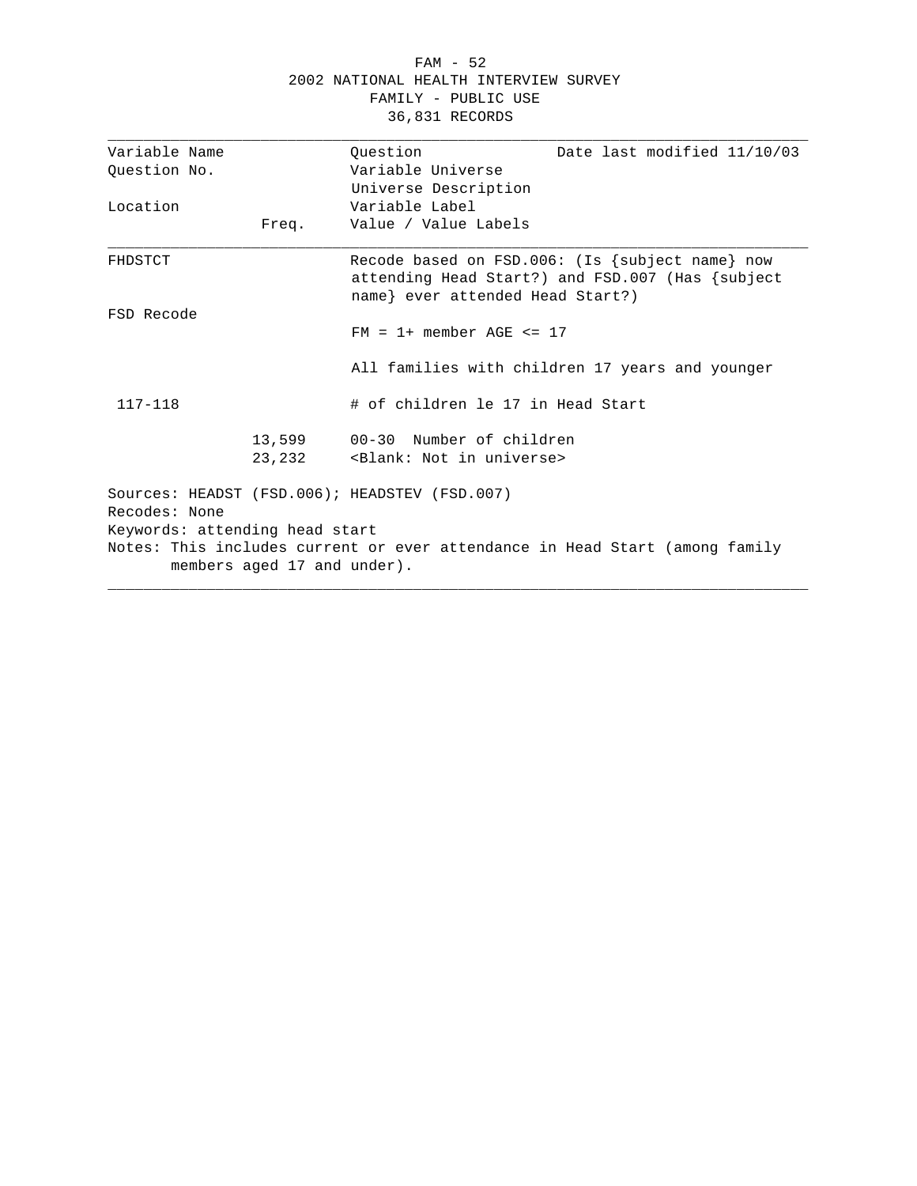FAM - 52

2002 NATIONAL HEALTH INTERVIEW SURVEY

FAMILY - PUBLIC USE

36,831 RECORDS

| Variable Name | | Question | Date last modified 11/10/03 |
|---|---|---|---|
| Question No. | | Variable Universe | |
| | | Universe Description | |
| Location | | Variable Label | |
| | Freq. | Value / Value Labels | |

| | | | |
|---|---|---|---|
| FHDSTCT | | Recode based on FSD.006: (Is {subject name} now attending Head Start?) and FSD.007 (Has {subject name} ever attended Head Start?) | |
| FSD Recode | | | |
| | | FM = 1+ member AGE <= 17 | |
| | | All families with children 17 years and younger | |
| 117-118 | | # of children le 17 in Head Start | |
| | 13,599 | 00-30 Number of children | |
| | 23,232 | <Blank: Not in universe> | |

Sources: HEADST (FSD.006); HEADSTEV (FSD.007)

Recodes: None

Keywords: attending head start

Notes: This includes current or ever attendance in Head Start (among family members aged 17 and under).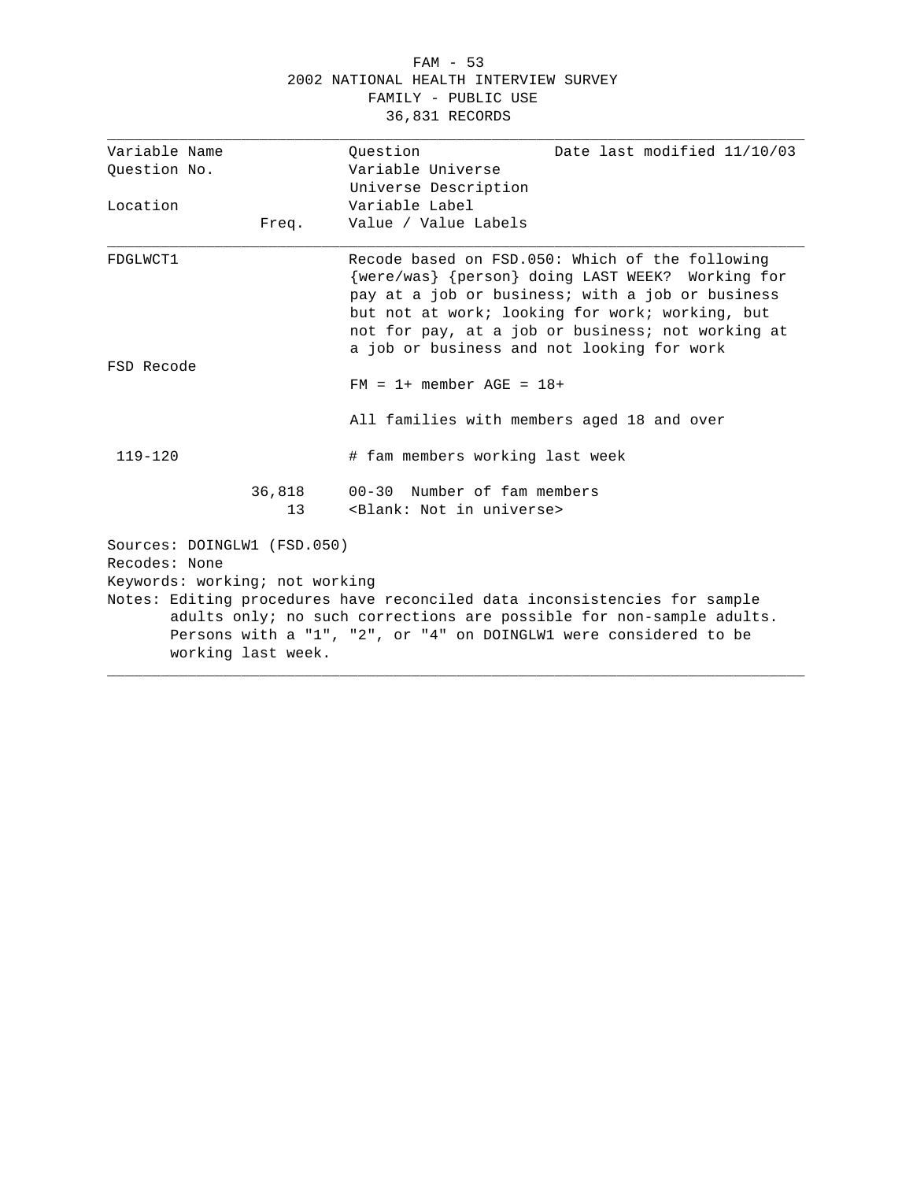2002 NATIONAL HEALTH INTERVIEW SURVEY
FAMILY - PUBLIC USE
36,831 RECORDS

| Variable Name | | Question | Date last modified 11/10/03 |
|---|---|---|---|
| Question No. | | Variable Universe | |
| | | Universe Description | |
| Location | | Variable Label | |
| | Freq. | Value / Value Labels | |

**FDGLWCT1**

Recode based on FSD.050: Which of the following {were/was} {person} doing LAST WEEK? Working for pay at a job or business; with a job or business but not at work; looking for work; working, but not for pay, at a job or business; not working at a job or business and not looking for work

FSD Recode

FM = 1+ member AGE = 18+

All families with members aged 18 and over

119-120

\# fam members working last week

| Freq. | Value / Value Labels |
|---|---|
| 36,818 | 00-30 Number of fam members |
| 13 | <Blank: Not in universe> |

Sources: DOINGLW1 (FSD.050)
Recodes: None
Keywords: working; not working
Notes: Editing procedures have reconciled data inconsistencies for sample adults only; no such corrections are possible for non-sample adults. Persons with a "1", "2", or "4" on DOINGLW1 were considered to be working last week.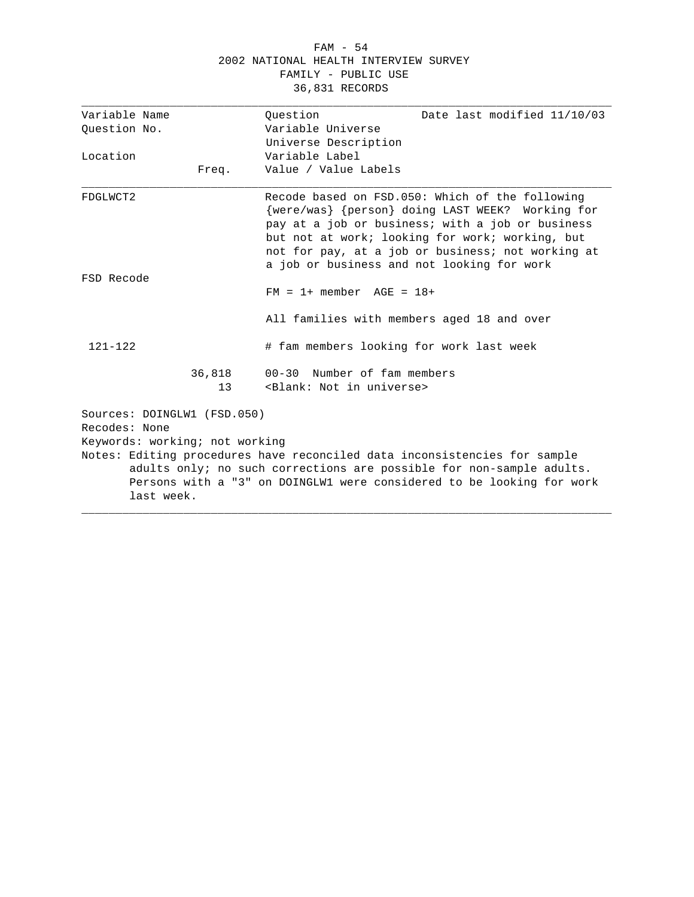| Variable Name | | Question | Date last modified 11/10/03 |
|---|---|---|---|
| Question No. | | Variable Universe | |
| | | Universe Description | |
| Location | | Variable Label | |
| | Freq. | Value / Value Labels | |

**FDGLWCT2**

Recode based on FSD.050: Which of the following {were/was} {person} doing LAST WEEK? Working for pay at a job or business; with a job or business but not at work; looking for work; working, but not for pay, at a job or business; not working at a job or business and not looking for work

FSD Recode

FM = 1+ member AGE = 18+

All families with members aged 18 and over

121-122 — # fam members looking for work last week

| Freq. | Value / Value Labels |
|---|---|
| 36,818 | 00-30 Number of fam members |
| 13 | <Blank: Not in universe> |

Sources: DOINGLW1 (FSD.050)
Recodes: None
Keywords: working; not working
Notes: Editing procedures have reconciled data inconsistencies for sample adults only; no such corrections are possible for non-sample adults. Persons with a "3" on DOINGLW1 were considered to be looking for work last week.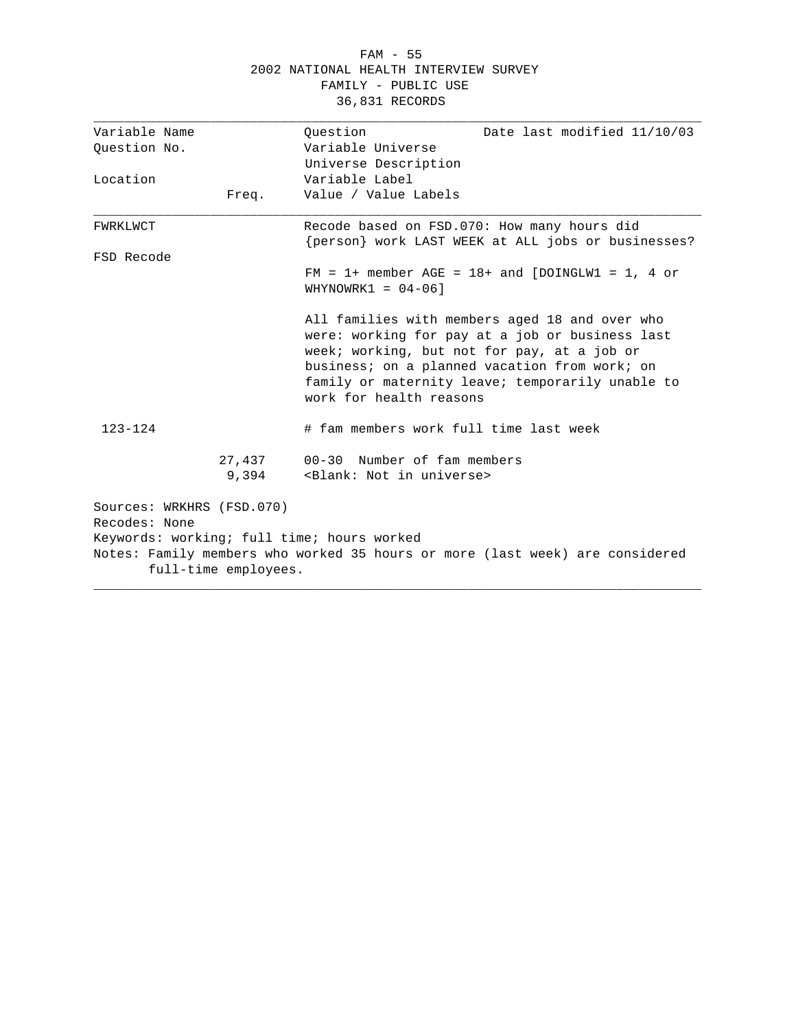FAM - 55
2002 NATIONAL HEALTH INTERVIEW SURVEY
FAMILY - PUBLIC USE
36,831 RECORDS

| Variable Name<br>Question No.<br><br>Location | Freq. | Question<br>Variable Universe<br>Universe Description<br>Variable Label<br>Value / Value Labels | Date last modified 11/10/03 |
|---|---|---|---|
| FWRKLWCT | | Recode based on FSD.070: How many hours did {person} work LAST WEEK at ALL jobs or businesses? | |
| FSD Recode | | FM = 1+ member AGE = 18+ and [DOINGLW1 = 1, 4 or WHYNOWRK1 = 04-06] | |
| | | All families with members aged 18 and over who were: working for pay at a job or business last week; working, but not for pay, at a job or business; on a planned vacation from work; on family or maternity leave; temporarily unable to work for health reasons | |
| 123-124 | | # fam members work full time last week | |
| | 27,437 | 00-30 Number of fam members | |
| | 9,394 | <Blank: Not in universe> | |

Sources: WRKHRS (FSD.070)
Recodes: None
Keywords: working; full time; hours worked
Notes: Family members who worked 35 hours or more (last week) are considered full-time employees.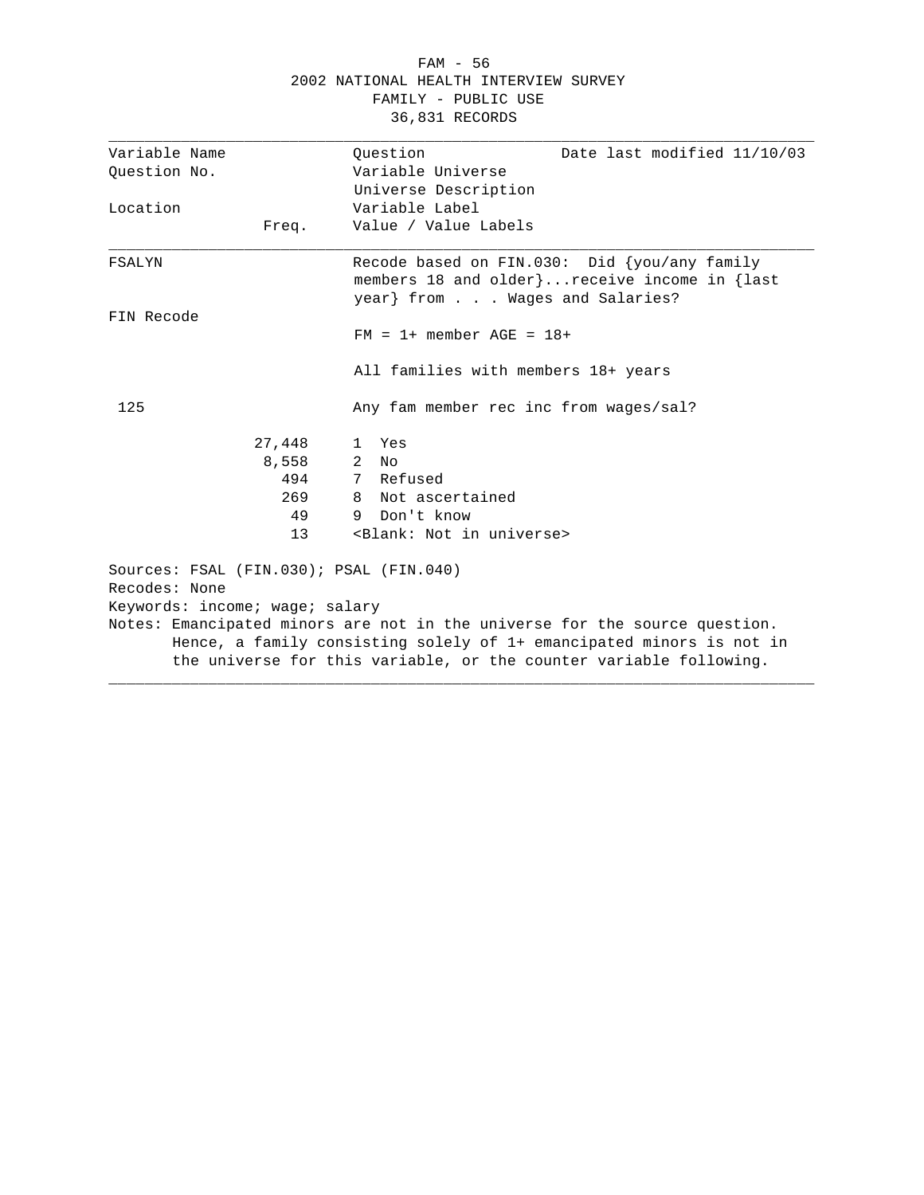FAM - 56
2002 NATIONAL HEALTH INTERVIEW SURVEY
FAMILY - PUBLIC USE
36,831 RECORDS

| Variable Name | | Question | Date last modified 11/10/03 |
|---|---|---|---|
| Question No. | | Variable Universe | |
| | | Universe Description | |
| Location | | Variable Label | |
| | Freq. | Value / Value Labels | |

**FSALYN**

Recode based on FIN.030: Did {you/any family members 18 and older}...receive income in {last year} from . . . Wages and Salaries?

FIN Recode

FM = 1+ member AGE = 18+

All families with members 18+ years

125 — Any fam member rec inc from wages/sal?

| Freq. | Value / Value Labels |
|---|---|
| 27,448 | 1 Yes |
| 8,558 | 2 No |
| 494 | 7 Refused |
| 269 | 8 Not ascertained |
| 49 | 9 Don't know |
| 13 | <Blank: Not in universe> |

Sources: FSAL (FIN.030); PSAL (FIN.040)
Recodes: None
Keywords: income; wage; salary
Notes: Emancipated minors are not in the universe for the source question. Hence, a family consisting solely of 1+ emancipated minors is not in the universe for this variable, or the counter variable following.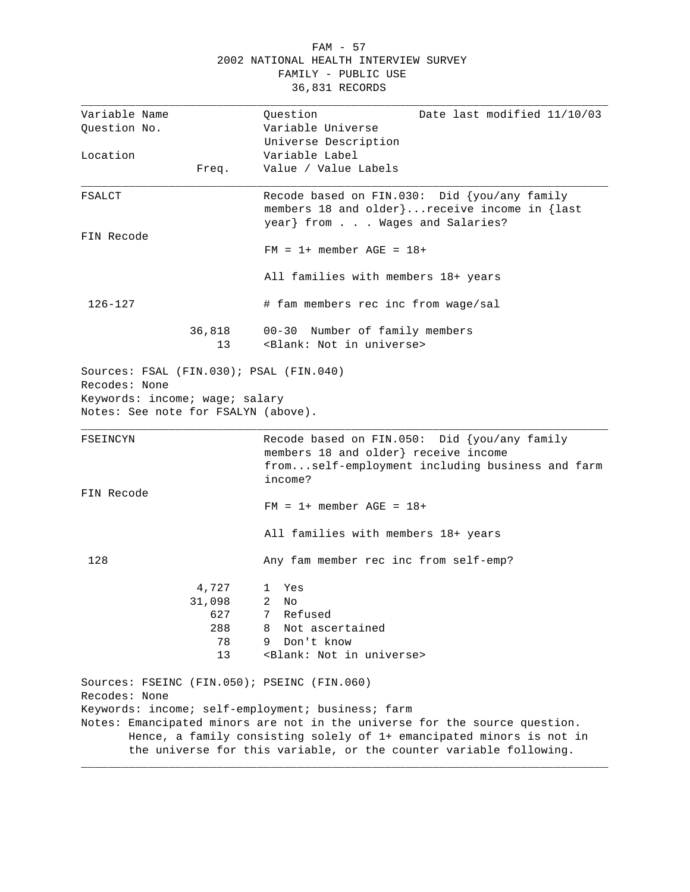FAM - 57
2002 NATIONAL HEALTH INTERVIEW SURVEY
FAMILY - PUBLIC USE
36,831 RECORDS

| Variable Name<br>Question No.<br><br>Location | Freq. | Question<br>Variable Universe<br>Universe Description<br>Variable Label<br>Value / Value Labels | Date last modified 11/10/03 |
|---|---|---|---|

---

**FSALCT**

Recode based on FIN.030: Did {you/any family members 18 and older}...receive income in {last year} from . . . Wages and Salaries?

FIN Recode

FM = 1+ member AGE = 18+

All families with members 18+ years

126-127 — # fam members rec inc from wage/sal

| Freq. | Value / Value Labels |
|---|---|
| 36,818 | 00-30 Number of family members |
| 13 | <Blank: Not in universe> |

Sources: FSAL (FIN.030); PSAL (FIN.040)
Recodes: None
Keywords: income; wage; salary
Notes: See note for FSALYN (above).

---

**FSEINCYN**

Recode based on FIN.050: Did {you/any family members 18 and older} receive income from...self-employment including business and farm income?

FIN Recode

FM = 1+ member AGE = 18+

All families with members 18+ years

128 — Any fam member rec inc from self-emp?

| Freq. | Value / Value Labels |
|---|---|
| 4,727 | 1 Yes |
| 31,098 | 2 No |
| 627 | 7 Refused |
| 288 | 8 Not ascertained |
| 78 | 9 Don't know |
| 13 | <Blank: Not in universe> |

Sources: FSEINC (FIN.050); PSEINC (FIN.060)
Recodes: None
Keywords: income; self-employment; business; farm
Notes: Emancipated minors are not in the universe for the source question. Hence, a family consisting solely of 1+ emancipated minors is not in the universe for this variable, or the counter variable following.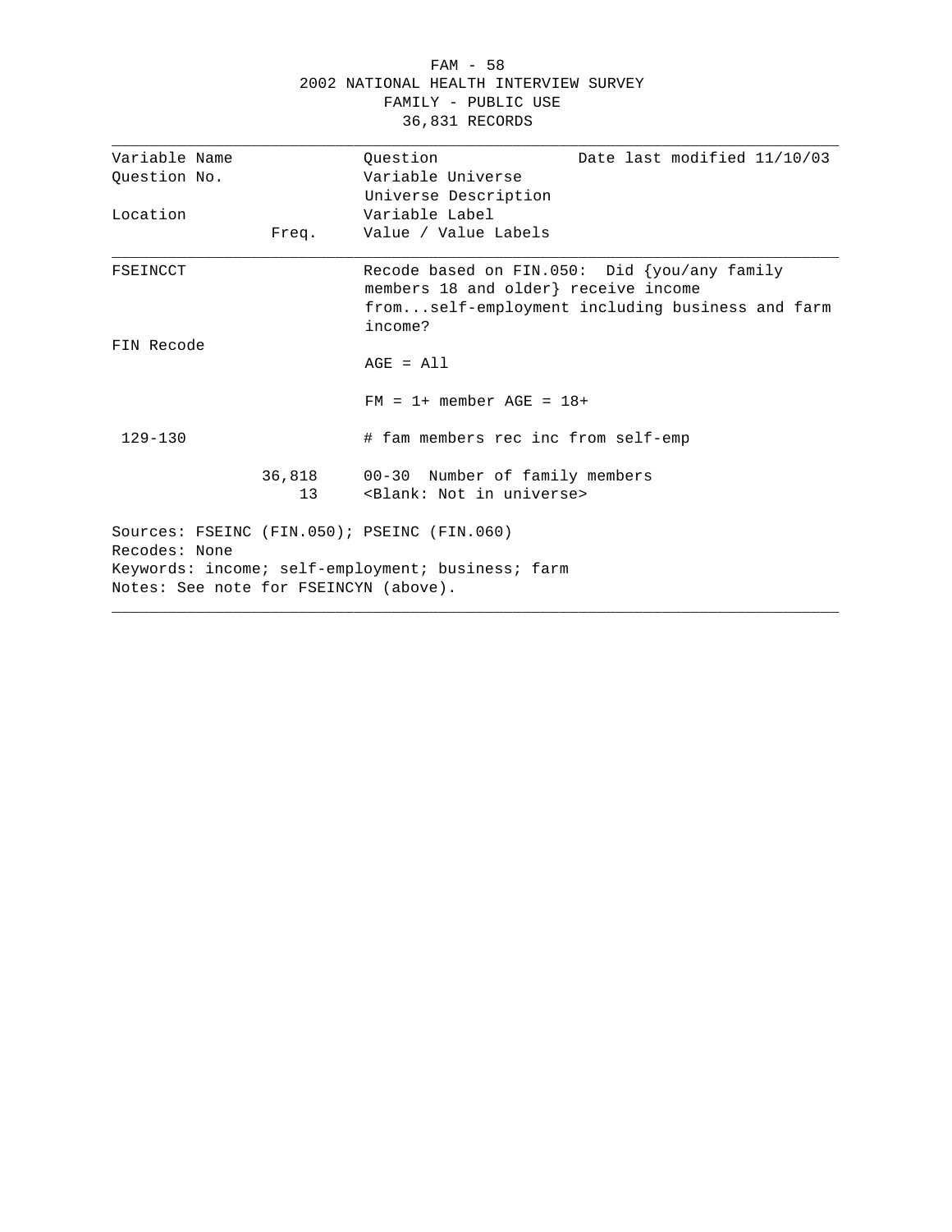FAM - 58
2002 NATIONAL HEALTH INTERVIEW SURVEY
FAMILY - PUBLIC USE
36,831 RECORDS

| Variable Name | | Question | Date last modified 11/10/03 |
|---|---|---|---|
| Question No. | | Variable Universe | |
| | | Universe Description | |
| Location | | Variable Label | |
| | Freq. | Value / Value Labels | |
| FSEINCCT | | Recode based on FIN.050: Did {you/any family members 18 and older} receive income from...self-employment including business and farm income? | |
| FIN Recode | | AGE = All | |
| | | FM = 1+ member AGE = 18+ | |
| 129-130 | | # fam members rec inc from self-emp | |
| | 36,818 | 00-30 Number of family members | |
| | 13 | <Blank: Not in universe> | |

Sources: FSEINC (FIN.050); PSEINC (FIN.060)
Recodes: None
Keywords: income; self-employment; business; farm
Notes: See note for FSEINCYN (above).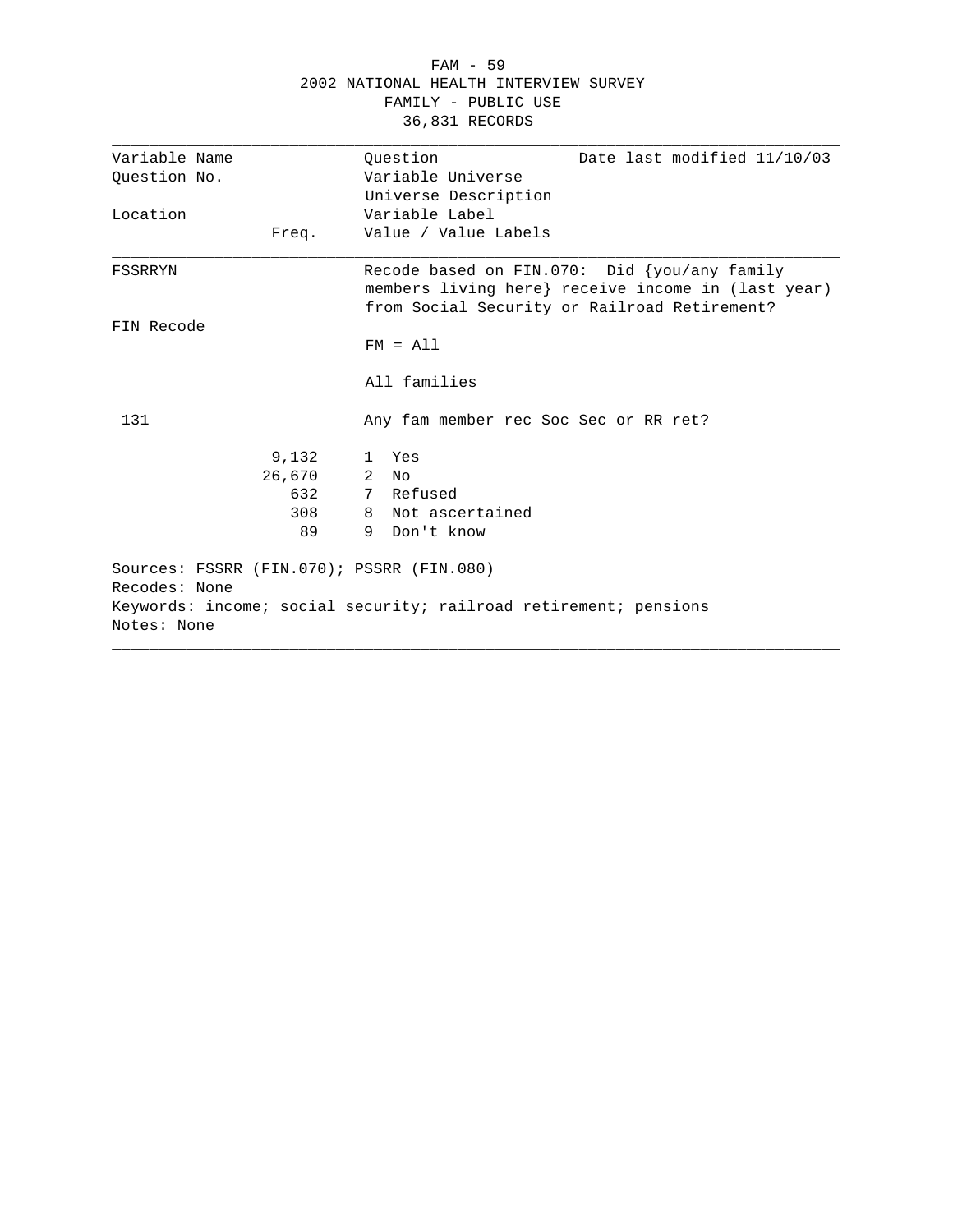FAM - 59
2002 NATIONAL HEALTH INTERVIEW SURVEY
FAMILY - PUBLIC USE
36,831 RECORDS

| Variable Name | | Question | Date last modified 11/10/03 |
|---|---|---|---|
| Question No. | | Variable Universe | |
| | | Universe Description | |
| Location | | Variable Label | |
| | Freq. | Value / Value Labels | |

**FSSRRYN**

Recode based on FIN.070: Did {you/any family members living here} receive income in (last year) from Social Security or Railroad Retirement?

FIN Recode

FM = All

All families

131

Any fam member rec Soc Sec or RR ret?

| Freq. | Value | Label |
|---|---|---|
| 9,132 | 1 | Yes |
| 26,670 | 2 | No |
| 632 | 7 | Refused |
| 308 | 8 | Not ascertained |
| 89 | 9 | Don't know |

Sources: FSSRR (FIN.070); PSSRR (FIN.080)
Recodes: None
Keywords: income; social security; railroad retirement; pensions
Notes: None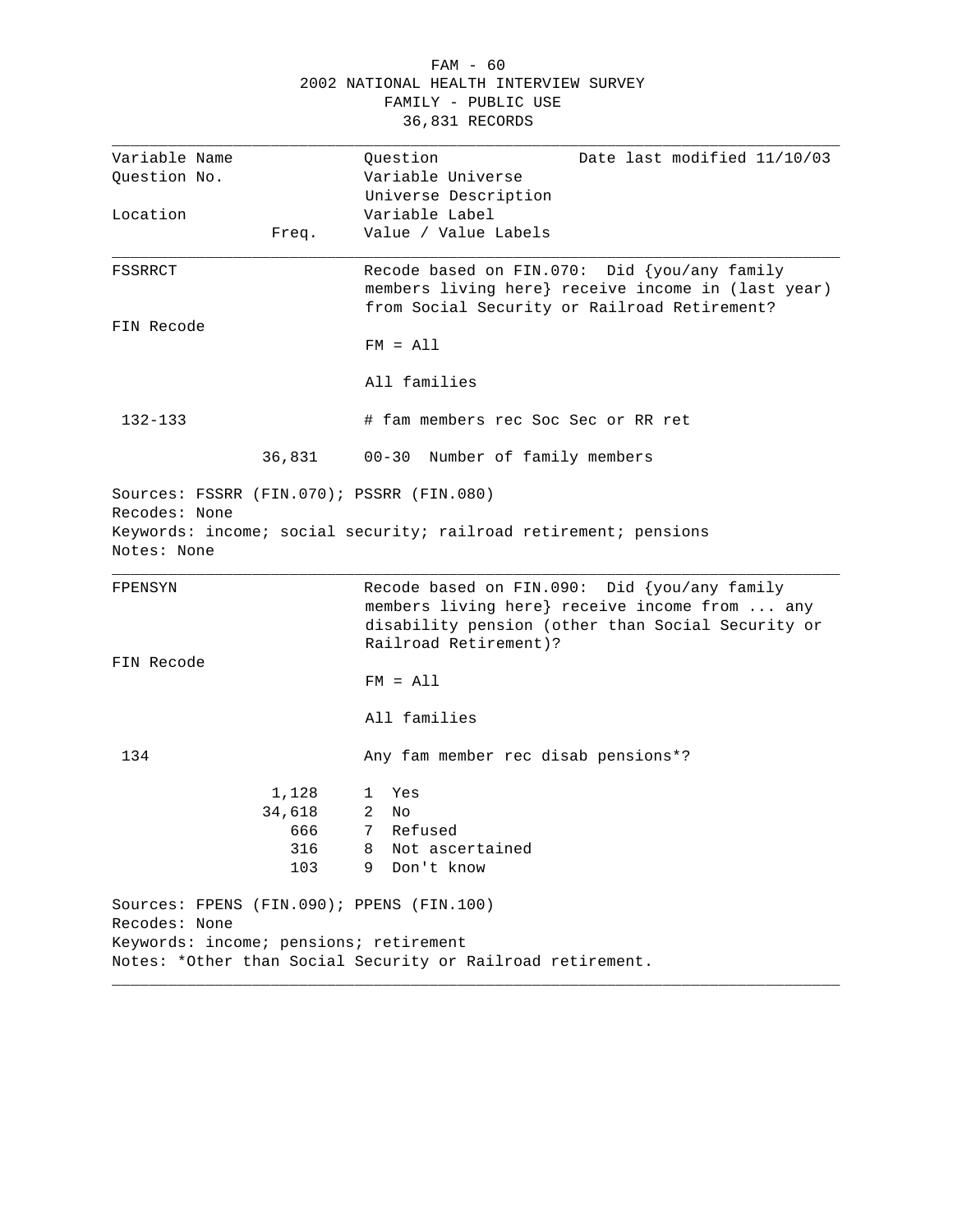FAM - 60
2002 NATIONAL HEALTH INTERVIEW SURVEY
FAMILY - PUBLIC USE
36,831 RECORDS

| Variable Name | | Question | Date last modified 11/10/03 |
|---|---|---|---|
| Question No. | | Variable Universe | |
| | | Universe Description | |
| Location | | Variable Label | |
| | Freq. | Value / Value Labels | |

---

**FSSRRCT**

Recode based on FIN.070: Did {you/any family members living here} receive income in (last year) from Social Security or Railroad Retirement?

FIN Recode

FM = All

All families

132-133

# fam members rec Soc Sec or RR ret

| Freq. | Value / Value Labels |
|---|---|
| 36,831 | 00-30 Number of family members |

Sources: FSSRR (FIN.070); PSSRR (FIN.080)
Recodes: None
Keywords: income; social security; railroad retirement; pensions
Notes: None

---

**FPENSYN**

Recode based on FIN.090: Did {you/any family members living here} receive income from ... any disability pension (other than Social Security or Railroad Retirement)?

FIN Recode

FM = All

All families

134

Any fam member rec disab pensions*?

| Freq. | Value / Value Labels |
|---|---|
| 1,128 | 1 Yes |
| 34,618 | 2 No |
| 666 | 7 Refused |
| 316 | 8 Not ascertained |
| 103 | 9 Don't know |

Sources: FPENS (FIN.090); PPENS (FIN.100)
Recodes: None
Keywords: income; pensions; retirement
Notes: *Other than Social Security or Railroad retirement.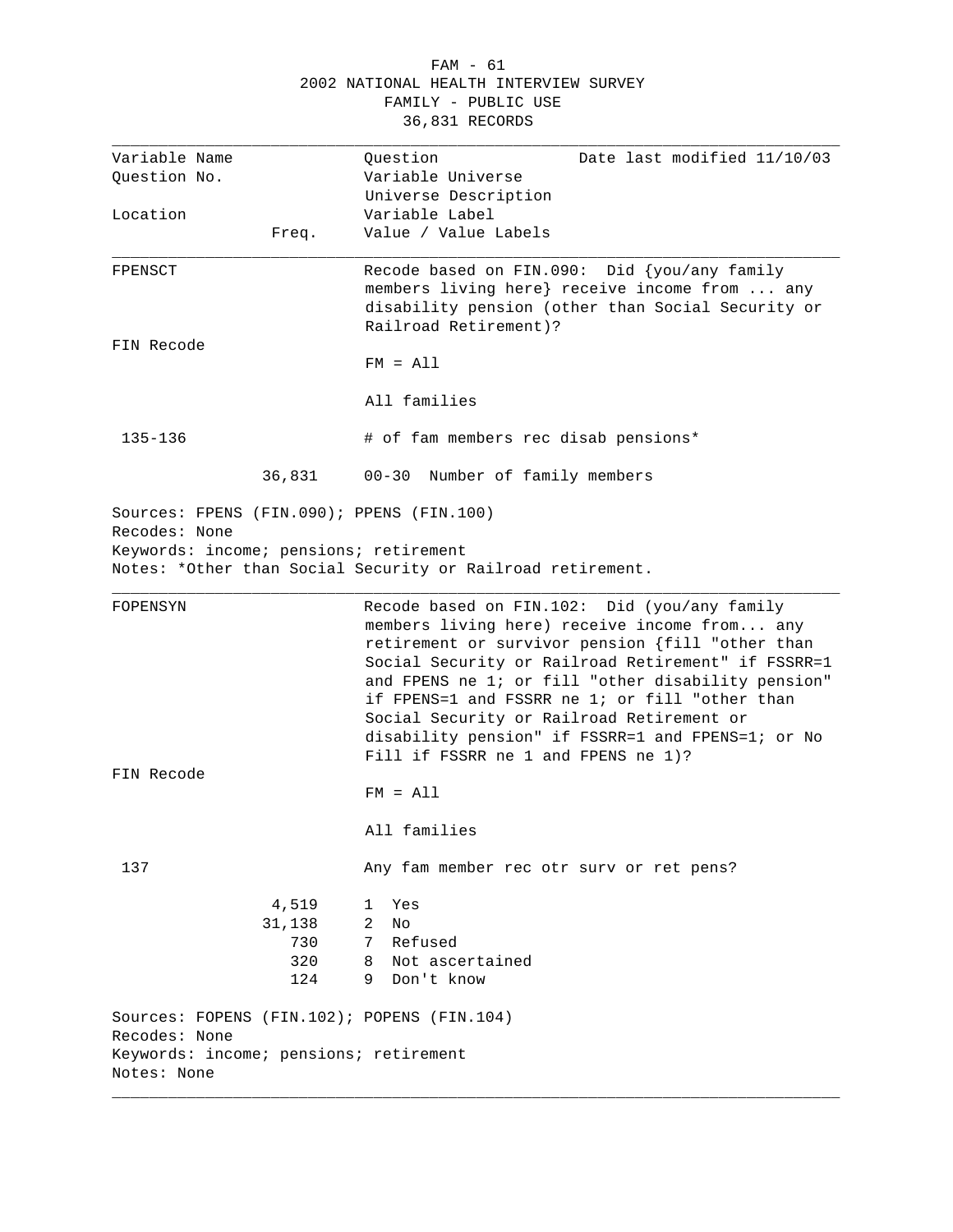FAM - 61
2002 NATIONAL HEALTH INTERVIEW SURVEY
FAMILY - PUBLIC USE
36,831 RECORDS

| Variable Name | | Question | Date last modified 11/10/03 |
|---|---|---|---|
| Question No. | | Variable Universe | |
| | | Universe Description | |
| Location | | Variable Label | |
| | Freq. | Value / Value Labels | |

---

**FPENSCT**

Recode based on FIN.090: Did {you/any family members living here} receive income from ... any disability pension (other than Social Security or Railroad Retirement)?

FIN Recode

FM = All

All families

135-136

# of fam members rec disab pensions*

| Freq. | Value / Value Labels |
|---|---|
| 36,831 | 00-30 Number of family members |

Sources: FPENS (FIN.090); PPENS (FIN.100)
Recodes: None
Keywords: income; pensions; retirement
Notes: *Other than Social Security or Railroad retirement.

---

**FOPENSYN**

Recode based on FIN.102: Did (you/any family members living here) receive income from... any retirement or survivor pension {fill "other than Social Security or Railroad Retirement" if FSSRR=1 and FPENS ne 1; or fill "other disability pension" if FPENS=1 and FSSRR ne 1; or fill "other than Social Security or Railroad Retirement or disability pension" if FSSRR=1 and FPENS=1; or No Fill if FSSRR ne 1 and FPENS ne 1)?

FIN Recode

FM = All

All families

137

Any fam member rec otr surv or ret pens?

| Freq. | Value / Value Labels |
|---|---|
| 4,519 | 1 Yes |
| 31,138 | 2 No |
| 730 | 7 Refused |
| 320 | 8 Not ascertained |
| 124 | 9 Don't know |

Sources: FOPENS (FIN.102); POPENS (FIN.104)
Recodes: None
Keywords: income; pensions; retirement
Notes: None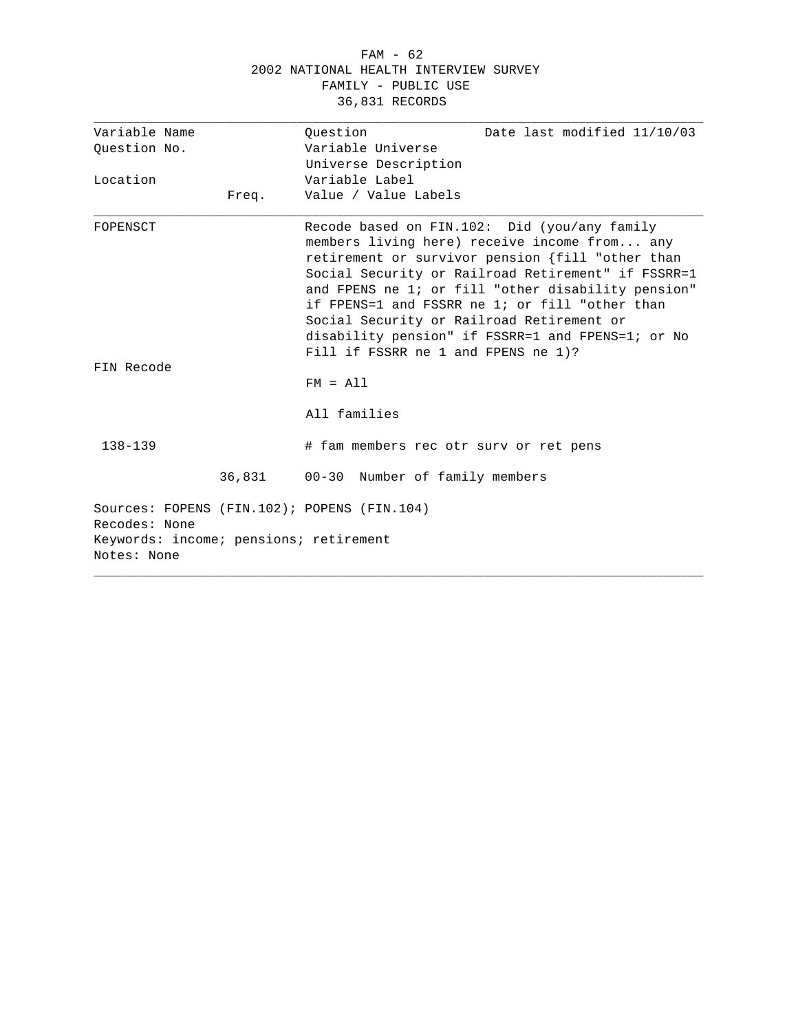FAM - 62
2002 NATIONAL HEALTH INTERVIEW SURVEY
FAMILY - PUBLIC USE
36,831 RECORDS

| Variable Name<br>Question No.<br><br>Location | Freq. | Question<br>Variable Universe<br>Universe Description<br>Variable Label<br>Value / Value Labels | Date last modified 11/10/03 |
|---|---|---|---|
| FOPENSCT | | Recode based on FIN.102: Did (you/any family members living here) receive income from... any retirement or survivor pension {fill "other than Social Security or Railroad Retirement" if FSSRR=1 and FPENS ne 1; or fill "other disability pension" if FPENS=1 and FSSRR ne 1; or fill "other than Social Security or Railroad Retirement or disability pension" if FSSRR=1 and FPENS=1; or No Fill if FSSRR ne 1 and FPENS ne 1)? | |
| FIN Recode | | FM = All | |
| | | All families | |
| 138-139 | | # fam members rec otr surv or ret pens | |
| | 36,831 | 00-30 Number of family members | |

Sources: FOPENS (FIN.102); POPENS (FIN.104)
Recodes: None
Keywords: income; pensions; retirement
Notes: None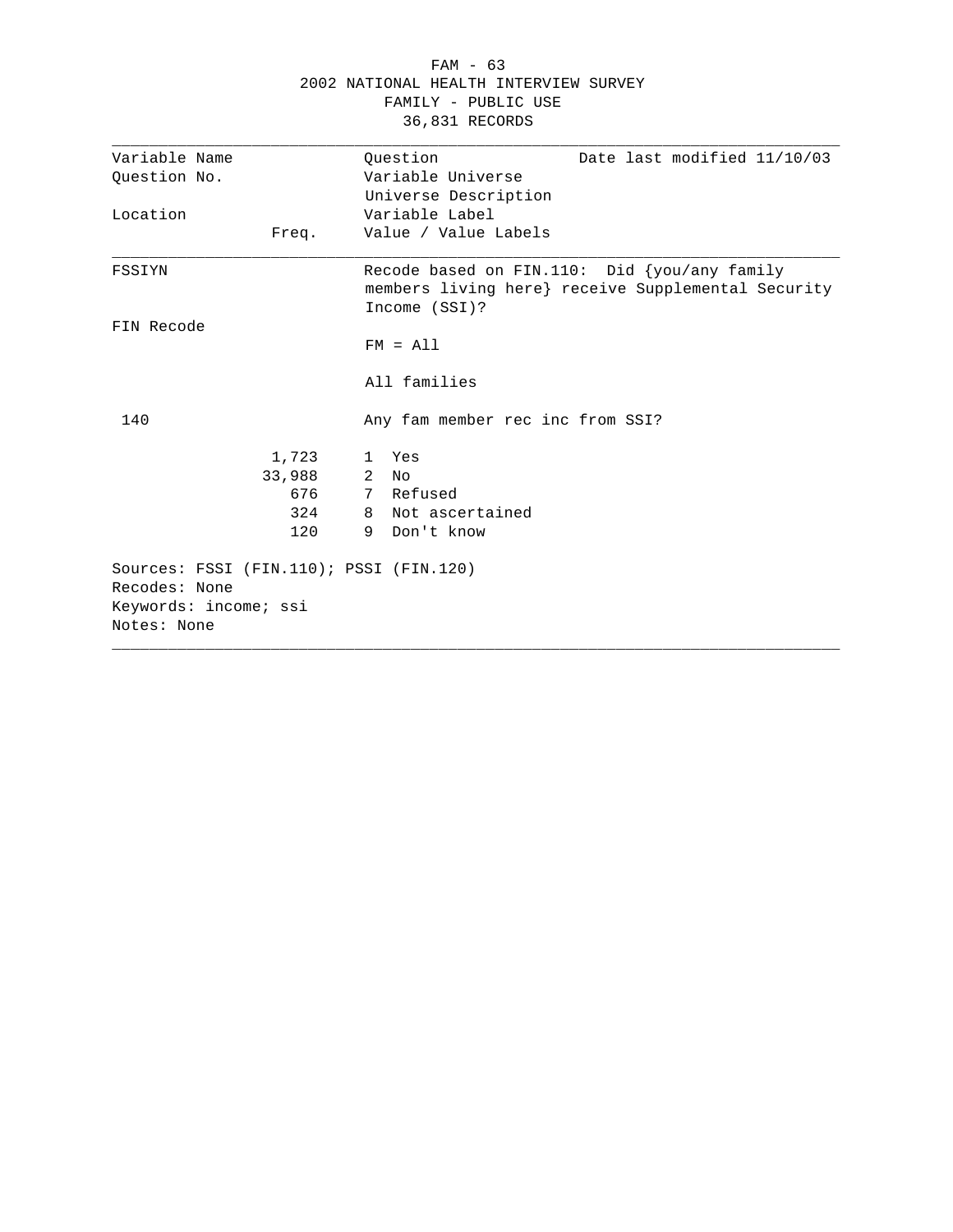FAM - 63
2002 NATIONAL HEALTH INTERVIEW SURVEY
FAMILY - PUBLIC USE
36,831 RECORDS

| Variable Name | | Question | Date last modified 11/10/03 |
|---|---|---|---|
| Question No. | | Variable Universe | |
| | | Universe Description | |
| Location | | Variable Label | |
| | Freq. | Value / Value Labels | |

**FSSIYN**

Recode based on FIN.110: Did {you/any family members living here} receive Supplemental Security Income (SSI)?

FIN Recode

FM = All

All families

140

Any fam member rec inc from SSI?

| Freq. | Value | Label |
|---|---|---|
| 1,723 | 1 | Yes |
| 33,988 | 2 | No |
| 676 | 7 | Refused |
| 324 | 8 | Not ascertained |
| 120 | 9 | Don't know |

Sources: FSSI (FIN.110); PSSI (FIN.120)
Recodes: None
Keywords: income; ssi
Notes: None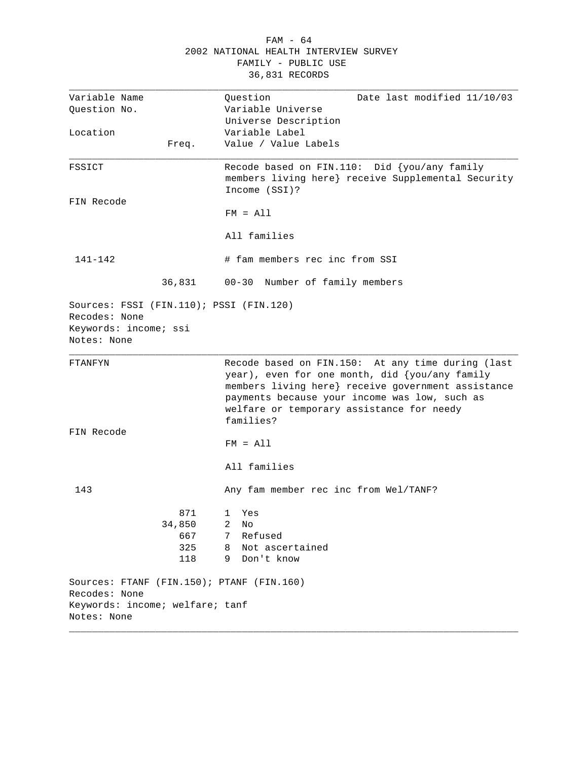2002 NATIONAL HEALTH INTERVIEW SURVEY
FAMILY - PUBLIC USE
36,831 RECORDS

| Variable Name | | Question | Date last modified 11/10/03 |
|---|---|---|---|
| Question No. | | Variable Universe | |
| | | Universe Description | |
| Location | | Variable Label | |
| | Freq. | Value / Value Labels | |

---

**FSSICT**

Recode based on FIN.110: Did {you/any family members living here} receive Supplemental Security Income (SSI)?

FIN Recode

FM = All

All families

141-142

\# fam members rec inc from SSI

| Freq. | Value / Value Labels |
|---|---|
| 36,831 | 00-30 Number of family members |

Sources: FSSI (FIN.110); PSSI (FIN.120)
Recodes: None
Keywords: income; ssi
Notes: None

---

**FTANFYN**

Recode based on FIN.150: At any time during (last year), even for one month, did {you/any family members living here} receive government assistance payments because your income was low, such as welfare or temporary assistance for needy families?

FIN Recode

FM = All

All families

143

Any fam member rec inc from Wel/TANF?

| Freq. | Value / Value Labels |
|---|---|
| 871 | 1 Yes |
| 34,850 | 2 No |
| 667 | 7 Refused |
| 325 | 8 Not ascertained |
| 118 | 9 Don't know |

Sources: FTANF (FIN.150); PTANF (FIN.160)
Recodes: None
Keywords: income; welfare; tanf
Notes: None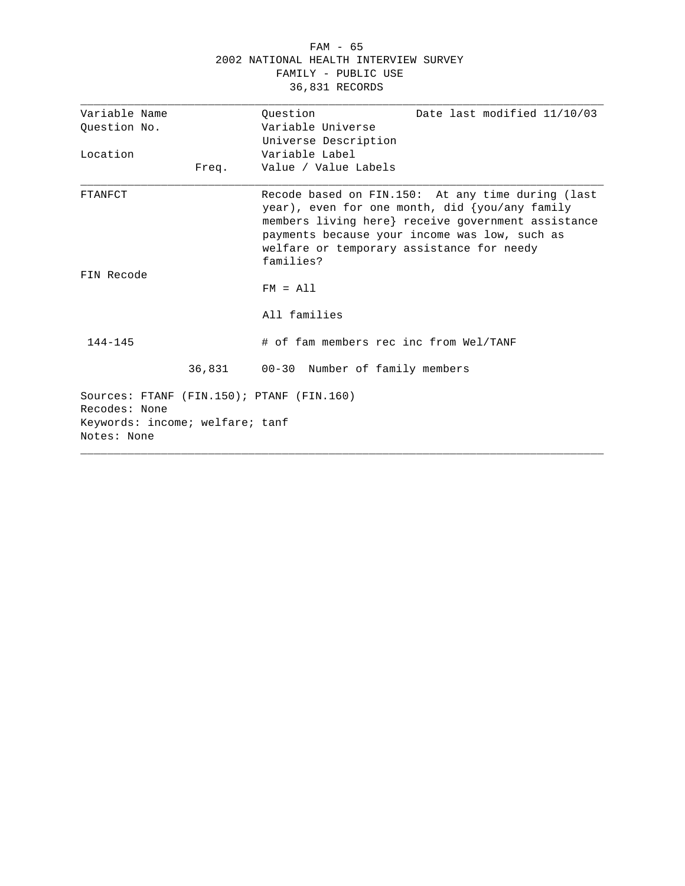FAM - 65
2002 NATIONAL HEALTH INTERVIEW SURVEY
FAMILY - PUBLIC USE
36,831 RECORDS

| Variable Name<br>Question No.<br><br>Location | Freq. | Question<br>Variable Universe<br>Universe Description<br>Variable Label<br>Value / Value Labels | Date last modified 11/10/03 |
|---|---|---|---|
| FTANFCT | | Recode based on FIN.150: At any time during (last year), even for one month, did {you/any family members living here} receive government assistance payments because your income was low, such as welfare or temporary assistance for needy families? | |
| FIN Recode | | FM = All<br><br>All families | |
| 144-145 | | # of fam members rec inc from Wel/TANF | |
| | 36,831 | 00-30 Number of family members | |

Sources: FTANF (FIN.150); PTANF (FIN.160)
Recodes: None
Keywords: income; welfare; tanf
Notes: None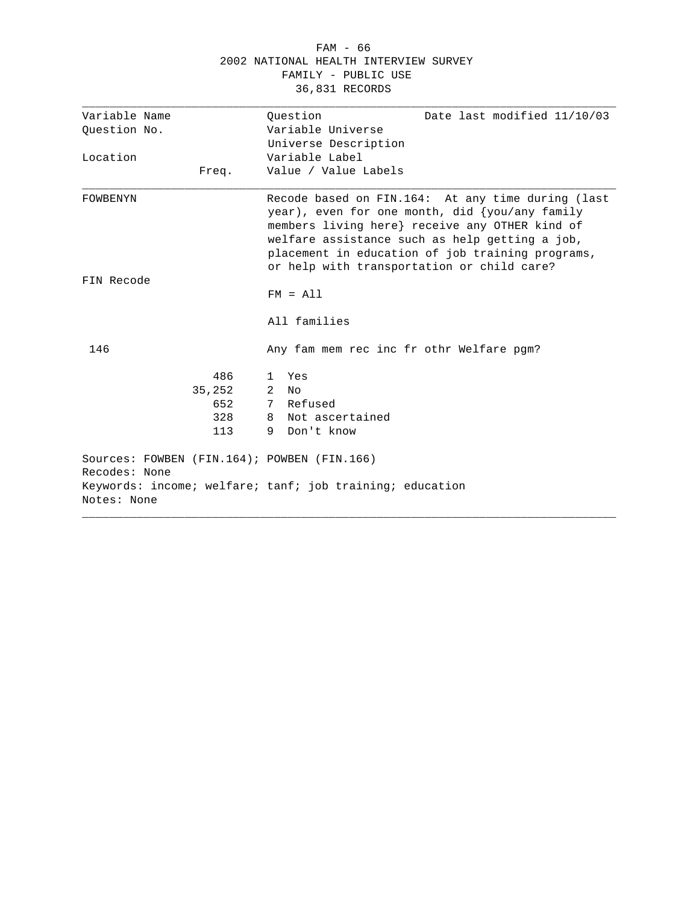2002 NATIONAL HEALTH INTERVIEW SURVEY
FAMILY - PUBLIC USE
36,831 RECORDS

| Variable Name<br>Question No.<br><br>Location | Freq. | Question / Variable Universe / Universe Description / Variable Label / Value / Value Labels | Date last modified 11/10/03 |
|---|---|---|---|
| FOWBENYN | | Recode based on FIN.164: At any time during (last year), even for one month, did {you/any family members living here} receive any OTHER kind of welfare assistance such as help getting a job, placement in education of job training programs, or help with transportation or child care? | |
| FIN Recode | | FM = All | |
| | | All families | |
| 146 | | Any fam mem rec inc fr othr Welfare pgm? | |
| | 486 | 1 Yes | |
| | 35,252 | 2 No | |
| | 652 | 7 Refused | |
| | 328 | 8 Not ascertained | |
| | 113 | 9 Don't know | |

Sources: FOWBEN (FIN.164); POWBEN (FIN.166)
Recodes: None
Keywords: income; welfare; tanf; job training; education
Notes: None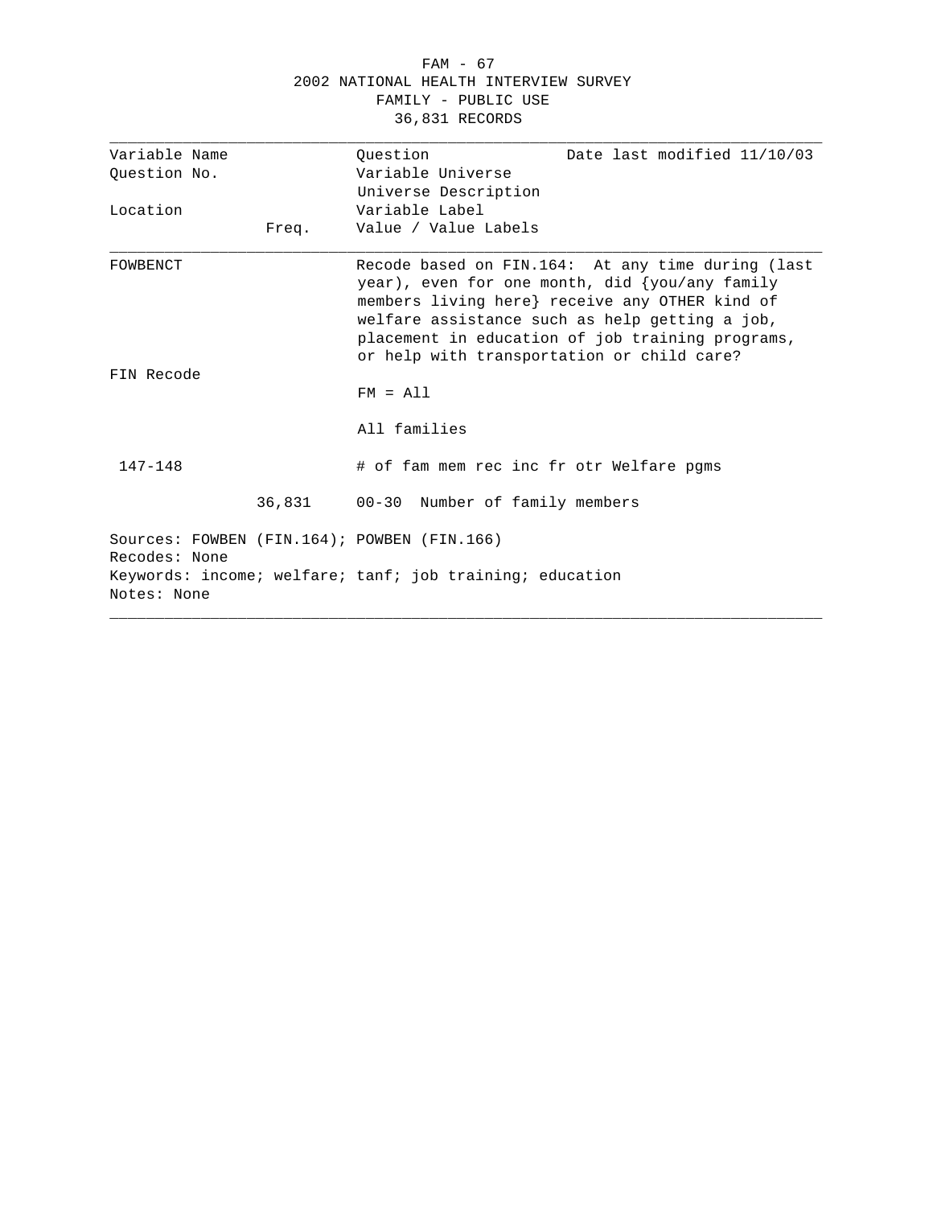FAM - 67

2002 NATIONAL HEALTH INTERVIEW SURVEY

FAMILY - PUBLIC USE

36,831 RECORDS

| Variable Name | | Question | Date last modified 11/10/03 |
|---|---|---|---|
| Question No. | | Variable Universe | |
| | | Universe Description | |
| Location | | Variable Label | |
| | Freq. | Value / Value Labels | |

**FOWBENCT**

Recode based on FIN.164: At any time during (last year), even for one month, did {you/any family members living here} receive any OTHER kind of welfare assistance such as help getting a job, placement in education of job training programs, or help with transportation or child care?

FIN Recode

FM = All

All families

147-148

\# of fam mem rec inc fr otr Welfare pgms

| Freq. | Value / Value Labels |
|---|---|
| 36,831 | 00-30 Number of family members |

Sources: FOWBEN (FIN.164); POWBEN (FIN.166)

Recodes: None

Keywords: income; welfare; tanf; job training; education

Notes: None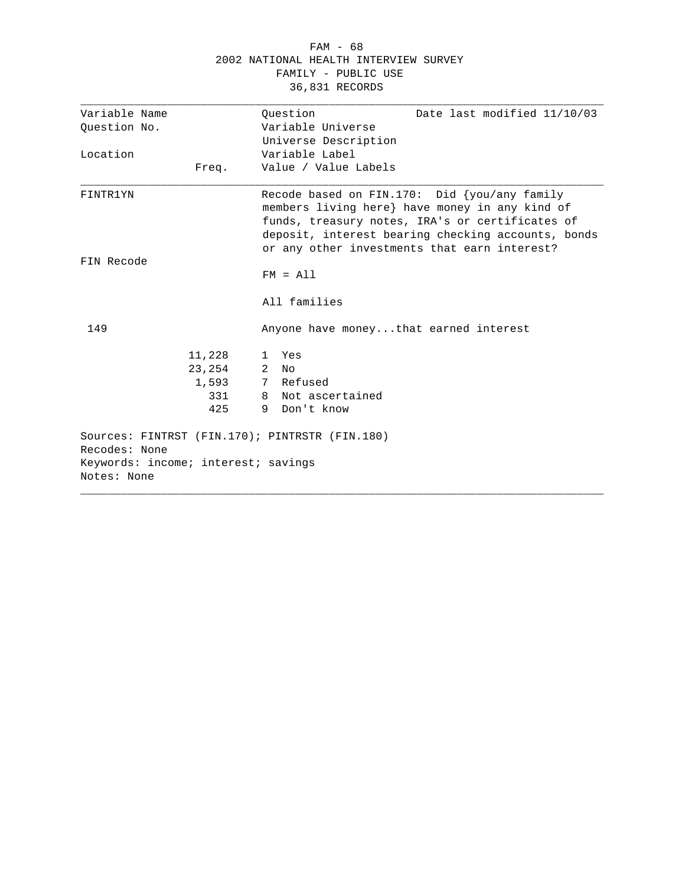FAM - 68
2002 NATIONAL HEALTH INTERVIEW SURVEY
FAMILY - PUBLIC USE
36,831 RECORDS

| Variable Name<br>Question No.<br><br>Location | Freq. | Question<br>Variable Universe<br>Universe Description<br>Variable Label<br>Value / Value Labels | Date last modified 11/10/03 |
|---|---|---|---|

**FINTR1YN**

Recode based on FIN.170: Did {you/any family members living here} have money in any kind of funds, treasury notes, IRA's or certificates of deposit, interest bearing checking accounts, bonds or any other investments that earn interest?

FIN Recode

FM = All

All families

149

Anyone have money...that earned interest

| Freq. | Value | Value Label |
|---|---|---|
| 11,228 | 1 | Yes |
| 23,254 | 2 | No |
| 1,593 | 7 | Refused |
| 331 | 8 | Not ascertained |
| 425 | 9 | Don't know |

Sources: FINTRST (FIN.170); PINTRSTR (FIN.180)
Recodes: None
Keywords: income; interest; savings
Notes: None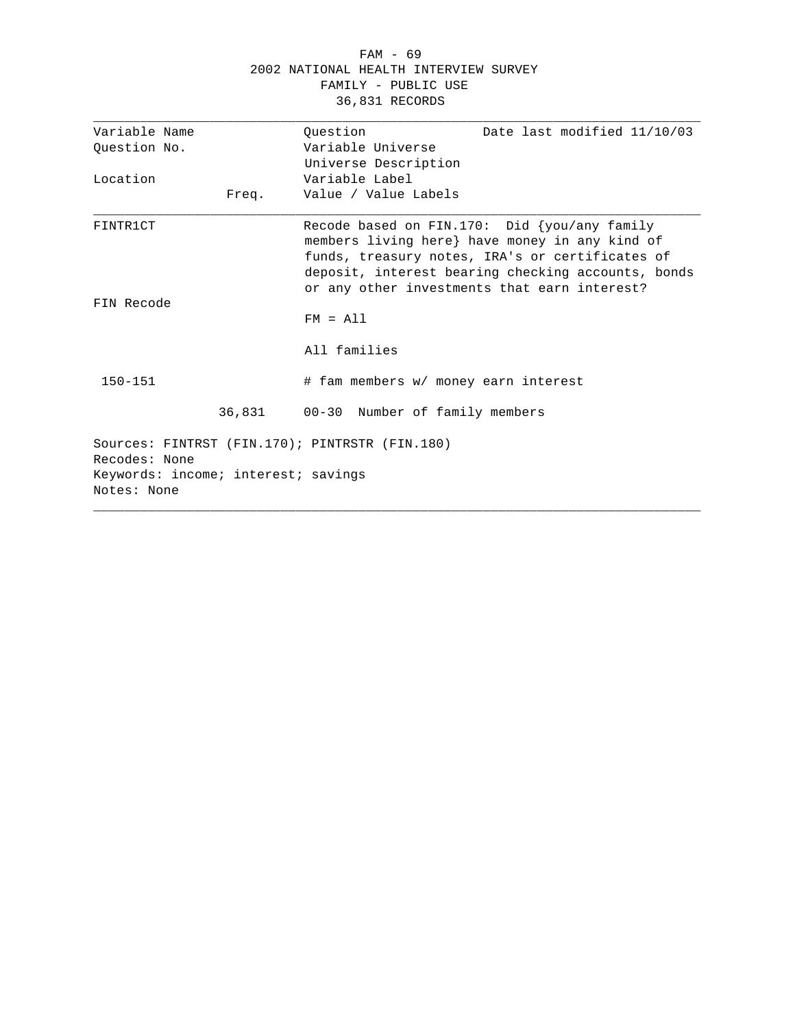FAM - 69
2002 NATIONAL HEALTH INTERVIEW SURVEY
FAMILY - PUBLIC USE
36,831 RECORDS

| Variable Name<br>Question No.<br><br>Location | Freq. | Question<br>Variable Universe<br>Universe Description<br>Variable Label<br>Value / Value Labels | Date last modified 11/10/03 |
|---|---|---|---|
| FINTR1CT<br><br>FIN Recode<br><br>150-151 | | Recode based on FIN.170: Did {you/any family members living here} have money in any kind of funds, treasury notes, IRA's or certificates of deposit, interest bearing checking accounts, bonds or any other investments that earn interest?<br><br>FM = All<br><br>All families<br><br># fam members w/ money earn interest | |
| | 36,831 | 00-30 Number of family members | |

Sources: FINTRST (FIN.170); PINTRSTR (FIN.180)
Recodes: None
Keywords: income; interest; savings
Notes: None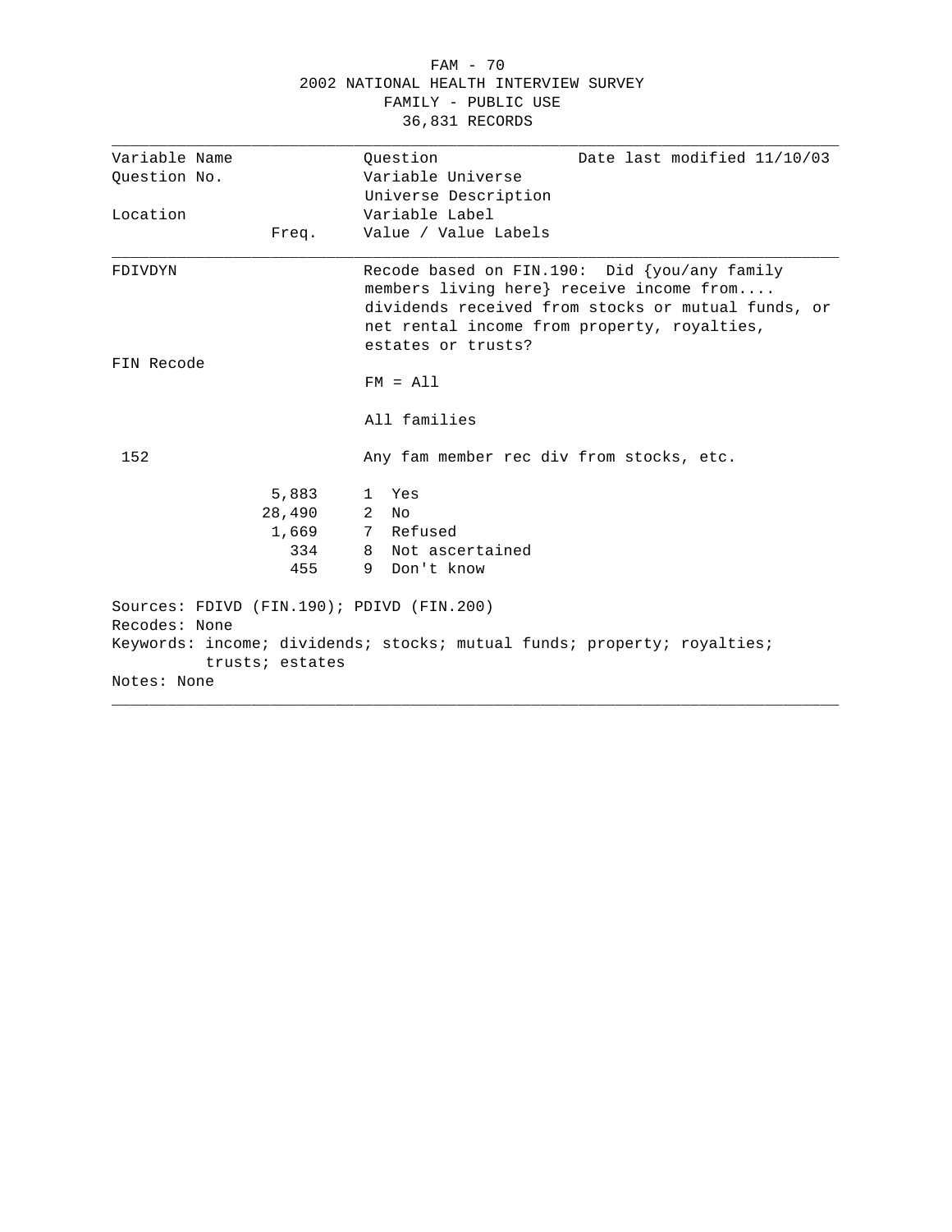FAM - 70
2002 NATIONAL HEALTH INTERVIEW SURVEY
FAMILY - PUBLIC USE
36,831 RECORDS

| Variable Name<br>Question No.<br><br>Location | Freq. | Question<br>Variable Universe<br>Universe Description<br>Variable Label<br>Value / Value Labels | Date last modified 11/10/03 |
|---|---|---|---|

**FDIVDYN**

Recode based on FIN.190: Did {you/any family members living here} receive income from.... dividends received from stocks or mutual funds, or net rental income from property, royalties, estates or trusts?

FIN Recode

FM = All

All families

152

Any fam member rec div from stocks, etc.

| Freq. | Value / Value Labels |
|---|---|
| 5,883 | 1 Yes |
| 28,490 | 2 No |
| 1,669 | 7 Refused |
| 334 | 8 Not ascertained |
| 455 | 9 Don't know |

Sources: FDIVD (FIN.190); PDIVD (FIN.200)
Recodes: None
Keywords: income; dividends; stocks; mutual funds; property; royalties; trusts; estates
Notes: None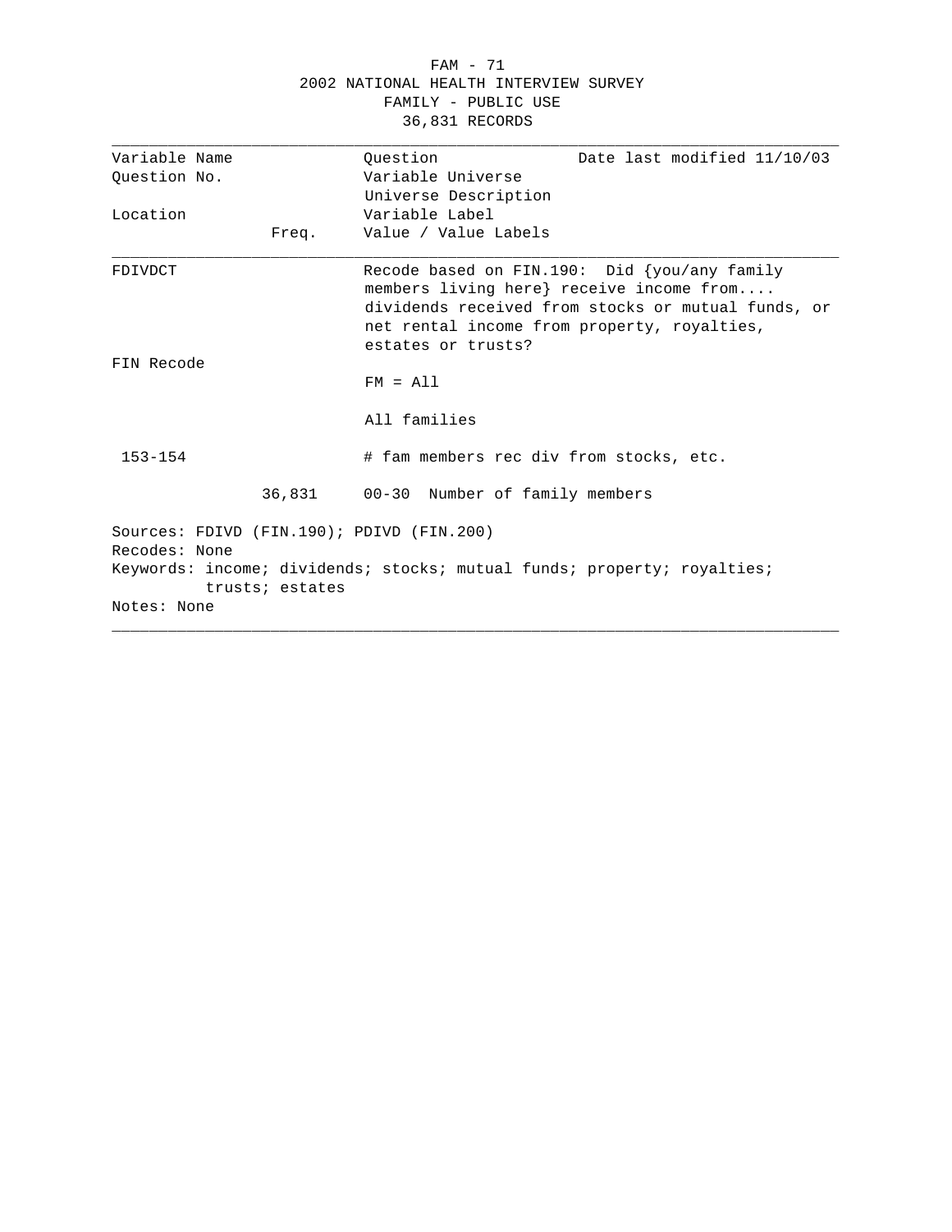2002 NATIONAL HEALTH INTERVIEW SURVEY
FAMILY - PUBLIC USE
36,831 RECORDS

| Variable Name<br>Question No.<br><br>Location | Freq. | Question<br>Variable Universe<br>Universe Description<br>Variable Label<br>Value / Value Labels | Date last modified 11/10/03 |
|---|---|---|---|
| FDIVDCT | | Recode based on FIN.190: Did {you/any family members living here} receive income from.... dividends received from stocks or mutual funds, or net rental income from property, royalties, estates or trusts? | |
| FIN Recode | | FM = All | |
| | | All families | |
| 153-154 | | # fam members rec div from stocks, etc. | |
| | 36,831 | 00-30 Number of family members | |

Sources: FDIVD (FIN.190); PDIVD (FIN.200)
Recodes: None
Keywords: income; dividends; stocks; mutual funds; property; royalties; trusts; estates
Notes: None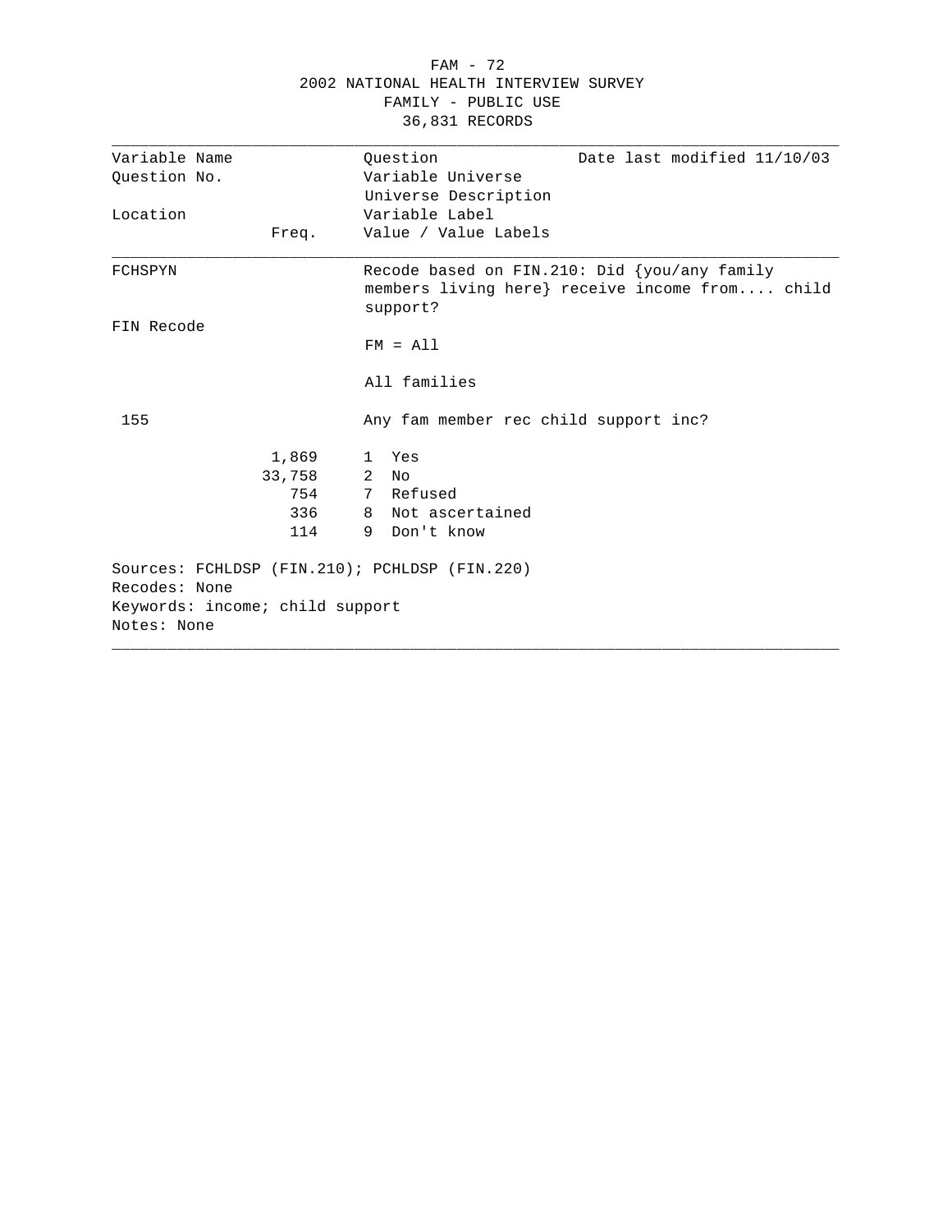# 2002 NATIONAL HEALTH INTERVIEW SURVEY
## FAMILY - PUBLIC USE
### 36,831 RECORDS

| Variable Name | | Question | Date last modified 11/10/03 |
|---|---|---|---|
| Question No. | | Variable Universe | |
| | | Universe Description | |
| Location | | Variable Label | |
| | Freq. | Value / Value Labels | |

**FCHSPYN**

Recode based on FIN.210: Did {you/any family members living here} receive income from.... child support?

FIN Recode

FM = All

All families

155

Any fam member rec child support inc?

| Freq. | Value | Value Label |
|---|---|---|
| 1,869 | 1 | Yes |
| 33,758 | 2 | No |
| 754 | 7 | Refused |
| 336 | 8 | Not ascertained |
| 114 | 9 | Don't know |

Sources: FCHLDSP (FIN.210); PCHLDSP (FIN.220)
Recodes: None
Keywords: income; child support
Notes: None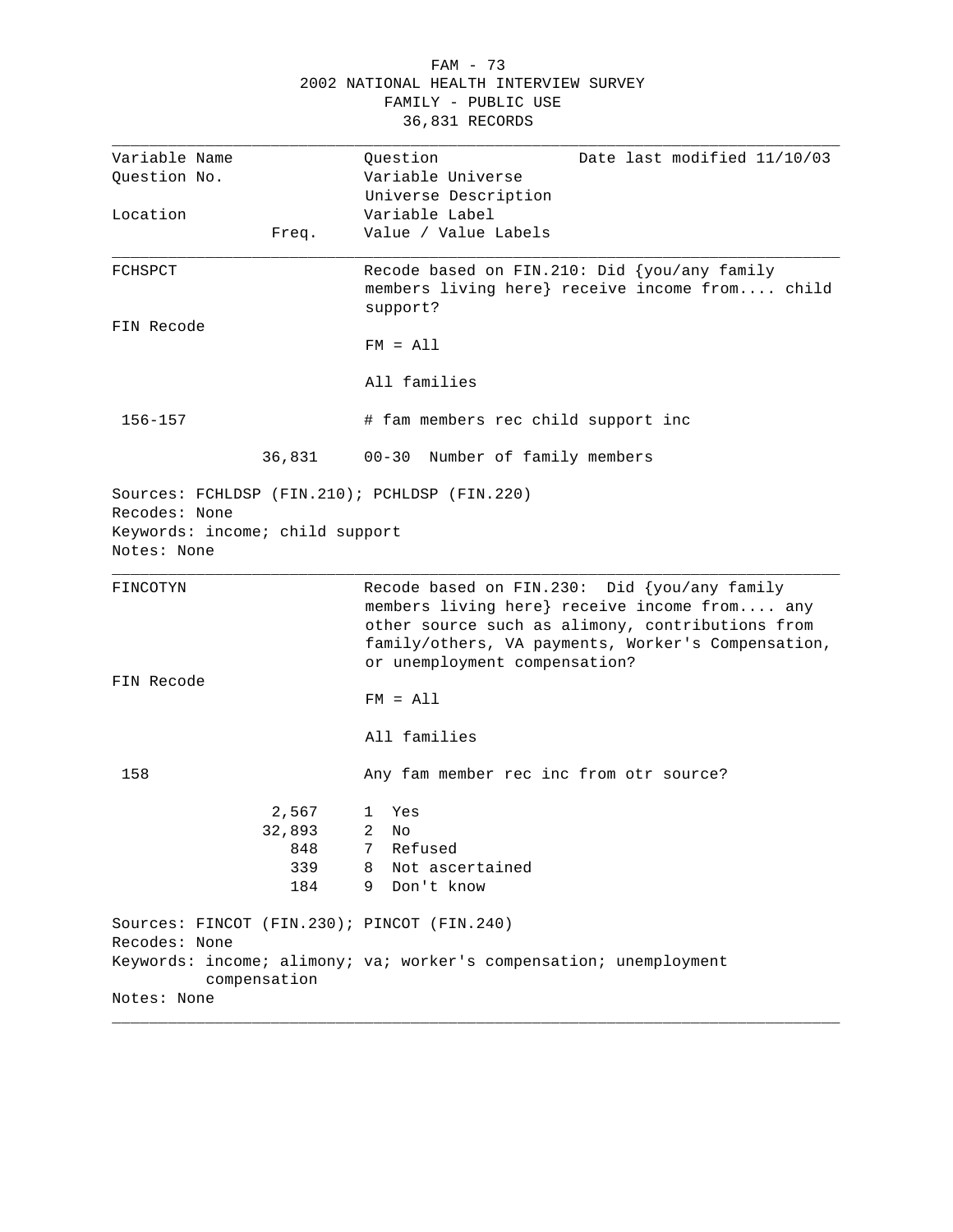| Variable Name | | Question | Date last modified 11/10/03 |
|---|---|---|---|
| Question No. | | Variable Universe | |
| | | Universe Description | |
| Location | | Variable Label | |
| | Freq. | Value / Value Labels | |

---

**FCHSPCT**

Recode based on FIN.210: Did {you/any family members living here} receive income from.... child support?

FIN Recode

FM = All

All families

156-157 — # fam members rec child support inc

| Freq. | Value / Value Labels |
|---|---|
| 36,831 | 00-30 Number of family members |

Sources: FCHLDSP (FIN.210); PCHLDSP (FIN.220)
Recodes: None
Keywords: income; child support
Notes: None

---

**FINCOTYN**

Recode based on FIN.230: Did {you/any family members living here} receive income from.... any other source such as alimony, contributions from family/others, VA payments, Worker's Compensation, or unemployment compensation?

FIN Recode

FM = All

All families

158 — Any fam member rec inc from otr source?

| Freq. | Value / Value Labels |
|---|---|
| 2,567 | 1 Yes |
| 32,893 | 2 No |
| 848 | 7 Refused |
| 339 | 8 Not ascertained |
| 184 | 9 Don't know |

Sources: FINCOT (FIN.230); PINCOT (FIN.240)
Recodes: None
Keywords: income; alimony; va; worker's compensation; unemployment compensation
Notes: None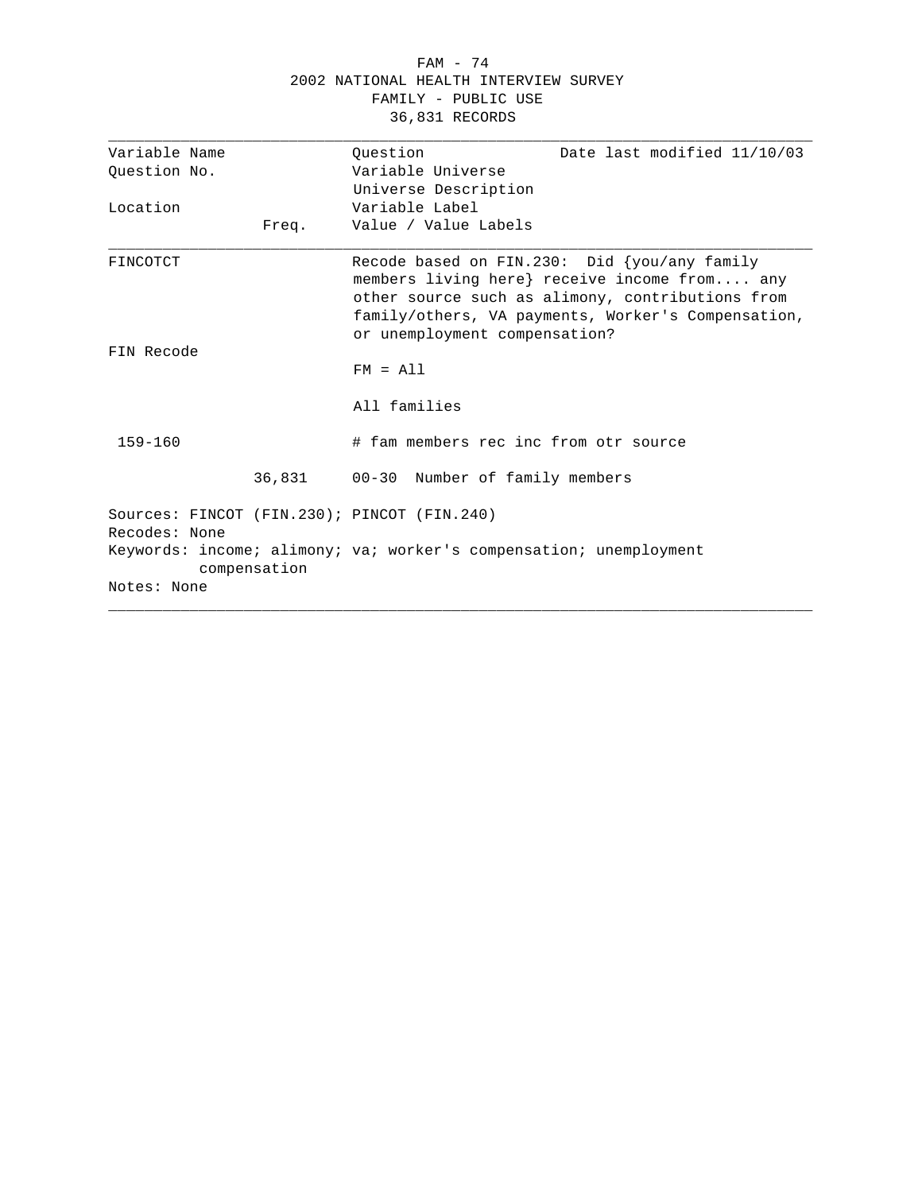FAM - 74
2002 NATIONAL HEALTH INTERVIEW SURVEY
FAMILY - PUBLIC USE
36,831 RECORDS

| Variable Name<br>Question No.<br><br>Location | Freq. | Question<br>Variable Universe<br>Universe Description<br>Variable Label<br>Value / Value Labels | Date last modified 11/10/03 |
|---|---|---|---|
| FINCOTCT | | Recode based on FIN.230: Did {you/any family members living here} receive income from.... any other source such as alimony, contributions from family/others, VA payments, Worker's Compensation, or unemployment compensation? | |
| FIN Recode | | FM = All | |
| | | All families | |
| 159-160 | | # fam members rec inc from otr source | |
| | 36,831 | 00-30 Number of family members | |

Sources: FINCOT (FIN.230); PINCOT (FIN.240)
Recodes: None
Keywords: income; alimony; va; worker's compensation; unemployment compensation
Notes: None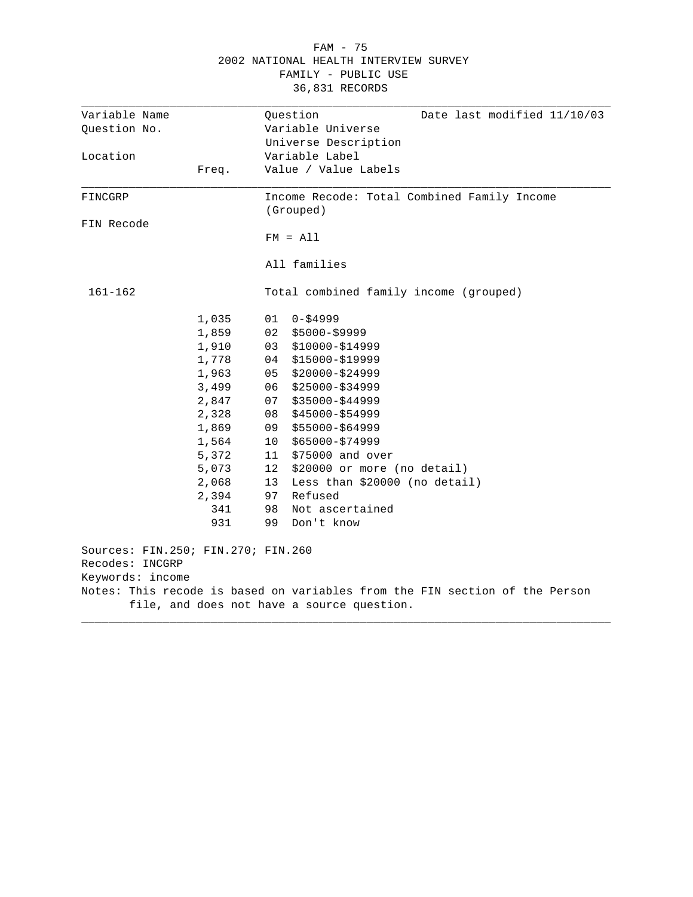2002 NATIONAL HEALTH INTERVIEW SURVEY
FAMILY - PUBLIC USE
36,831 RECORDS

| Variable Name | | Question | Date last modified 11/10/03 |
|---|---|---|---|
| Question No. | | Variable Universe | |
| | | Universe Description | |
| Location | | Variable Label | |
| | Freq. | Value / Value Labels | |

**FINCGRP** — Income Recode: Total Combined Family Income (Grouped)

FIN Recode

FM = All

All families

161-162 — Total combined family income (grouped)

| Freq. | Value | Value Label |
|---|---|---|
| 1,035 | 01 | 0-$4999 |
| 1,859 | 02 | $5000-$9999 |
| 1,910 | 03 | $10000-$14999 |
| 1,778 | 04 | $15000-$19999 |
| 1,963 | 05 | $20000-$24999 |
| 3,499 | 06 | $25000-$34999 |
| 2,847 | 07 | $35000-$44999 |
| 2,328 | 08 | $45000-$54999 |
| 1,869 | 09 | $55000-$64999 |
| 1,564 | 10 | $65000-$74999 |
| 5,372 | 11 | $75000 and over |
| 5,073 | 12 | $20000 or more (no detail) |
| 2,068 | 13 | Less than $20000 (no detail) |
| 2,394 | 97 | Refused |
| 341 | 98 | Not ascertained |
| 931 | 99 | Don't know |

Sources: FIN.250; FIN.270; FIN.260
Recodes: INCGRP
Keywords: income
Notes: This recode is based on variables from the FIN section of the Person file, and does not have a source question.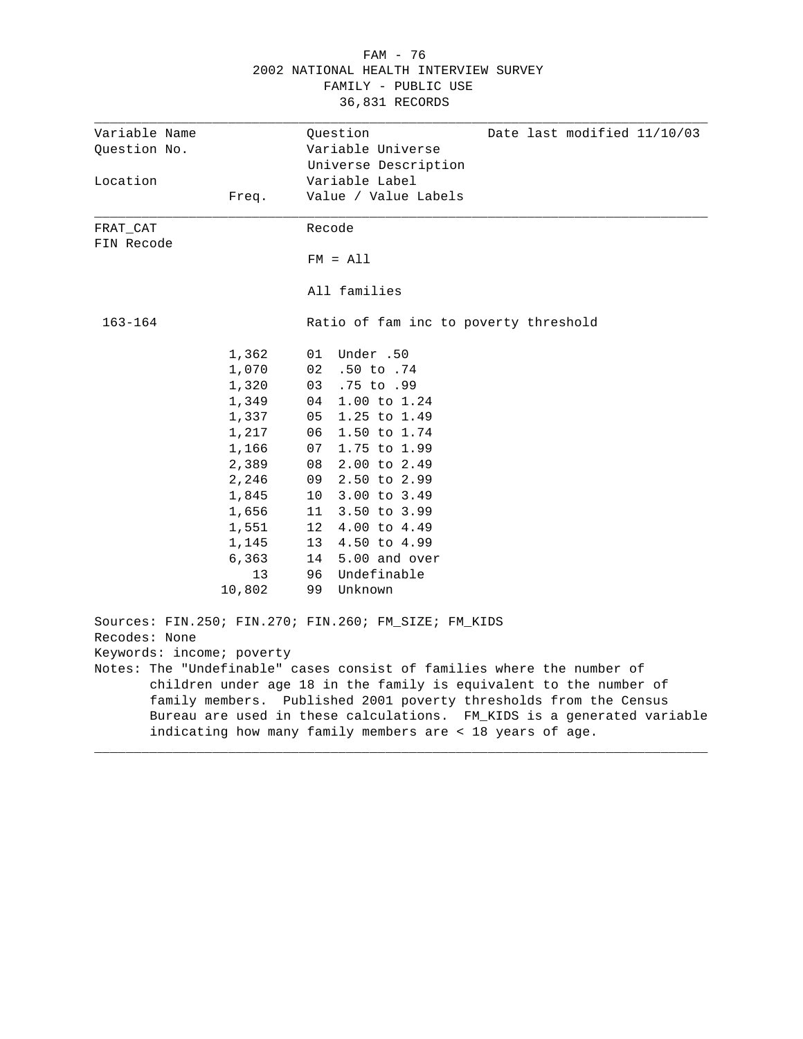FAM - 76
2002 NATIONAL HEALTH INTERVIEW SURVEY
FAMILY - PUBLIC USE
36,831 RECORDS

| Variable Name | | Question | Date last modified 11/10/03 |
|---|---|---|---|
| Question No. | | Variable Universe | |
| | | Universe Description | |
| Location | | Variable Label | |
| | Freq. | Value / Value Labels | |

**FRAT_CAT**
FIN Recode

Recode

FM = All

All families

163-164

Ratio of fam inc to poverty threshold

| Freq. | Value | Value Label |
|---|---|---|
| 1,362 | 01 | Under .50 |
| 1,070 | 02 | .50 to .74 |
| 1,320 | 03 | .75 to .99 |
| 1,349 | 04 | 1.00 to 1.24 |
| 1,337 | 05 | 1.25 to 1.49 |
| 1,217 | 06 | 1.50 to 1.74 |
| 1,166 | 07 | 1.75 to 1.99 |
| 2,389 | 08 | 2.00 to 2.49 |
| 2,246 | 09 | 2.50 to 2.99 |
| 1,845 | 10 | 3.00 to 3.49 |
| 1,656 | 11 | 3.50 to 3.99 |
| 1,551 | 12 | 4.00 to 4.49 |
| 1,145 | 13 | 4.50 to 4.99 |
| 6,363 | 14 | 5.00 and over |
| 13 | 96 | Undefinable |
| 10,802 | 99 | Unknown |

Sources: FIN.250; FIN.270; FIN.260; FM_SIZE; FM_KIDS
Recodes: None
Keywords: income; poverty
Notes: The "Undefinable" cases consist of families where the number of children under age 18 in the family is equivalent to the number of family members. Published 2001 poverty thresholds from the Census Bureau are used in these calculations. FM_KIDS is a generated variable indicating how many family members are < 18 years of age.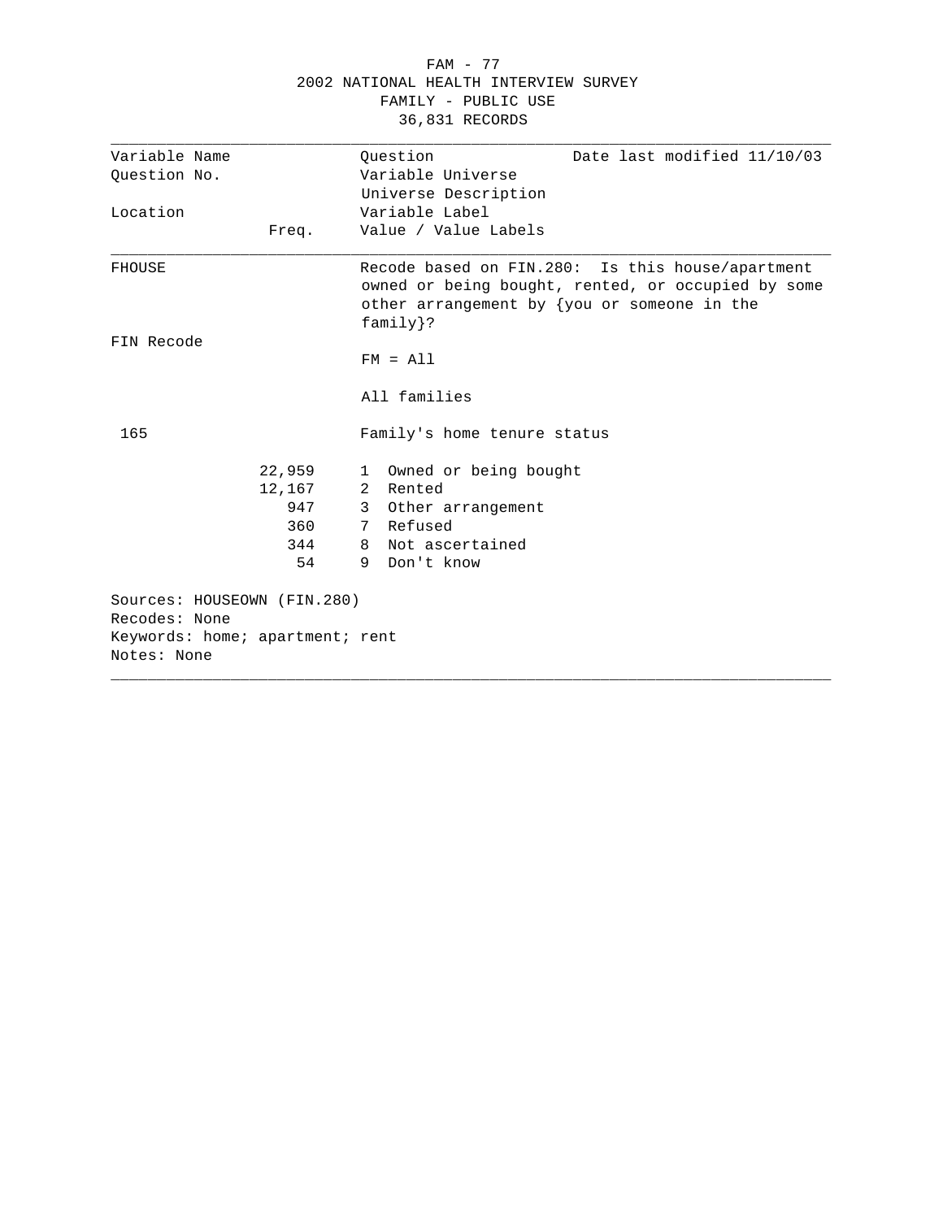FAM - 77
2002 NATIONAL HEALTH INTERVIEW SURVEY
FAMILY - PUBLIC USE
36,831 RECORDS

| Variable Name | | Question | Date last modified 11/10/03 |
|---|---|---|---|
| Question No. | | Variable Universe | |
| | | Universe Description | |
| Location | | Variable Label | |
| | Freq. | Value / Value Labels | |

**FHOUSE**

Recode based on FIN.280: Is this house/apartment owned or being bought, rented, or occupied by some other arrangement by {you or someone in the family}?

FIN Recode

FM = All

All families

165

Family's home tenure status

| Freq. | Value | Value Label |
|---|---|---|
| 22,959 | 1 | Owned or being bought |
| 12,167 | 2 | Rented |
| 947 | 3 | Other arrangement |
| 360 | 7 | Refused |
| 344 | 8 | Not ascertained |
| 54 | 9 | Don't know |

Sources: HOUSEOWN (FIN.280)
Recodes: None
Keywords: home; apartment; rent
Notes: None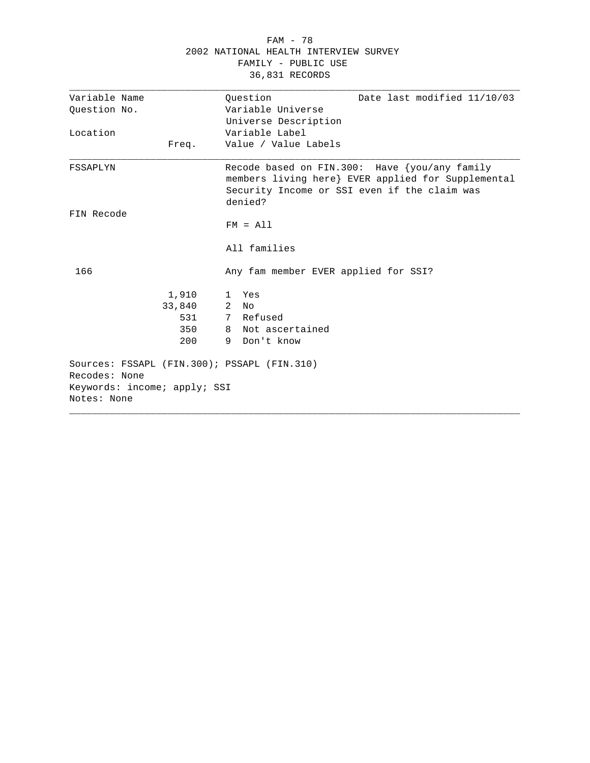2002 NATIONAL HEALTH INTERVIEW SURVEY
FAMILY - PUBLIC USE
36,831 RECORDS

| Variable Name | | Question | Date last modified 11/10/03 |
|---|---|---|---|
| Question No. | | Variable Universe | |
| | | Universe Description | |
| Location | | Variable Label | |
| | Freq. | Value / Value Labels | |

**FSSAPLYN**

Recode based on FIN.300: Have {you/any family members living here} EVER applied for Supplemental Security Income or SSI even if the claim was denied?

FIN Recode

FM = All

All families

166

Any fam member EVER applied for SSI?

| Freq. | Value | Value Label |
|---|---|---|
| 1,910 | 1 | Yes |
| 33,840 | 2 | No |
| 531 | 7 | Refused |
| 350 | 8 | Not ascertained |
| 200 | 9 | Don't know |

Sources: FSSAPL (FIN.300); PSSAPL (FIN.310)
Recodes: None
Keywords: income; apply; SSI
Notes: None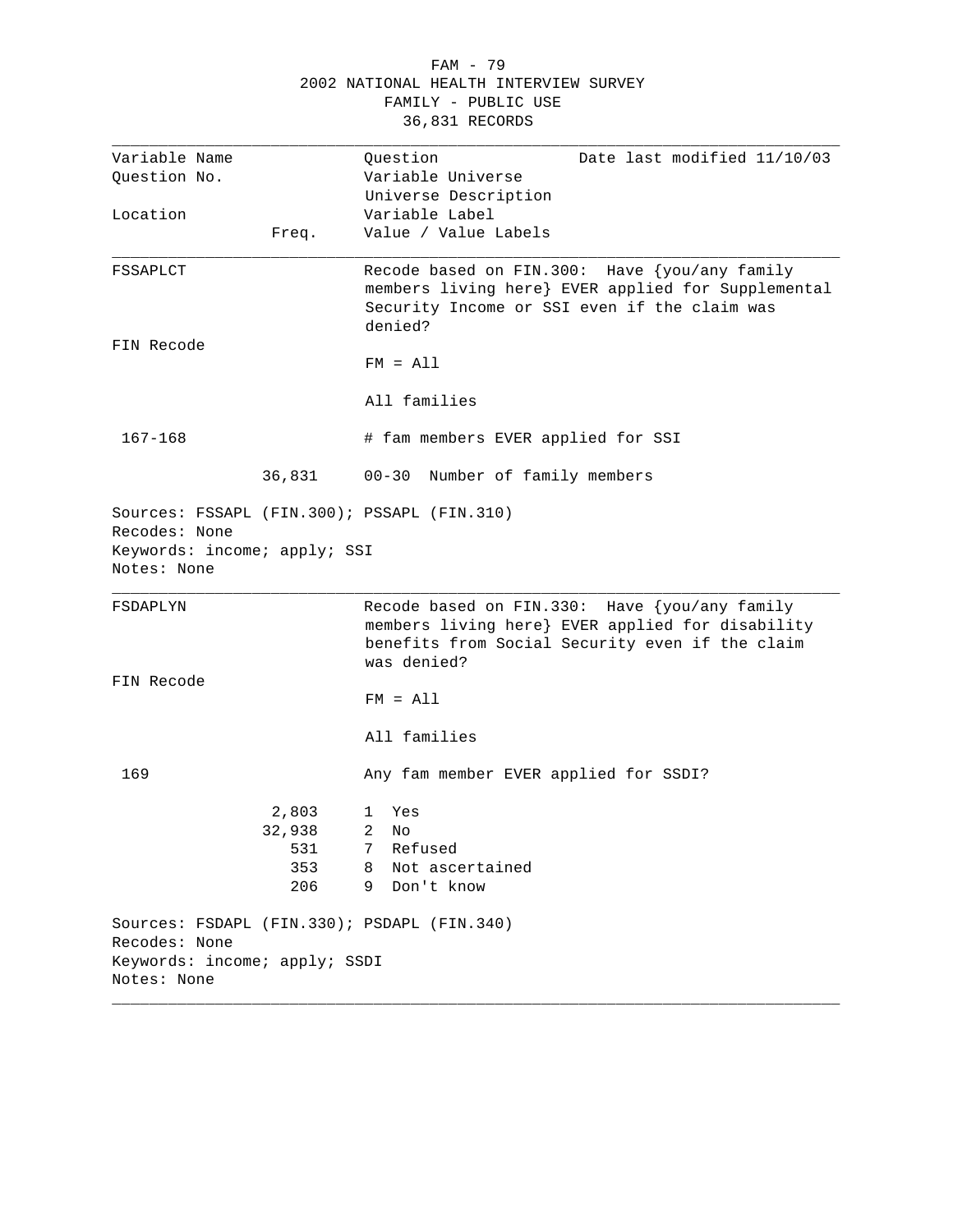2002 NATIONAL HEALTH INTERVIEW SURVEY
FAMILY - PUBLIC USE
36,831 RECORDS

| Variable Name<br>Question No.<br><br>Location | Freq. | Question<br>Variable Universe<br>Universe Description<br>Variable Label<br>Value / Value Labels | Date last modified 11/10/03 |
|---|---|---|---|

**FSSAPLCT**

Recode based on FIN.300: Have {you/any family members living here} EVER applied for Supplemental Security Income or SSI even if the claim was denied?

FIN Recode

FM = All

All families

167-168 — # fam members EVER applied for SSI

| Freq. | Value / Value Labels |
|---|---|
| 36,831 | 00-30 Number of family members |

Sources: FSSAPL (FIN.300); PSSAPL (FIN.310)
Recodes: None
Keywords: income; apply; SSI
Notes: None

---

**FSDAPLYN**

Recode based on FIN.330: Have {you/any family members living here} EVER applied for disability benefits from Social Security even if the claim was denied?

FIN Recode

FM = All

All families

169 — Any fam member EVER applied for SSDI?

| Freq. | Value / Value Labels |
|---|---|
| 2,803 | 1 Yes |
| 32,938 | 2 No |
| 531 | 7 Refused |
| 353 | 8 Not ascertained |
| 206 | 9 Don't know |

Sources: FSDAPL (FIN.330); PSDAPL (FIN.340)
Recodes: None
Keywords: income; apply; SSDI
Notes: None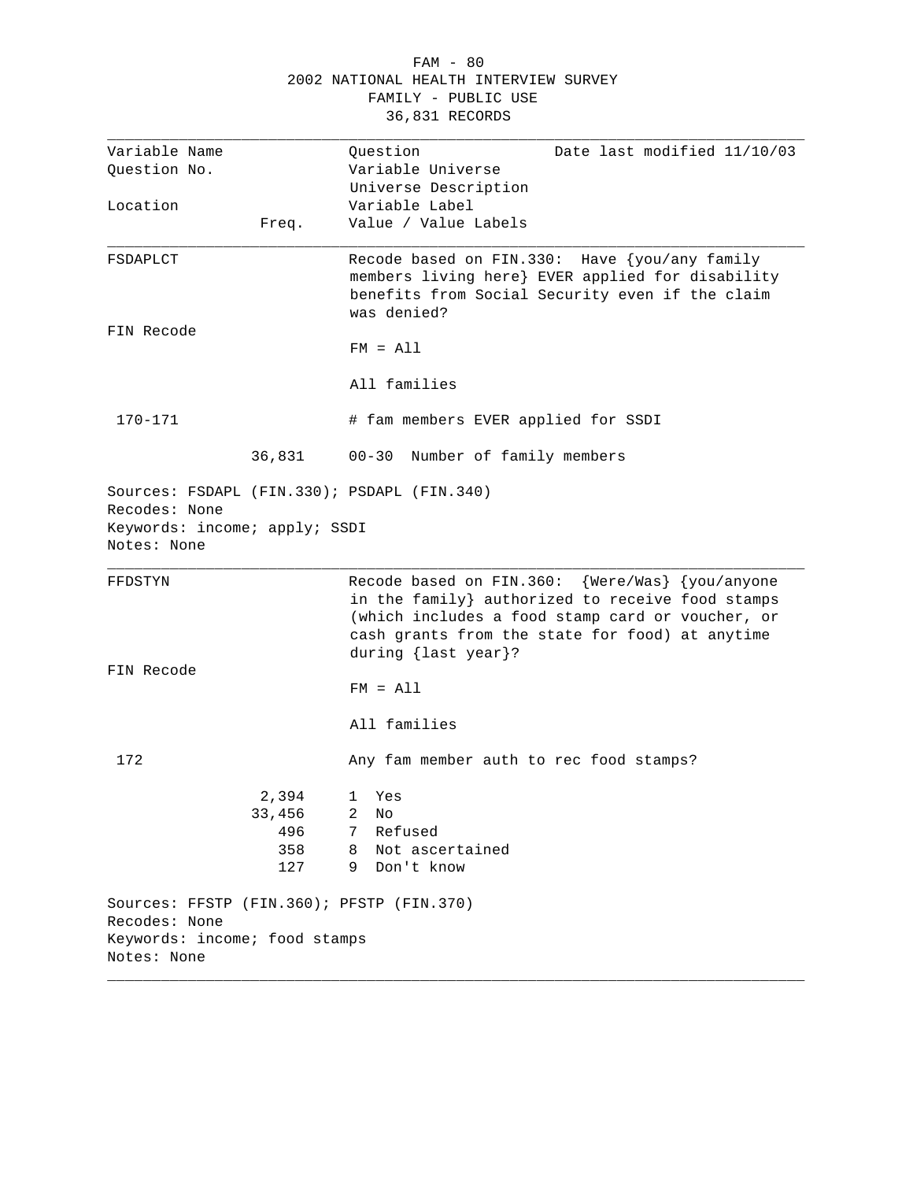FAM - 80
2002 NATIONAL HEALTH INTERVIEW SURVEY
FAMILY - PUBLIC USE
36,831 RECORDS

| Variable Name<br>Question No.<br><br>Location | Freq. | Question<br>Variable Universe<br>Universe Description<br>Variable Label<br>Value / Value Labels | Date last modified 11/10/03 |
|---|---|---|---|

---

**FSDAPLCT**

Recode based on FIN.330: Have {you/any family members living here} EVER applied for disability benefits from Social Security even if the claim was denied?

FIN Recode

FM = All

All families

170-171 &nbsp;&nbsp;&nbsp; # fam members EVER applied for SSDI

| Freq. | Value / Value Labels |
|---|---|
| 36,831 | 00-30 Number of family members |

Sources: FSDAPL (FIN.330); PSDAPL (FIN.340)
Recodes: None
Keywords: income; apply; SSDI
Notes: None

---

**FFDSTYN**

Recode based on FIN.360: {Were/Was} {you/anyone in the family} authorized to receive food stamps (which includes a food stamp card or voucher, or cash grants from the state for food) at anytime during {last year}?

FIN Recode

FM = All

All families

172 &nbsp;&nbsp;&nbsp; Any fam member auth to rec food stamps?

| Freq. | Value / Value Labels |
|---|---|
| 2,394 | 1 Yes |
| 33,456 | 2 No |
| 496 | 7 Refused |
| 358 | 8 Not ascertained |
| 127 | 9 Don't know |

Sources: FFSTP (FIN.360); PFSTP (FIN.370)
Recodes: None
Keywords: income; food stamps
Notes: None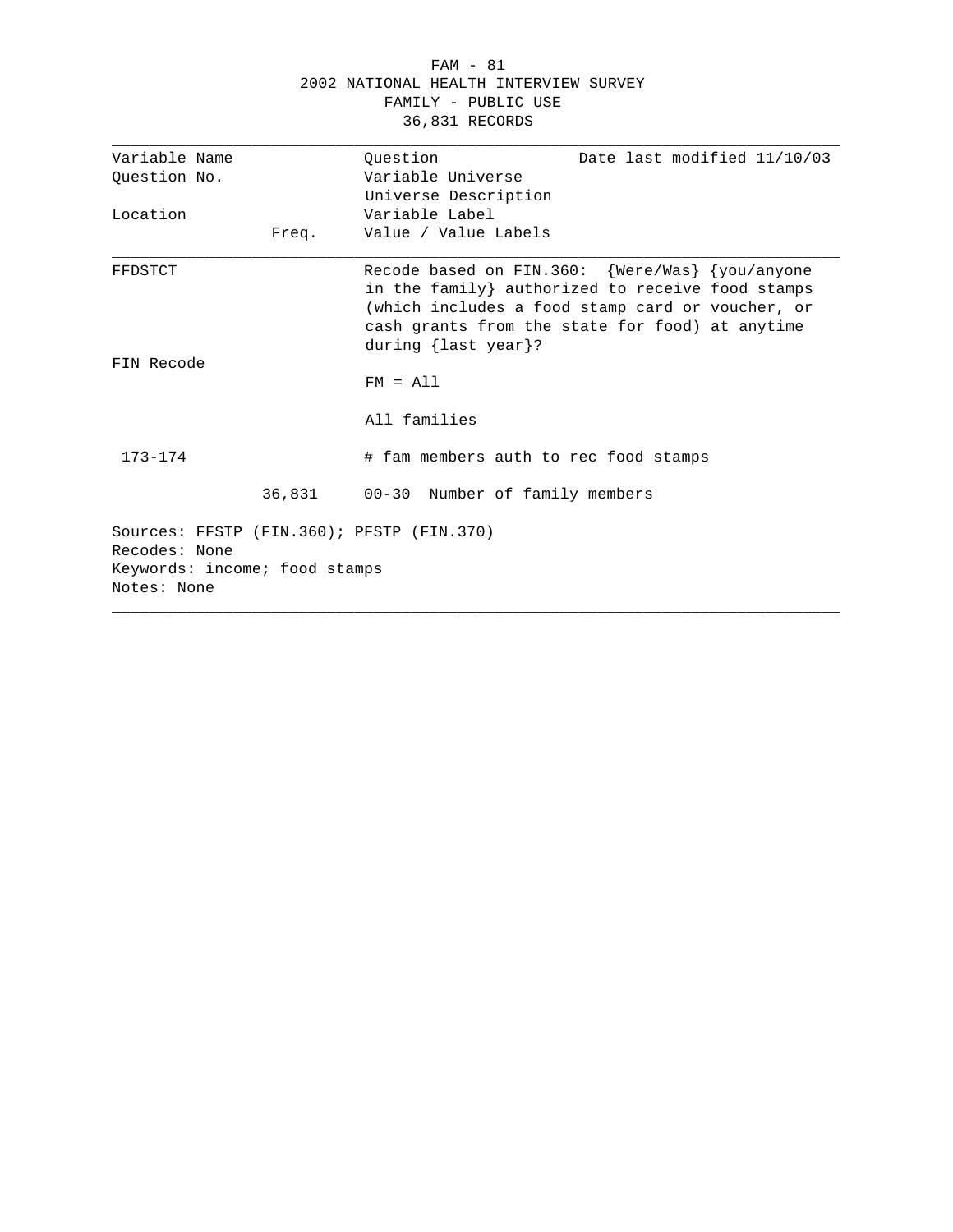FAM - 81
2002 NATIONAL HEALTH INTERVIEW SURVEY
FAMILY - PUBLIC USE
36,831 RECORDS

| Variable Name<br>Question No.<br><br>Location | Freq. | Question / Variable Universe / Universe Description / Variable Label / Value / Value Labels | Date last modified 11/10/03 |
|---|---|---|---|
| FFDSTCT<br><br>FIN Recode<br><br>173-174 | | Recode based on FIN.360: {Were/Was} {you/anyone in the family} authorized to receive food stamps (which includes a food stamp card or voucher, or cash grants from the state for food) at anytime during {last year}?<br><br>FM = All<br><br>All families<br><br># fam members auth to rec food stamps | |
| | 36,831 | 00-30 Number of family members | |

Sources: FFSTP (FIN.360); PFSTP (FIN.370)
Recodes: None
Keywords: income; food stamps
Notes: None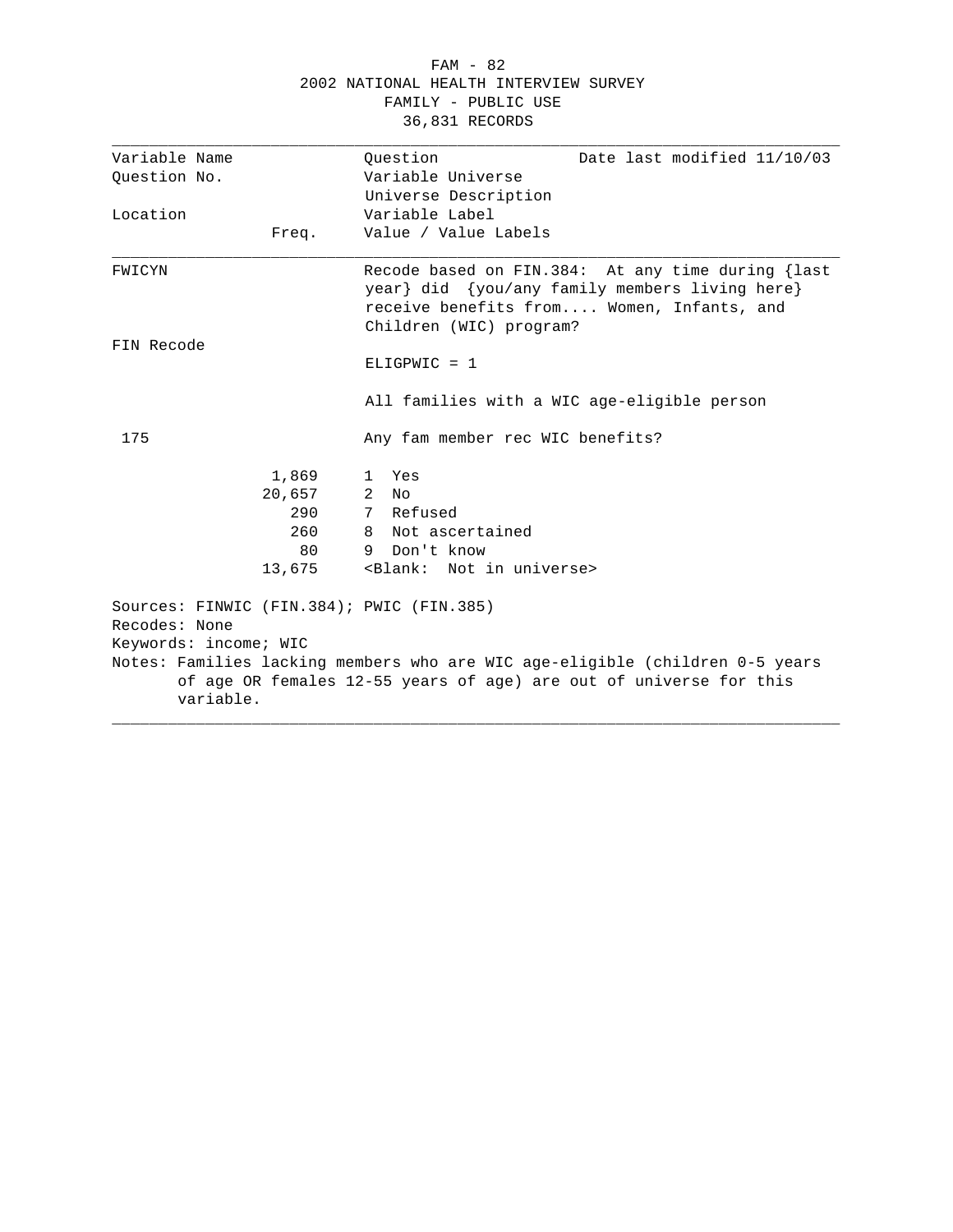FAM - 82

2002 NATIONAL HEALTH INTERVIEW SURVEY

FAMILY - PUBLIC USE

36,831 RECORDS

| Variable Name | | Question | Date last modified 11/10/03 |
|---|---|---|---|
| Question No. | | Variable Universe | |
| | | Universe Description | |
| Location | | Variable Label | |
| | Freq. | Value / Value Labels | |

**FWICYN**

Recode based on FIN.384: At any time during {last year} did {you/any family members living here} receive benefits from.... Women, Infants, and Children (WIC) program?

FIN Recode

ELIGPWIC = 1

All families with a WIC age-eligible person

175

Any fam member rec WIC benefits?

| Freq. | Value / Value Labels |
|---|---|
| 1,869 | 1 Yes |
| 20,657 | 2 No |
| 290 | 7 Refused |
| 260 | 8 Not ascertained |
| 80 | 9 Don't know |
| 13,675 | <Blank: Not in universe> |

Sources: FINWIC (FIN.384); PWIC (FIN.385)

Recodes: None

Keywords: income; WIC

Notes: Families lacking members who are WIC age-eligible (children 0-5 years of age OR females 12-55 years of age) are out of universe for this variable.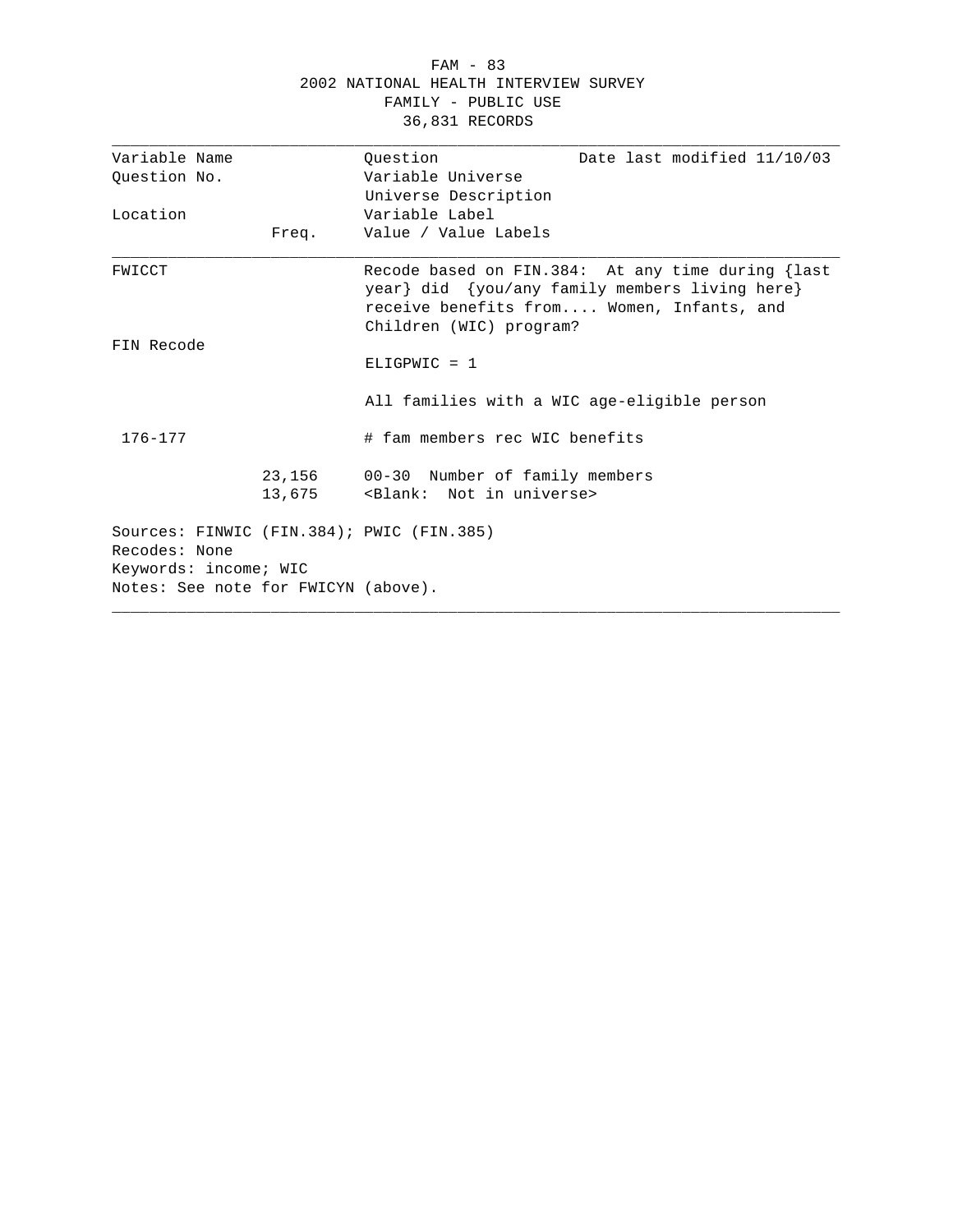2002 NATIONAL HEALTH INTERVIEW SURVEY
FAMILY - PUBLIC USE
36,831 RECORDS

| Variable Name | | Question | Date last modified 11/10/03 |
|---|---|---|---|
| Question No. | | Variable Universe | |
| | | Universe Description | |
| Location | | Variable Label | |
| | Freq. | Value / Value Labels | |

**FWICCT**

Recode based on FIN.384: At any time during {last year} did {you/any family members living here} receive benefits from.... Women, Infants, and Children (WIC) program?

FIN Recode

ELIGPWIC = 1

All families with a WIC age-eligible person

176-177

# fam members rec WIC benefits

| Freq. | Value / Value Labels |
|---|---|
| 23,156 | 00-30 Number of family members |
| 13,675 | <Blank: Not in universe> |

Sources: FINWIC (FIN.384); PWIC (FIN.385)
Recodes: None
Keywords: income; WIC
Notes: See note for FWICYN (above).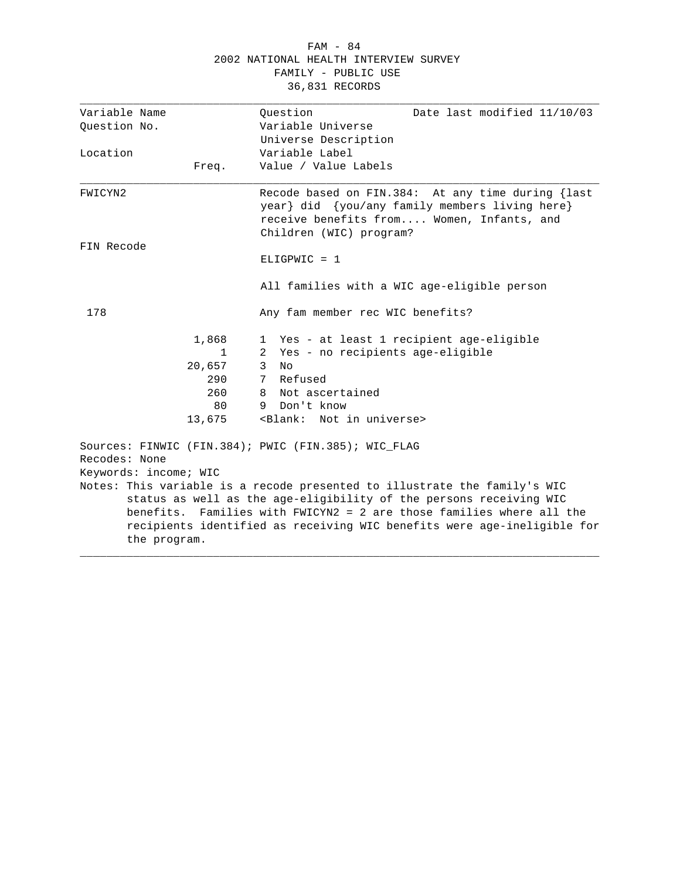2002 NATIONAL HEALTH INTERVIEW SURVEY
FAMILY - PUBLIC USE
36,831 RECORDS

| Variable Name | | Question | Date last modified 11/10/03 |
|---|---|---|---|
| Question No. | | Variable Universe | |
| | | Universe Description | |
| Location | | Variable Label | |
| | Freq. | Value / Value Labels | |

**FWICYN2**

Recode based on FIN.384: At any time during {last year} did {you/any family members living here} receive benefits from.... Women, Infants, and Children (WIC) program?

FIN Recode

ELIGPWIC = 1

All families with a WIC age-eligible person

178

Any fam member rec WIC benefits?

| Freq. | Value / Value Labels |
|---|---|
| 1,868 | 1 Yes - at least 1 recipient age-eligible |
| 1 | 2 Yes - no recipients age-eligible |
| 20,657 | 3 No |
| 290 | 7 Refused |
| 260 | 8 Not ascertained |
| 80 | 9 Don't know |
| 13,675 | <Blank: Not in universe> |

Sources: FINWIC (FIN.384); PWIC (FIN.385); WIC_FLAG
Recodes: None
Keywords: income; WIC
Notes: This variable is a recode presented to illustrate the family's WIC status as well as the age-eligibility of the persons receiving WIC benefits. Families with FWICYN2 = 2 are those families where all the recipients identified as receiving WIC benefits were age-ineligible for the program.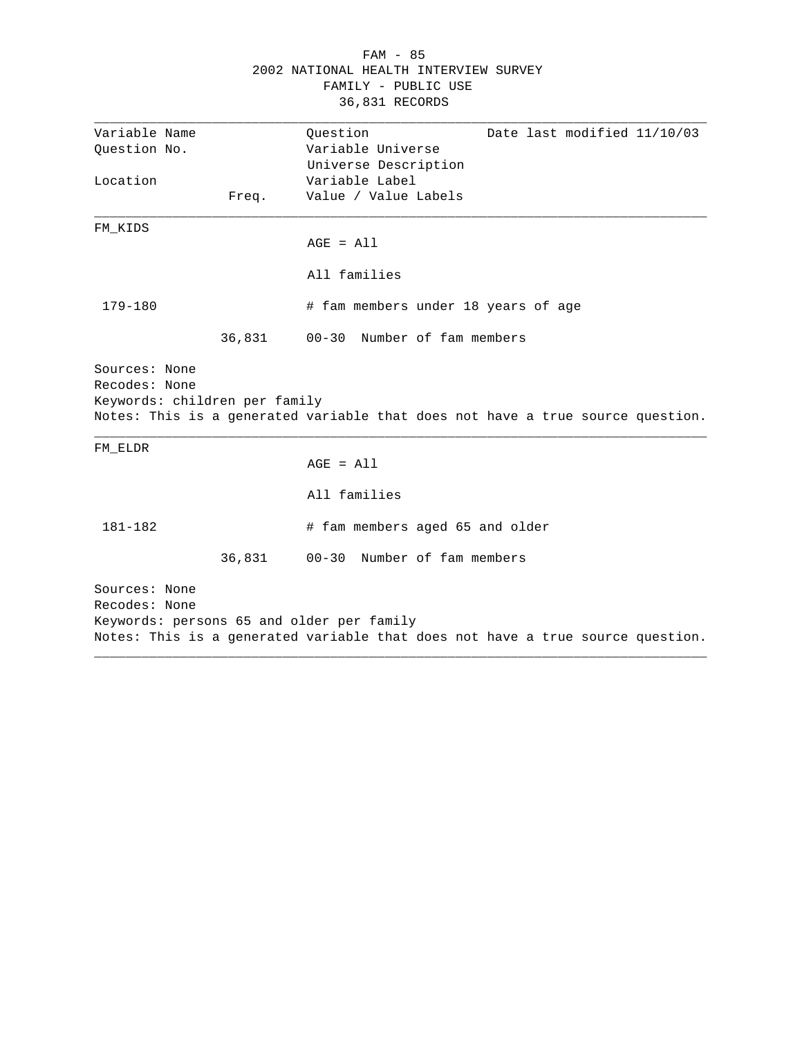| Variable Name | | Question | Date last modified 11/10/03 |
|---|---|---|---|
| Question No. | | Variable Universe | |
| | | Universe Description | |
| Location | | Variable Label | |
| | Freq. | Value / Value Labels | |

**FM_KIDS**

AGE = All

All families

179-180 — # fam members under 18 years of age

| Freq. | Value / Value Labels |
|---|---|
| 36,831 | 00-30 Number of fam members |

Sources: None
Recodes: None
Keywords: children per family
Notes: This is a generated variable that does not have a true source question.

---

**FM_ELDR**

AGE = All

All families

181-182 — # fam members aged 65 and older

| Freq. | Value / Value Labels |
|---|---|
| 36,831 | 00-30 Number of fam members |

Sources: None
Recodes: None
Keywords: persons 65 and older per family
Notes: This is a generated variable that does not have a true source question.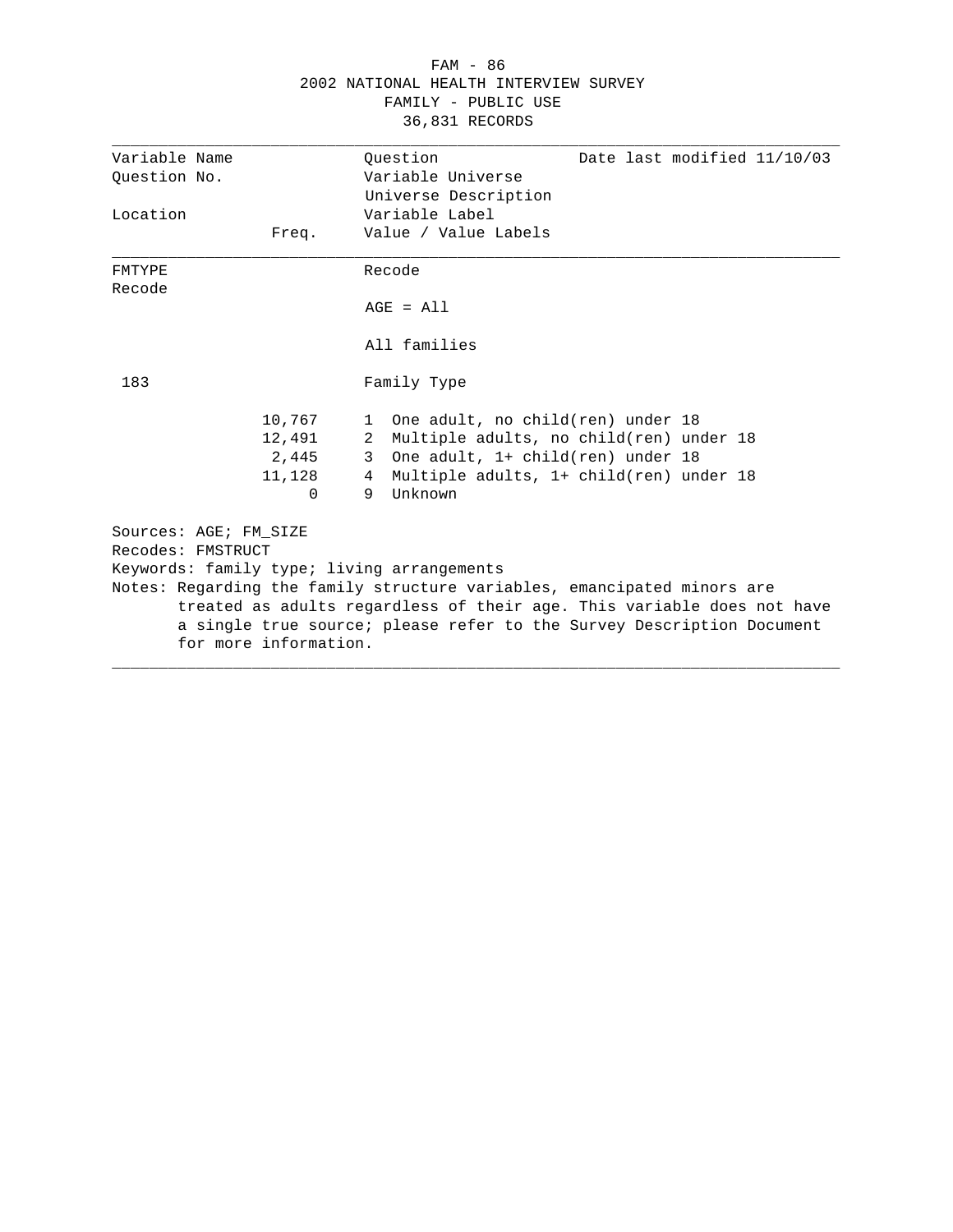2002 NATIONAL HEALTH INTERVIEW SURVEY
FAMILY - PUBLIC USE
36,831 RECORDS

| Variable Name | | Question | Date last modified 11/10/03 |
|---|---|---|---|
| Question No. | | Variable Universe | |
| | | Universe Description | |
| Location | | Variable Label | |
| | Freq. | Value / Value Labels | |

FMTYPE
Recode

Recode

AGE = All

All families

183

Family Type

| Freq. | Value | Value Label |
|---|---|---|
| 10,767 | 1 | One adult, no child(ren) under 18 |
| 12,491 | 2 | Multiple adults, no child(ren) under 18 |
| 2,445 | 3 | One adult, 1+ child(ren) under 18 |
| 11,128 | 4 | Multiple adults, 1+ child(ren) under 18 |
| 0 | 9 | Unknown |

Sources: AGE; FM_SIZE
Recodes: FMSTRUCT
Keywords: family type; living arrangements
Notes: Regarding the family structure variables, emancipated minors are treated as adults regardless of their age. This variable does not have a single true source; please refer to the Survey Description Document for more information.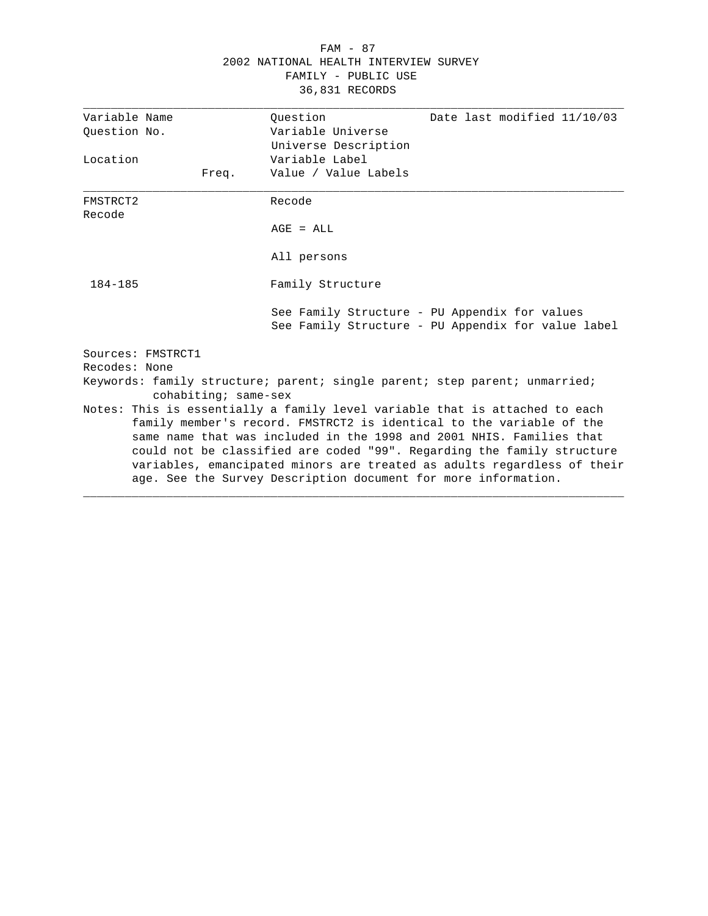2002 NATIONAL HEALTH INTERVIEW SURVEY
FAMILY - PUBLIC USE
36,831 RECORDS

| Variable Name / Question No. / Location | Freq. | Question / Variable Universe / Universe Description / Variable Label / Value / Value Labels | Date last modified 11/10/03 |
|---|---|---|---|
| FMSTRCT2 | | Recode | |
| Recode | | AGE = ALL | |
| | | All persons | |
| 184-185 | | Family Structure | |
| | | See Family Structure - PU Appendix for values | |
| | | See Family Structure - PU Appendix for value label | |

Sources: FMSTRCT1
Recodes: None
Keywords: family structure; parent; single parent; step parent; unmarried; cohabiting; same-sex
Notes: This is essentially a family level variable that is attached to each family member's record. FMSTRCT2 is identical to the variable of the same name that was included in the 1998 and 2001 NHIS. Families that could not be classified are coded "99". Regarding the family structure variables, emancipated minors are treated as adults regardless of their age. See the Survey Description document for more information.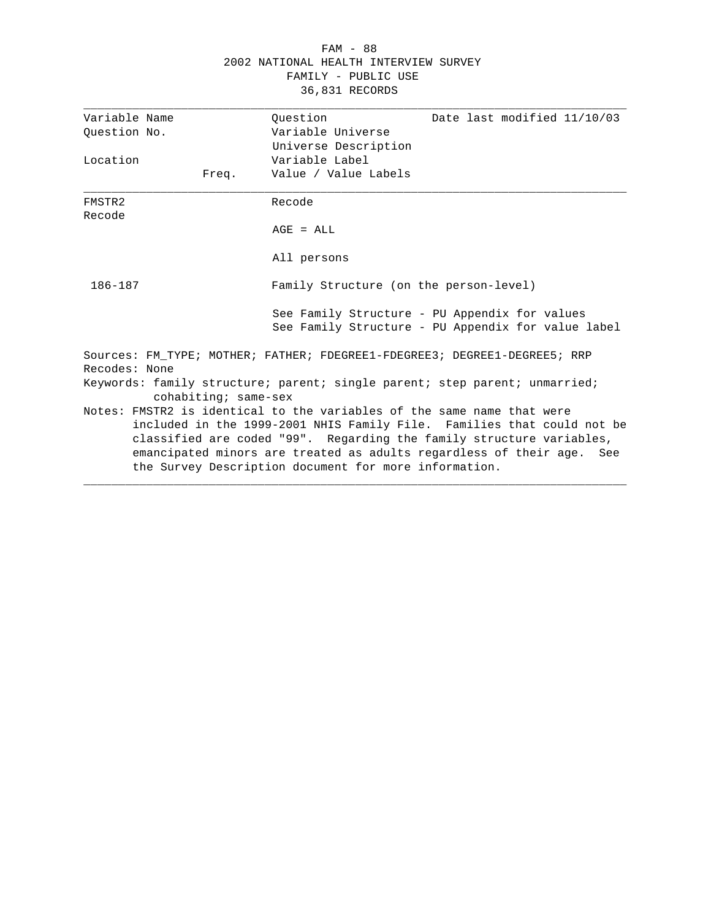2002 NATIONAL HEALTH INTERVIEW SURVEY
FAMILY - PUBLIC USE
36,831 RECORDS

| Variable Name | | Question | Date last modified 11/10/03 |
|---|---|---|---|
| Question No. | | Variable Universe | |
| | | Universe Description | |
| Location | | Variable Label | |
| | Freq. | Value / Value Labels | |
| FMSTR2 | | Recode | |
| Recode | | | |
| | | AGE = ALL | |
| | | All persons | |
| 186-187 | | Family Structure (on the person-level) | |
| | | See Family Structure - PU Appendix for values | |
| | | See Family Structure - PU Appendix for value label | |

Sources: FM_TYPE; MOTHER; FATHER; FDEGREE1-FDEGREE3; DEGREE1-DEGREE5; RRP

Recodes: None

Keywords: family structure; parent; single parent; step parent; unmarried; cohabiting; same-sex

Notes: FMSTR2 is identical to the variables of the same name that were included in the 1999-2001 NHIS Family File. Families that could not be classified are coded "99". Regarding the family structure variables, emancipated minors are treated as adults regardless of their age. See the Survey Description document for more information.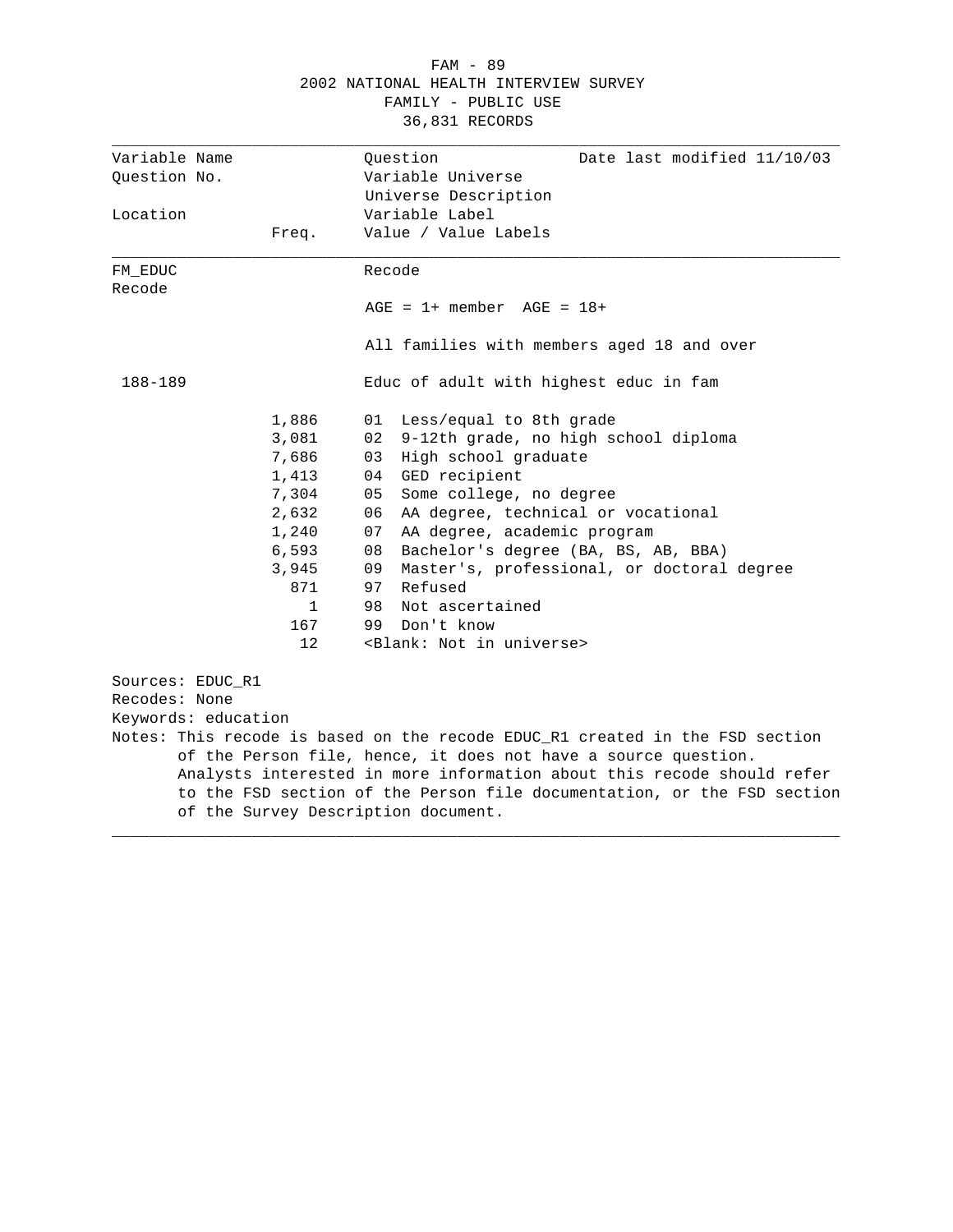2002 NATIONAL HEALTH INTERVIEW SURVEY
FAMILY - PUBLIC USE
36,831 RECORDS

| Variable Name | | Question | Date last modified 11/10/03 |
|---|---|---|---|
| Question No. | | Variable Universe | |
| | | Universe Description | |
| Location | | Variable Label | |
| | Freq. | Value / Value Labels | |

**FM_EDUC** — Recode

Recode

AGE = 1+ member  AGE = 18+

All families with members aged 18 and over

Location: 188-189

Educ of adult with highest educ in fam

| Freq. | Value / Value Labels |
|---|---|
| 1,886 | 01 Less/equal to 8th grade |
| 3,081 | 02 9-12th grade, no high school diploma |
| 7,686 | 03 High school graduate |
| 1,413 | 04 GED recipient |
| 7,304 | 05 Some college, no degree |
| 2,632 | 06 AA degree, technical or vocational |
| 1,240 | 07 AA degree, academic program |
| 6,593 | 08 Bachelor's degree (BA, BS, AB, BBA) |
| 3,945 | 09 Master's, professional, or doctoral degree |
| 871 | 97 Refused |
| 1 | 98 Not ascertained |
| 167 | 99 Don't know |
| 12 | <Blank: Not in universe> |

Sources: EDUC_R1
Recodes: None
Keywords: education
Notes: This recode is based on the recode EDUC_R1 created in the FSD section of the Person file, hence, it does not have a source question. Analysts interested in more information about this recode should refer to the FSD section of the Person file documentation, or the FSD section of the Survey Description document.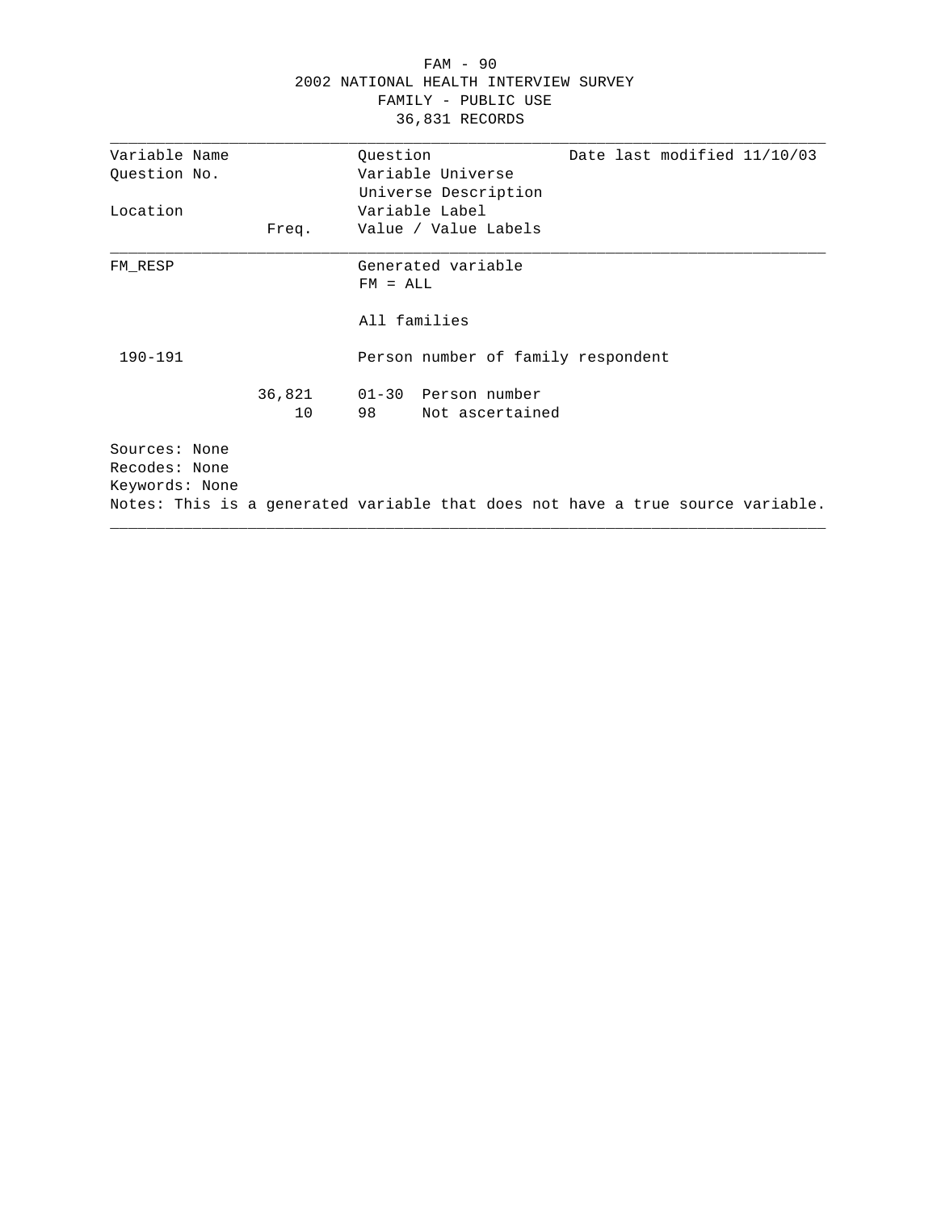FAM - 90
2002 NATIONAL HEALTH INTERVIEW SURVEY
FAMILY - PUBLIC USE
36,831 RECORDS

| Variable Name | | Question | Date last modified 11/10/03 |
|---|---|---|---|
| Question No. | | Variable Universe | |
| | | Universe Description | |
| Location | | Variable Label | |
| | Freq. | Value / Value Labels | |

---

FM_RESP

Generated variable
FM = ALL

All families

190-191 — Person number of family respondent

| Freq. | Value | Value Label |
|---|---|---|
| 36,821 | 01-30 | Person number |
| 10 | 98 | Not ascertained |

Sources: None
Recodes: None
Keywords: None
Notes: This is a generated variable that does not have a true source variable.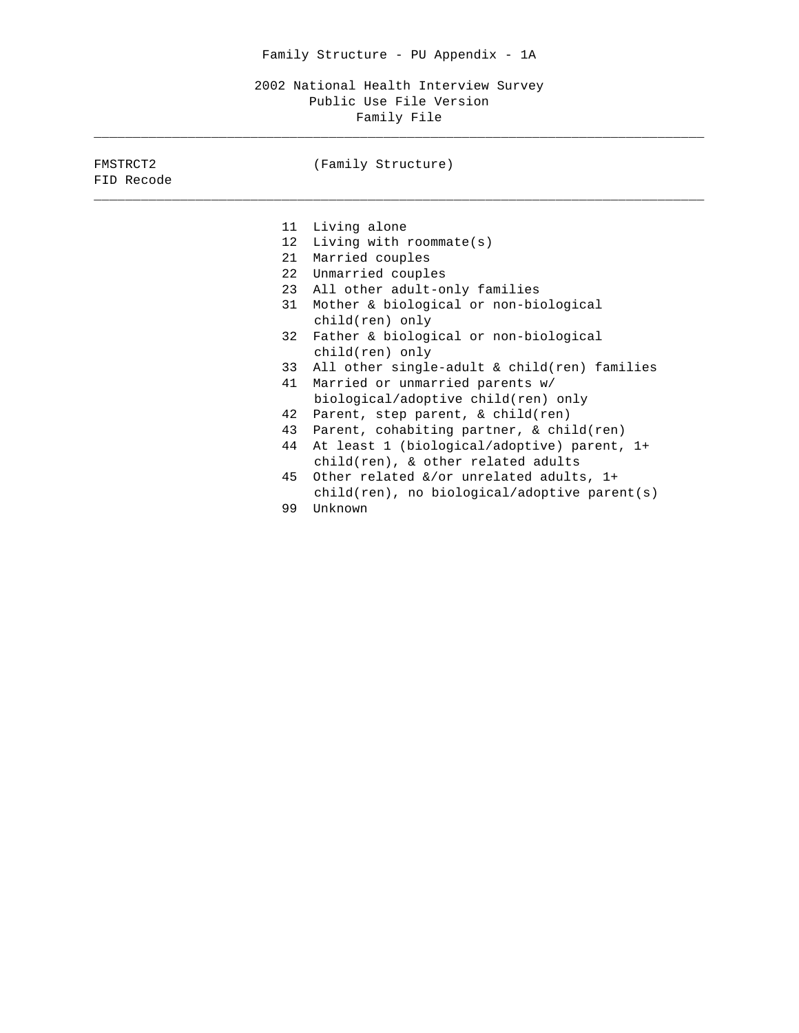Family Structure - PU Appendix - 1A

2002 National Health Interview Survey
Public Use File Version
Family File

---

FMSTRCT2 (Family Structure)
FID Recode

---

| Code | Description |
|---|---|
| 11 | Living alone |
| 12 | Living with roommate(s) |
| 21 | Married couples |
| 22 | Unmarried couples |
| 23 | All other adult-only families |
| 31 | Mother & biological or non-biological child(ren) only |
| 32 | Father & biological or non-biological child(ren) only |
| 33 | All other single-adult & child(ren) families |
| 41 | Married or unmarried parents w/ biological/adoptive child(ren) only |
| 42 | Parent, step parent, & child(ren) |
| 43 | Parent, cohabiting partner, & child(ren) |
| 44 | At least 1 (biological/adoptive) parent, 1+ child(ren), & other related adults |
| 45 | Other related &/or unrelated adults, 1+ child(ren), no biological/adoptive parent(s) |
| 99 | Unknown |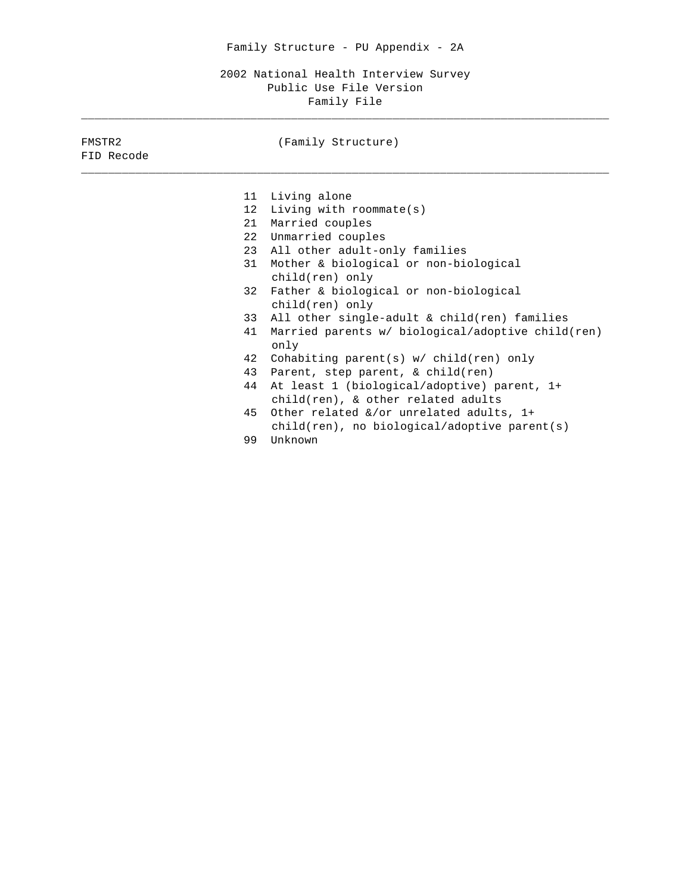Family Structure - PU Appendix - 2A

2002 National Health Interview Survey
Public Use File Version
Family File

---

FMSTR2 (Family Structure)
FID Recode

---

- 11 Living alone
- 12 Living with roommate(s)
- 21 Married couples
- 22 Unmarried couples
- 23 All other adult-only families
- 31 Mother & biological or non-biological child(ren) only
- 32 Father & biological or non-biological child(ren) only
- 33 All other single-adult & child(ren) families
- 41 Married parents w/ biological/adoptive child(ren) only
- 42 Cohabiting parent(s) w/ child(ren) only
- 43 Parent, step parent, & child(ren)
- 44 At least 1 (biological/adoptive) parent, 1+ child(ren), & other related adults
- 45 Other related &/or unrelated adults, 1+ child(ren), no biological/adoptive parent(s)
- 99 Unknown